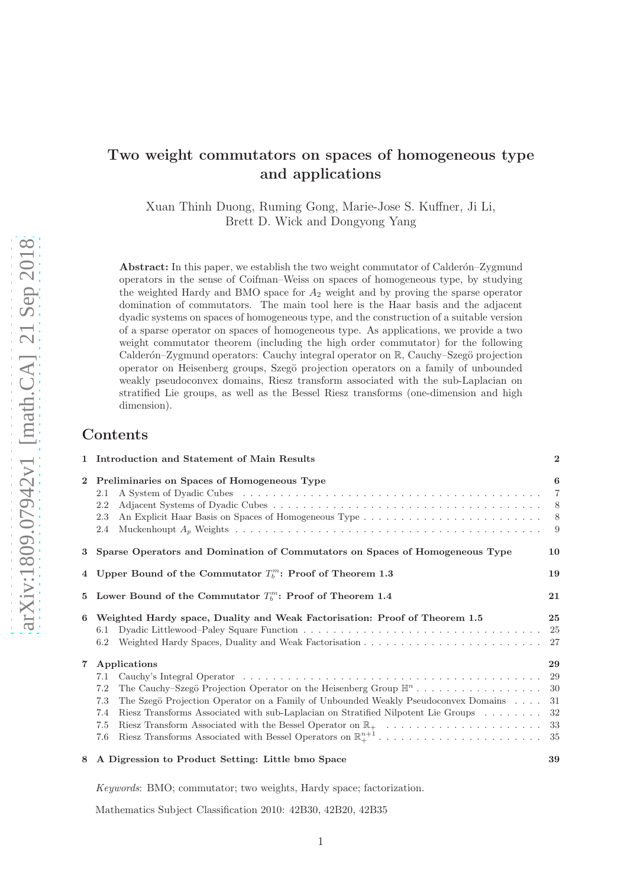# Two weight commutators on spaces of homogeneous type and applications

Xuan Thinh Duong, Ruming Gong, Marie-Jose S. Kuffner, Ji Li, Brett D. Wick and Dongyong Yang

**Abstract:** In this paper, we establish the two weight commutator of Calderón–Zygmund operators in the sense of Coifman–Weiss on spaces of homogeneous type, by studying the weighted Hardy and BMO space for $A_2$ weight and by proving the sparse operator domination of commutators. The main tool here is the Haar basis and the adjacent dyadic systems on spaces of homogeneous type, and the construction of a suitable version of a sparse operator on spaces of homogeneous type. As applications, we provide a two weight commutator theorem (including the high order commutator) for the following Calderón–Zygmund operators: Cauchy integral operator on $\mathbb{R}$, Cauchy–Szegö projection operator on Heisenberg groups, Szegö projection operators on a family of unbounded weakly pseudoconvex domains, Riesz transform associated with the sub-Laplacian on stratified Lie groups, as well as the Bessel Riesz transforms (one-dimension and high dimension).

## Contents

- **1 Introduction and Statement of Main Results** — 2
- **2 Preliminaries on Spaces of Homogeneous Type** — 6
  - 2.1 A System of Dyadic Cubes — 7
  - 2.2 Adjacent Systems of Dyadic Cubes — 8
  - 2.3 An Explicit Haar Basis on Spaces of Homogeneous Type — 8
  - 2.4 Muckenhoupt $A_p$ Weights — 9
- **3 Sparse Operators and Domination of Commutators on Spaces of Homogeneous Type** — 10
- **4 Upper Bound of the Commutator $T_b^m$: Proof of Theorem 1.3** — 19
- **5 Lower Bound of the Commutator $T_b^m$: Proof of Theorem 1.4** — 21
- **6 Weighted Hardy space, Duality and Weak Factorisation: Proof of Theorem 1.5** — 25
  - 6.1 Dyadic Littlewood–Paley Square Function — 25
  - 6.2 Weighted Hardy Spaces, Duality and Weak Factorisation — 27
- **7 Applications** — 29
  - 7.1 Cauchy's Integral Operator — 29
  - 7.2 The Cauchy–Szegö Projection Operator on the Heisenberg Group $\mathbb{H}^n$ — 30
  - 7.3 The Szegö Projection Operator on a Family of Unbounded Weakly Pseudoconvex Domains — 31
  - 7.4 Riesz Transforms Associated with sub-Laplacian on Stratified Nilpotent Lie Groups — 32
  - 7.5 Riesz Transform Associated with the Bessel Operator on $\mathbb{R}_+$ — 33
  - 7.6 Riesz Transforms Associated with Bessel Operators on $\mathbb{R}_+^{n+1}$ — 35
- **8 A Digression to Product Setting: Little bmo Space** — 39

*Keywords*: BMO; commutator; two weights, Hardy space; factorization.

Mathematics Subject Classification 2010: 42B30, 42B20, 42B35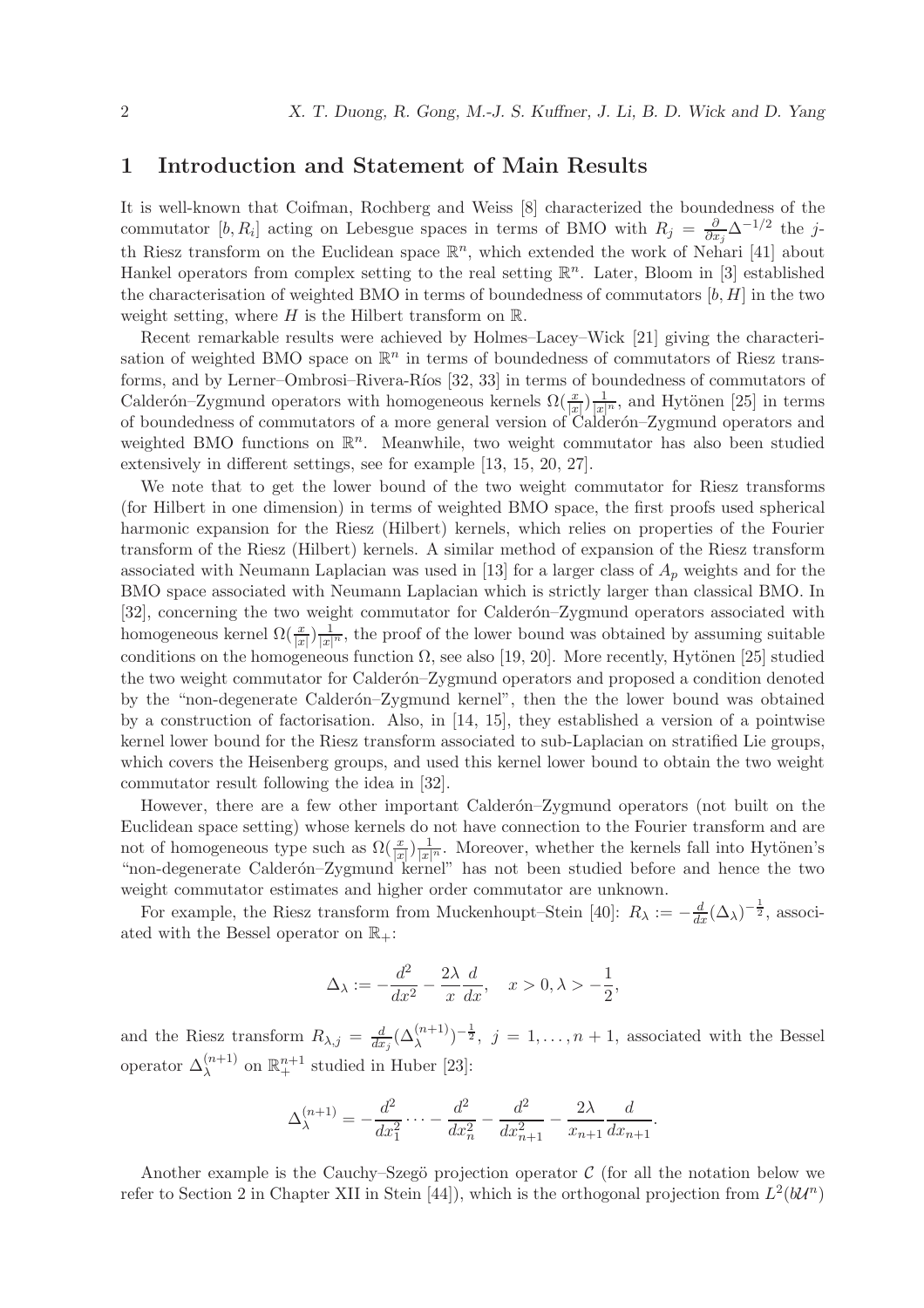# 1 Introduction and Statement of Main Results

It is well-known that Coifman, Rochberg and Weiss [8] characterized the boundedness of the commutator $[b, R_i]$ acting on Lebesgue spaces in terms of BMO with $R_j = \frac{\partial}{\partial x_j}\Delta^{-1/2}$ the $j$-th Riesz transform on the Euclidean space $\mathbb{R}^n$, which extended the work of Nehari [41] about Hankel operators from complex setting to the real setting $\mathbb{R}^n$. Later, Bloom in [3] established the characterisation of weighted BMO in terms of boundedness of commutators $[b, H]$ in the two weight setting, where $H$ is the Hilbert transform on $\mathbb{R}$.

Recent remarkable results were achieved by Holmes–Lacey–Wick [21] giving the characterisation of weighted BMO space on $\mathbb{R}^n$ in terms of boundedness of commutators of Riesz transforms, and by Lerner–Ombrosi–Rivera-Ríos [32, 33] in terms of boundedness of commutators of Calderón–Zygmund operators with homogeneous kernels $\Omega(\frac{x}{|x|})\frac{1}{|x|^n}$, and Hytönen [25] in terms of boundedness of commutators of a more general version of Calderón–Zygmund operators and weighted BMO functions on $\mathbb{R}^n$. Meanwhile, two weight commutator has also been studied extensively in different settings, see for example [13, 15, 20, 27].

We note that to get the lower bound of the two weight commutator for Riesz transforms (for Hilbert in one dimension) in terms of weighted BMO space, the first proofs used spherical harmonic expansion for the Riesz (Hilbert) kernels, which relies on properties of the Fourier transform of the Riesz (Hilbert) kernels. A similar method of expansion of the Riesz transform associated with Neumann Laplacian was used in [13] for a larger class of $A_p$ weights and for the BMO space associated with Neumann Laplacian which is strictly larger than classical BMO. In [32], concerning the two weight commutator for Calderón–Zygmund operators associated with homogeneous kernel $\Omega(\frac{x}{|x|})\frac{1}{|x|^n}$, the proof of the lower bound was obtained by assuming suitable conditions on the homogeneous function $\Omega$, see also [19, 20]. More recently, Hytönen [25] studied the two weight commutator for Calderón–Zygmund operators and proposed a condition denoted by the "non-degenerate Calderón–Zygmund kernel", then the the lower bound was obtained by a construction of factorisation. Also, in [14, 15], they established a version of a pointwise kernel lower bound for the Riesz transform associated to sub-Laplacian on stratified Lie groups, which covers the Heisenberg groups, and used this kernel lower bound to obtain the two weight commutator result following the idea in [32].

However, there are a few other important Calderón–Zygmund operators (not built on the Euclidean space setting) whose kernels do not have connection to the Fourier transform and are not of homogeneous type such as $\Omega(\frac{x}{|x|})\frac{1}{|x|^n}$. Moreover, whether the kernels fall into Hytönen's "non-degenerate Calderón–Zygmund kernel" has not been studied before and hence the two weight commutator estimates and higher order commutator are unknown.

For example, the Riesz transform from Muckenhoupt–Stein [40]: $R_\lambda := -\frac{d}{dx}(\Delta_\lambda)^{-\frac{1}{2}}$, associated with the Bessel operator on $\mathbb{R}_+$:

$$\Delta_\lambda := -\frac{d^2}{dx^2} - \frac{2\lambda}{x}\frac{d}{dx}, \quad x > 0, \lambda > -\frac{1}{2},$$

and the Riesz transform $R_{\lambda,j} = \frac{d}{dx_j}(\Delta_\lambda^{(n+1)})^{-\frac{1}{2}}$, $j = 1, \dots, n+1$, associated with the Bessel operator $\Delta_\lambda^{(n+1)}$ on $\mathbb{R}_+^{n+1}$ studied in Huber [23]:

$$\Delta_\lambda^{(n+1)} = -\frac{d^2}{dx_1^2} \cdots - \frac{d^2}{dx_n^2} - \frac{d^2}{dx_{n+1}^2} - \frac{2\lambda}{x_{n+1}}\frac{d}{dx_{n+1}}.$$

Another example is the Cauchy–Szegö projection operator $\mathcal{C}$ (for all the notation below we refer to Section 2 in Chapter XII in Stein [44]), which is the orthogonal projection from $L^2(b\mathcal{U}^n)$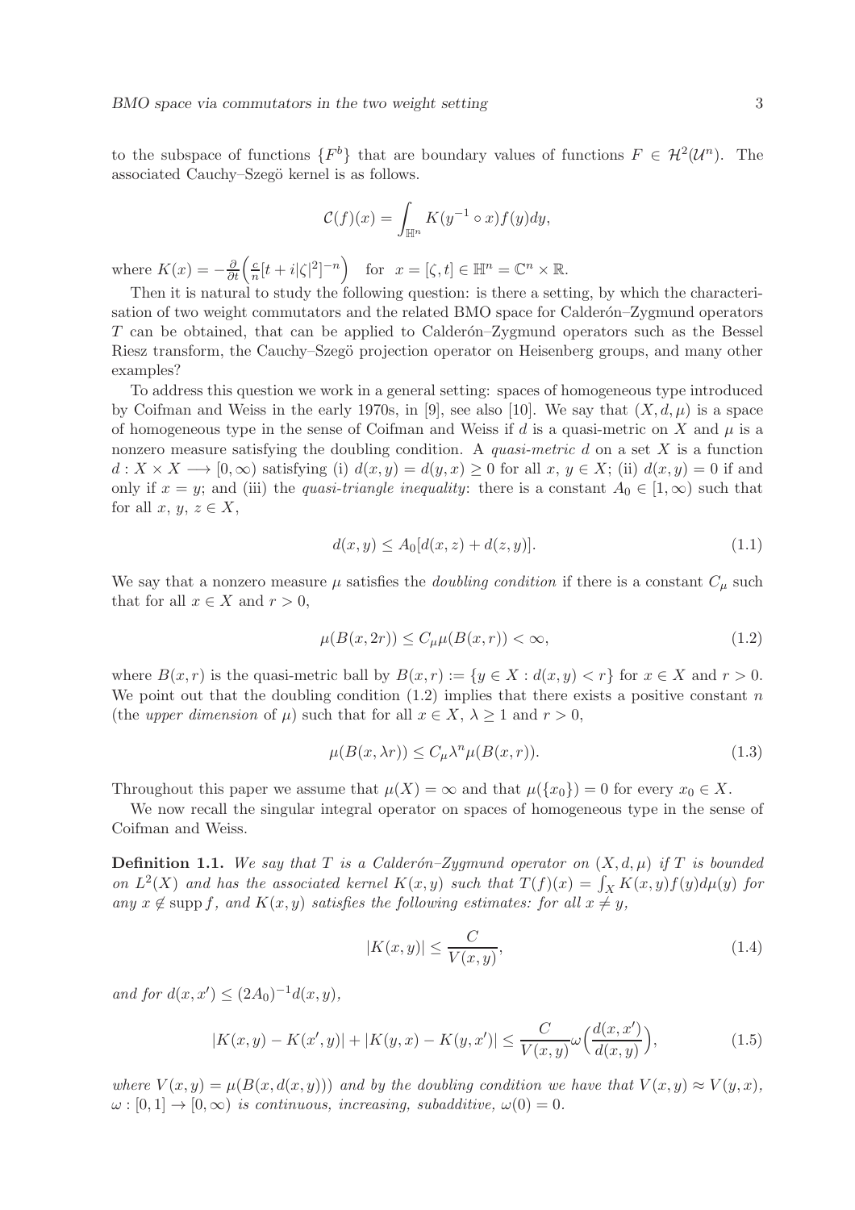to the subspace of functions $\{F^b\}$ that are boundary values of functions $F \in \mathcal{H}^2(\mathcal{U}^n)$. The associated Cauchy–Szegö kernel is as follows.

$$\mathcal{C}(f)(x) = \int_{\mathbb{H}^n} K(y^{-1} \circ x) f(y) dy,$$

where $K(x) = -\frac{\partial}{\partial t}\Big(\frac{c}{n}[t + i|\zeta|^2]^{-n}\Big)$ for $x = [\zeta, t] \in \mathbb{H}^n = \mathbb{C}^n \times \mathbb{R}$.

Then it is natural to study the following question: is there a setting, by which the characterisation of two weight commutators and the related BMO space for Calderón–Zygmund operators $T$ can be obtained, that can be applied to Calderón–Zygmund operators such as the Bessel Riesz transform, the Cauchy–Szegö projection operator on Heisenberg groups, and many other examples?

To address this question we work in a general setting: spaces of homogeneous type introduced by Coifman and Weiss in the early 1970s, in [9], see also [10]. We say that $(X, d, \mu)$ is a space of homogeneous type in the sense of Coifman and Weiss if $d$ is a quasi-metric on $X$ and $\mu$ is a nonzero measure satisfying the doubling condition. A *quasi-metric* $d$ on a set $X$ is a function $d : X \times X \longrightarrow [0, \infty)$ satisfying (i) $d(x, y) = d(y, x) \geq 0$ for all $x$, $y \in X$; (ii) $d(x, y) = 0$ if and only if $x = y$; and (iii) the *quasi-triangle inequality*: there is a constant $A_0 \in [1, \infty)$ such that for all $x$, $y$, $z \in X$,

$$d(x, y) \leq A_0[d(x, z) + d(z, y)]. \tag{1.1}$$

We say that a nonzero measure $\mu$ satisfies the *doubling condition* if there is a constant $C_\mu$ such that for all $x \in X$ and $r > 0$,

$$\mu(B(x, 2r)) \leq C_\mu \mu(B(x, r)) < \infty, \tag{1.2}$$

where $B(x, r)$ is the quasi-metric ball by $B(x, r) := \{y \in X : d(x, y) < r\}$ for $x \in X$ and $r > 0$. We point out that the doubling condition (1.2) implies that there exists a positive constant $n$ (the *upper dimension* of $\mu$) such that for all $x \in X$, $\lambda \geq 1$ and $r > 0$,

$$\mu(B(x, \lambda r)) \leq C_\mu \lambda^n \mu(B(x, r)). \tag{1.3}$$

Throughout this paper we assume that $\mu(X) = \infty$ and that $\mu(\{x_0\}) = 0$ for every $x_0 \in X$.

We now recall the singular integral operator on spaces of homogeneous type in the sense of Coifman and Weiss.

**Definition 1.1.** *We say that $T$ is a Calderón–Zygmund operator on $(X, d, \mu)$ if $T$ is bounded on $L^2(X)$ and has the associated kernel $K(x, y)$ such that $T(f)(x) = \int_X K(x, y) f(y) d\mu(y)$ for any $x \notin \operatorname{supp} f$, and $K(x, y)$ satisfies the following estimates: for all $x \neq y$,*

$$|K(x, y)| \leq \frac{C}{V(x, y)}, \tag{1.4}$$

*and for $d(x, x') \leq (2A_0)^{-1} d(x, y)$,*

$$|K(x, y) - K(x', y)| + |K(y, x) - K(y, x')| \leq \frac{C}{V(x, y)} \omega\Big(\frac{d(x, x')}{d(x, y)}\Big), \tag{1.5}$$

*where $V(x, y) = \mu(B(x, d(x, y)))$ and by the doubling condition we have that $V(x, y) \approx V(y, x)$, $\omega : [0, 1] \to [0, \infty)$ is continuous, increasing, subadditive, $\omega(0) = 0$.*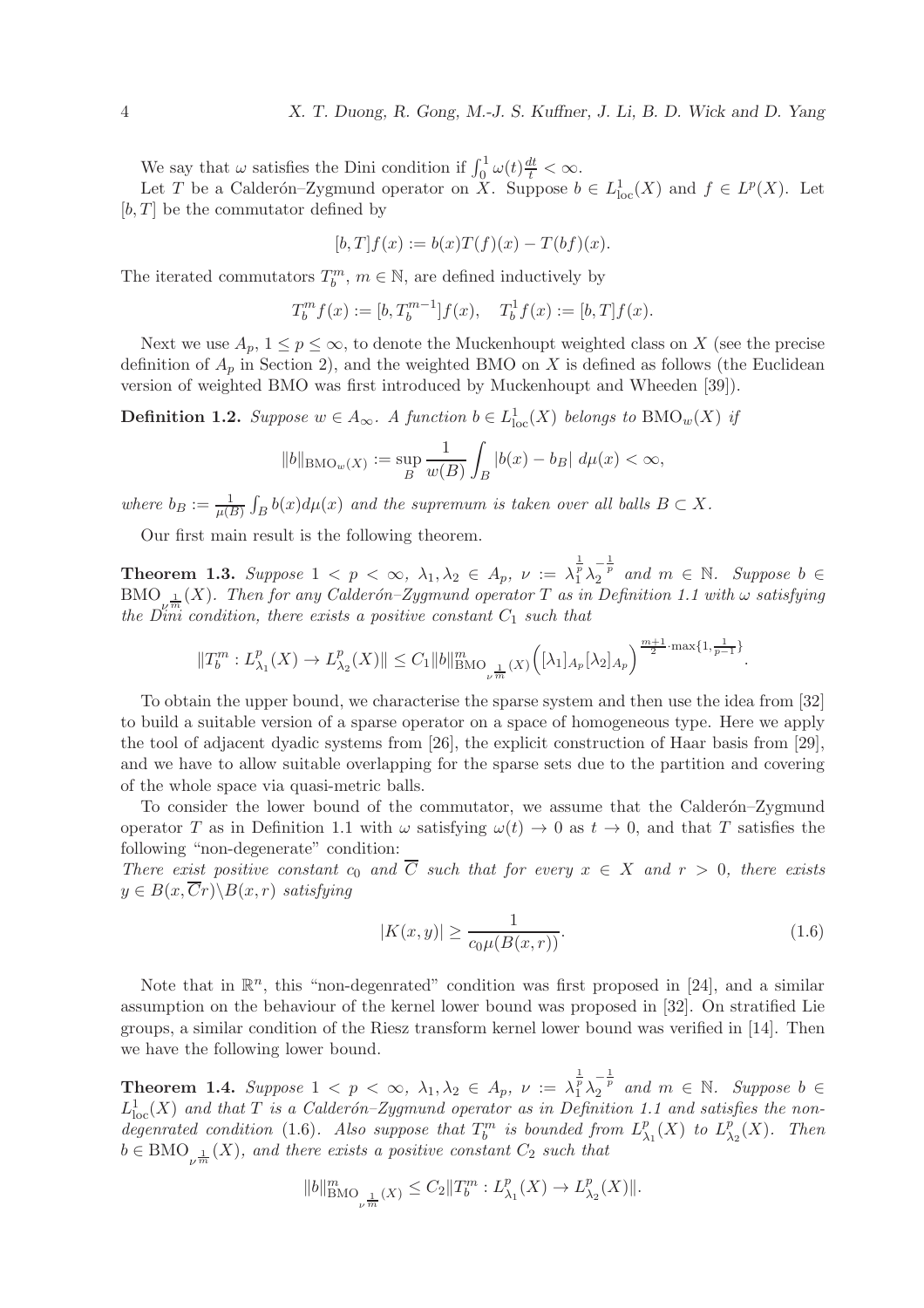We say that $\omega$ satisfies the Dini condition if $\int_0^1 \omega(t)\frac{dt}{t} < \infty$.

Let $T$ be a Calderón–Zygmund operator on $X$. Suppose $b \in L^1_{\rm loc}(X)$ and $f \in L^p(X)$. Let $[b,T]$ be the commutator defined by

$$[b,T]f(x) := b(x)T(f)(x) - T(bf)(x).$$

The iterated commutators $T_b^m$, $m \in \mathbb{N}$, are defined inductively by

$$T_b^m f(x) := [b, T_b^{m-1}]f(x), \quad T_b^1 f(x) := [b,T]f(x).$$

Next we use $A_p$, $1 \le p \le \infty$, to denote the Muckenhoupt weighted class on $X$ (see the precise definition of $A_p$ in Section 2), and the weighted BMO on $X$ is defined as follows (the Euclidean version of weighted BMO was first introduced by Muckenhoupt and Wheeden [39]).

**Definition 1.2.** *Suppose $w \in A_\infty$. A function $b \in L^1_{\rm loc}(X)$ belongs to ${\rm BMO}_w(X)$ if*

$$\|b\|_{{\rm BMO}_w(X)} := \sup_B \frac{1}{w(B)} \int_B |b(x) - b_B| \, d\mu(x) < \infty,$$

*where $b_B := \frac{1}{\mu(B)}\int_B b(x) d\mu(x)$ and the supremum is taken over all balls $B \subset X$.*

Our first main result is the following theorem.

**Theorem 1.3.** *Suppose $1 < p < \infty$, $\lambda_1, \lambda_2 \in A_p$, $\nu := \lambda_1^{\frac{1}{p}} \lambda_2^{-\frac{1}{p}}$ and $m \in \mathbb{N}$. Suppose $b \in {\rm BMO}_{\nu^{\frac{1}{m}}}(X)$. Then for any Calderón–Zygmund operator $T$ as in Definition 1.1 with $\omega$ satisfying the Dini condition, there exists a positive constant $C_1$ such that*

$$\|T_b^m : L^p_{\lambda_1}(X) \to L^p_{\lambda_2}(X)\| \le C_1 \|b\|^m_{{\rm BMO}_{\nu^{\frac{1}{m}}}(X)} \Big([\lambda_1]_{A_p}[\lambda_2]_{A_p}\Big)^{\frac{m+1}{2}\cdot \max\{1, \frac{1}{p-1}\}}.$$

To obtain the upper bound, we characterise the sparse system and then use the idea from [32] to build a suitable version of a sparse operator on a space of homogeneous type. Here we apply the tool of adjacent dyadic systems from [26], the explicit construction of Haar basis from [29], and we have to allow suitable overlapping for the sparse sets due to the partition and covering of the whole space via quasi-metric balls.

To consider the lower bound of the commutator, we assume that the Calderón–Zygmund operator $T$ as in Definition 1.1 with $\omega$ satisfying $\omega(t) \to 0$ as $t \to 0$, and that $T$ satisfies the following "non-degenerate" condition:

*There exist positive constant $c_0$ and $\overline{C}$ such that for every $x \in X$ and $r > 0$, there exists $y \in B(x, \overline{C}r)\backslash B(x,r)$ satisfying*

$$|K(x,y)| \ge \frac{1}{c_0 \mu(B(x,r))}. \tag{1.6}$$

Note that in $\mathbb{R}^n$, this "non-degenrated" condition was first proposed in [24], and a similar assumption on the behaviour of the kernel lower bound was proposed in [32]. On stratified Lie groups, a similar condition of the Riesz transform kernel lower bound was verified in [14]. Then we have the following lower bound.

**Theorem 1.4.** *Suppose $1 < p < \infty$, $\lambda_1, \lambda_2 \in A_p$, $\nu := \lambda_1^{\frac{1}{p}} \lambda_2^{-\frac{1}{p}}$ and $m \in \mathbb{N}$. Suppose $b \in L^1_{\rm loc}(X)$ and that $T$ is a Calderón–Zygmund operator as in Definition 1.1 and satisfies the non-degenrated condition* (1.6)*. Also suppose that $T_b^m$ is bounded from $L^p_{\lambda_1}(X)$ to $L^p_{\lambda_2}(X)$. Then $b \in {\rm BMO}_{\nu^{\frac{1}{m}}}(X)$, and there exists a positive constant $C_2$ such that*

$$\|b\|^m_{{\rm BMO}_{\nu^{\frac{1}{m}}}(X)} \le C_2 \|T_b^m : L^p_{\lambda_1}(X) \to L^p_{\lambda_2}(X)\|.$$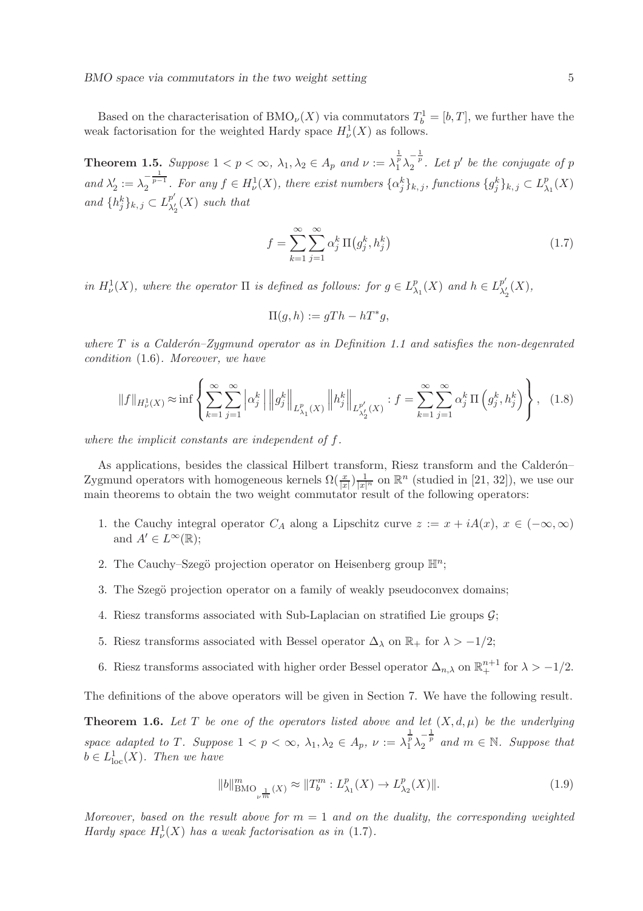Based on the characterisation of $\mathrm{BMO}_\nu(X)$ via commutators $T_b^1 = [b, T]$, we further have the weak factorisation for the weighted Hardy space $H^1_\nu(X)$ as follows.

**Theorem 1.5.** *Suppose $1 < p < \infty$, $\lambda_1, \lambda_2 \in A_p$ and $\nu := \lambda_1^{\frac{1}{p}} \lambda_2^{-\frac{1}{p}}$. Let $p'$ be the conjugate of $p$ and $\lambda_2' := \lambda_2^{-\frac{1}{p-1}}$. For any $f \in H^1_\nu(X)$, there exist numbers $\{\alpha_j^k\}_{k,j}$, functions $\{g_j^k\}_{k,j} \subset L^p_{\lambda_1}(X)$ and $\{h_j^k\}_{k,j} \subset L^{p'}_{\lambda_2'}(X)$ such that*

$$
f = \sum_{k=1}^{\infty} \sum_{j=1}^{\infty} \alpha_j^k \, \Pi\big(g_j^k, h_j^k\big) \tag{1.7}
$$

*in $H^1_\nu(X)$, where the operator $\Pi$ is defined as follows: for $g \in L^p_{\lambda_1}(X)$ and $h \in L^{p'}_{\lambda_2'}(X)$,*

$$
\Pi(g, h) := gTh - hT^*g,
$$

*where $T$ is a Calderón–Zygmund operator as in Definition 1.1 and satisfies the non-degenrated condition* (1.6)*. Moreover, we have*

$$
\|f\|_{H^1_\nu(X)} \approx \inf \left\{ \sum_{k=1}^{\infty} \sum_{j=1}^{\infty} \left|\alpha_j^k\right| \left\|g_j^k\right\|_{L^p_{\lambda_1}(X)} \left\|h_j^k\right\|_{L^{p'}_{\lambda_2'}(X)} : f = \sum_{k=1}^{\infty} \sum_{j=1}^{\infty} \alpha_j^k \, \Pi\left(g_j^k, h_j^k\right) \right\}, \tag{1.8}
$$

*where the implicit constants are independent of $f$.*

As applications, besides the classical Hilbert transform, Riesz transform and the Calderón–Zygmund operators with homogeneous kernels $\Omega(\frac{x}{|x|})\frac{1}{|x|^n}$ on $\mathbb{R}^n$ (studied in [21, 32]), we use our main theorems to obtain the two weight commutator result of the following operators:

1. the Cauchy integral operator $C_A$ along a Lipschitz curve $z := x + iA(x)$, $x \in (-\infty, \infty)$ and $A' \in L^\infty(\mathbb{R})$;
2. The Cauchy–Szegö projection operator on Heisenberg group $\mathbb{H}^n$;
3. The Szegö projection operator on a family of weakly pseudoconvex domains;
4. Riesz transforms associated with Sub-Laplacian on stratified Lie groups $\mathcal{G}$;
5. Riesz transforms associated with Bessel operator $\Delta_\lambda$ on $\mathbb{R}_+$ for $\lambda > -1/2$;
6. Riesz transforms associated with higher order Bessel operator $\Delta_{n,\lambda}$ on $\mathbb{R}^{n+1}_+$ for $\lambda > -1/2$.

The definitions of the above operators will be given in Section 7. We have the following result.

**Theorem 1.6.** *Let $T$ be one of the operators listed above and let $(X, d, \mu)$ be the underlying space adapted to $T$. Suppose $1 < p < \infty$, $\lambda_1, \lambda_2 \in A_p$, $\nu := \lambda_1^{\frac{1}{p}} \lambda_2^{-\frac{1}{p}}$ and $m \in \mathbb{N}$. Suppose that $b \in L^1_{\rm loc}(X)$. Then we have*

$$
\|b\|^m_{\mathrm{BMO}_{\nu^{\frac{1}{m}}}(X)} \approx \|T_b^m : L^p_{\lambda_1}(X) \to L^p_{\lambda_2}(X)\|. \tag{1.9}
$$

*Moreover, based on the result above for $m = 1$ and on the duality, the corresponding weighted Hardy space $H^1_\nu(X)$ has a weak factorisation as in* (1.7)*.*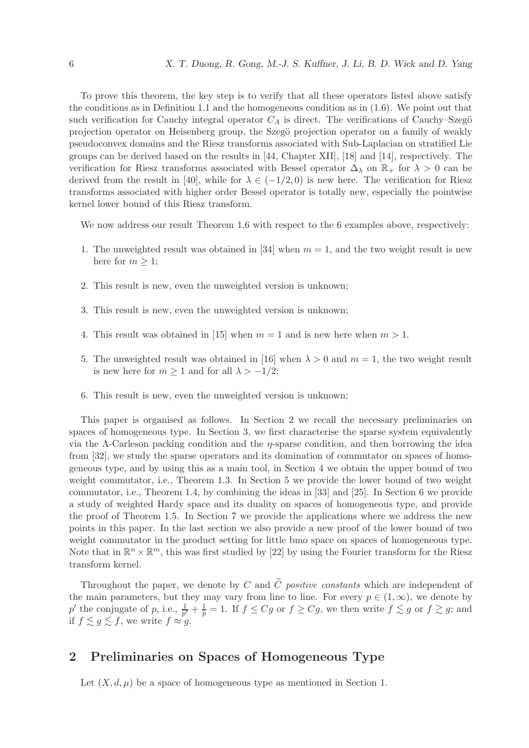To prove this theorem, the key step is to verify that all these operators listed above satisfy the conditions as in Definition 1.1 and the homogeneous condition as in (1.6). We point out that such verification for Cauchy integral operator $C_A$ is direct. The verifications of Cauchy–Szegö projection operator on Heisenberg group, the Szegö projection operator on a family of weakly pseudoconvex domains and the Riesz transforms associated with Sub-Laplacian on stratified Lie groups can be derived based on the results in [44, Chapter XII], [18] and [14], respectively. The verification for Riesz transforms associated with Bessel operator $\Delta_\lambda$ on $\mathbb{R}_+$ for $\lambda > 0$ can be derived from the result in [40], while for $\lambda \in (-1/2, 0)$ is new here. The verification for Riesz transforms associated with higher order Bessel operator is totally new, especially the pointwise kernel lower bound of this Riesz transform.

We now address our result Theorem 1.6 with respect to the 6 examples above, respectively:

1. The unweighted result was obtained in [34] when $m = 1$, and the two weight result is new here for $m \geq 1$;
2. This result is new, even the unweighted version is unknown;
3. This result is new, even the unweighted version is unknown;
4. This result was obtained in [15] when $m = 1$ and is new here when $m > 1$.
5. The unweighted result was obtained in [16] when $\lambda > 0$ and $m = 1$, the two weight result is new here for $m \geq 1$ and for all $\lambda > -1/2$;
6. This result is new, even the unweighted version is unknown;

This paper is organised as follows. In Section 2 we recall the necessary preliminaries on spaces of homogeneous type. In Section 3, we first characterise the sparse system equivalently via the $\Lambda$-Carleson packing condition and the $\eta$-sparse condition, and then borrowing the idea from [32], we study the sparse operators and its domination of commutator on spaces of homogeneous type, and by using this as a main tool, in Section 4 we obtain the upper bound of two weight commutator, i.e., Theorem 1.3. In Section 5 we provide the lower bound of two weight commutator, i.e., Theorem 1.4, by combining the ideas in [33] and [25]. In Section 6 we provide a study of weighted Hardy space and its duality on spaces of homogeneous type, and provide the proof of Theorem 1.5. In Section 7 we provide the applications where we address the new points in this paper. In the last section we also provide a new proof of the lower bound of two weight commutator in the product setting for little bmo space on spaces of homogeneous type. Note that in $\mathbb{R}^n \times \mathbb{R}^m$, this was first studied by [22] by using the Fourier transform for the Riesz transform kernel.

Throughout the paper, we denote by $C$ and $\widetilde{C}$ *positive constants* which are independent of the main parameters, but they may vary from line to line. For every $p \in (1, \infty)$, we denote by $p'$ the conjugate of $p$, i.e., $\frac{1}{p'} + \frac{1}{p} = 1$. If $f \leq Cg$ or $f \geq Cg$, we then write $f \lesssim g$ or $f \gtrsim g$; and if $f \lesssim g \lesssim f$, we write $f \approx g$.

## 2 Preliminaries on Spaces of Homogeneous Type

Let $(X, d, \mu)$ be a space of homogeneous type as mentioned in Section 1.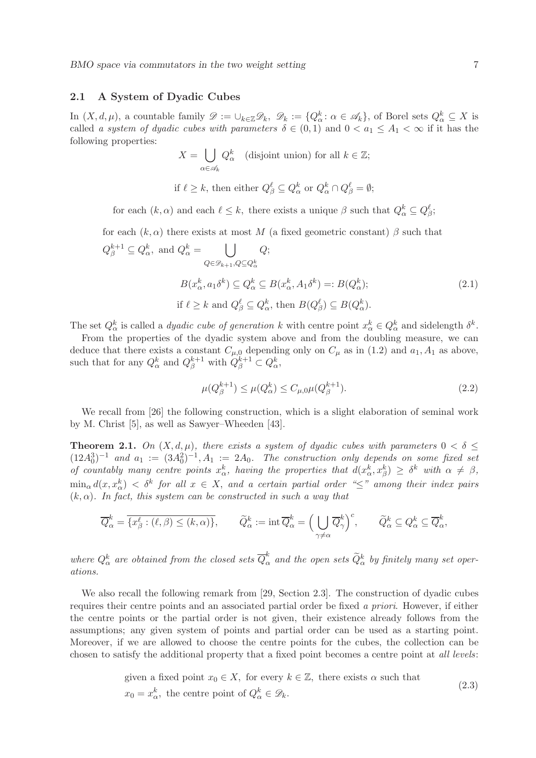### 2.1 A System of Dyadic Cubes

In $(X, d, \mu)$, a countable family $\mathscr{D} := \cup_{k\in\mathbb{Z}}\mathscr{D}_k$, $\mathscr{D}_k := \{Q_\alpha^k : \alpha \in \mathscr{A}_k\}$, of Borel sets $Q_\alpha^k \subseteq X$ is called *a system of dyadic cubes with parameters* $\delta \in (0,1)$ and $0 < a_1 \leq A_1 < \infty$ if it has the following properties:

$$X = \bigcup_{\alpha\in\mathscr{A}_k} Q_\alpha^k \quad \text{(disjoint union) for all } k \in \mathbb{Z};$$

$$\text{if } \ell \geq k, \text{ then either } Q_\beta^\ell \subseteq Q_\alpha^k \text{ or } Q_\alpha^k \cap Q_\beta^\ell = \emptyset;$$

$$\text{for each } (k,\alpha) \text{ and each } \ell \leq k, \text{ there exists a unique } \beta \text{ such that } Q_\alpha^k \subseteq Q_\beta^\ell;$$

for each $(k, \alpha)$ there exists at most $M$ (a fixed geometric constant) $\beta$ such that

$$Q_\beta^{k+1} \subseteq Q_\alpha^k, \text{ and } Q_\alpha^k = \bigcup_{Q\in\mathscr{D}_{k+1}, Q\subseteq Q_\alpha^k} Q;$$

$$B(x_\alpha^k, a_1\delta^k) \subseteq Q_\alpha^k \subseteq B(x_\alpha^k, A_1\delta^k) =: B(Q_\alpha^k); \tag{2.1}$$

$$\text{if } \ell \geq k \text{ and } Q_\beta^\ell \subseteq Q_\alpha^k, \text{ then } B(Q_\beta^\ell) \subseteq B(Q_\alpha^k).$$

The set $Q_\alpha^k$ is called a *dyadic cube of generation* $k$ with centre point $x_\alpha^k \in Q_\alpha^k$ and sidelength $\delta^k$.

From the properties of the dyadic system above and from the doubling measure, we can deduce that there exists a constant $C_{\mu,0}$ depending only on $C_\mu$ as in (1.2) and $a_1, A_1$ as above, such that for any $Q_\alpha^k$ and $Q_\beta^{k+1}$ with $Q_\beta^{k+1} \subset Q_\alpha^k$,

$$\mu(Q_\beta^{k+1}) \leq \mu(Q_\alpha^k) \leq C_{\mu,0}\,\mu(Q_\beta^{k+1}). \tag{2.2}$$

We recall from [26] the following construction, which is a slight elaboration of seminal work by M. Christ [5], as well as Sawyer–Wheeden [43].

**Theorem 2.1.** *On* $(X, d, \mu)$*, there exists a system of dyadic cubes with parameters* $0 < \delta \leq (12A_0^3)^{-1}$ *and* $a_1 := (3A_0^2)^{-1}, A_1 := 2A_0$*. The construction only depends on some fixed set of countably many centre points* $x_\alpha^k$*, having the properties that* $d(x_\alpha^k, x_\beta^k) \geq \delta^k$ *with* $\alpha \neq \beta$*,* $\min_\alpha d(x, x_\alpha^k) < \delta^k$ *for all* $x \in X$*, and a certain partial order "*$\leq$*" among their index pairs* $(k, \alpha)$*. In fact, this system can be constructed in such a way that*

$$\overline{Q}_\alpha^k = \overline{\{x_\beta^\ell : (\ell,\beta) \leq (k,\alpha)\}}, \qquad \widetilde{Q}_\alpha^k := \operatorname{int} \overline{Q}_\alpha^k = \Big(\bigcup_{\gamma\neq\alpha} \overline{Q}_\gamma^k\Big)^c, \qquad \widetilde{Q}_\alpha^k \subseteq Q_\alpha^k \subseteq \overline{Q}_\alpha^k,$$

*where* $Q_\alpha^k$ *are obtained from the closed sets* $\overline{Q}_\alpha^k$ *and the open sets* $\widetilde{Q}_\alpha^k$ *by finitely many set operations.*

We also recall the following remark from [29, Section 2.3]. The construction of dyadic cubes requires their centre points and an associated partial order be fixed *a priori*. However, if either the centre points or the partial order is not given, their existence already follows from the assumptions; any given system of points and partial order can be used as a starting point. Moreover, if we are allowed to choose the centre points for the cubes, the collection can be chosen to satisfy the additional property that a fixed point becomes a centre point at *all levels*:

$$\begin{aligned}&\text{given a fixed point } x_0 \in X, \text{ for every } k \in \mathbb{Z}, \text{ there exists } \alpha \text{ such that}\\ &x_0 = x_\alpha^k, \text{ the centre point of } Q_\alpha^k \in \mathscr{D}_k.\end{aligned} \tag{2.3}$$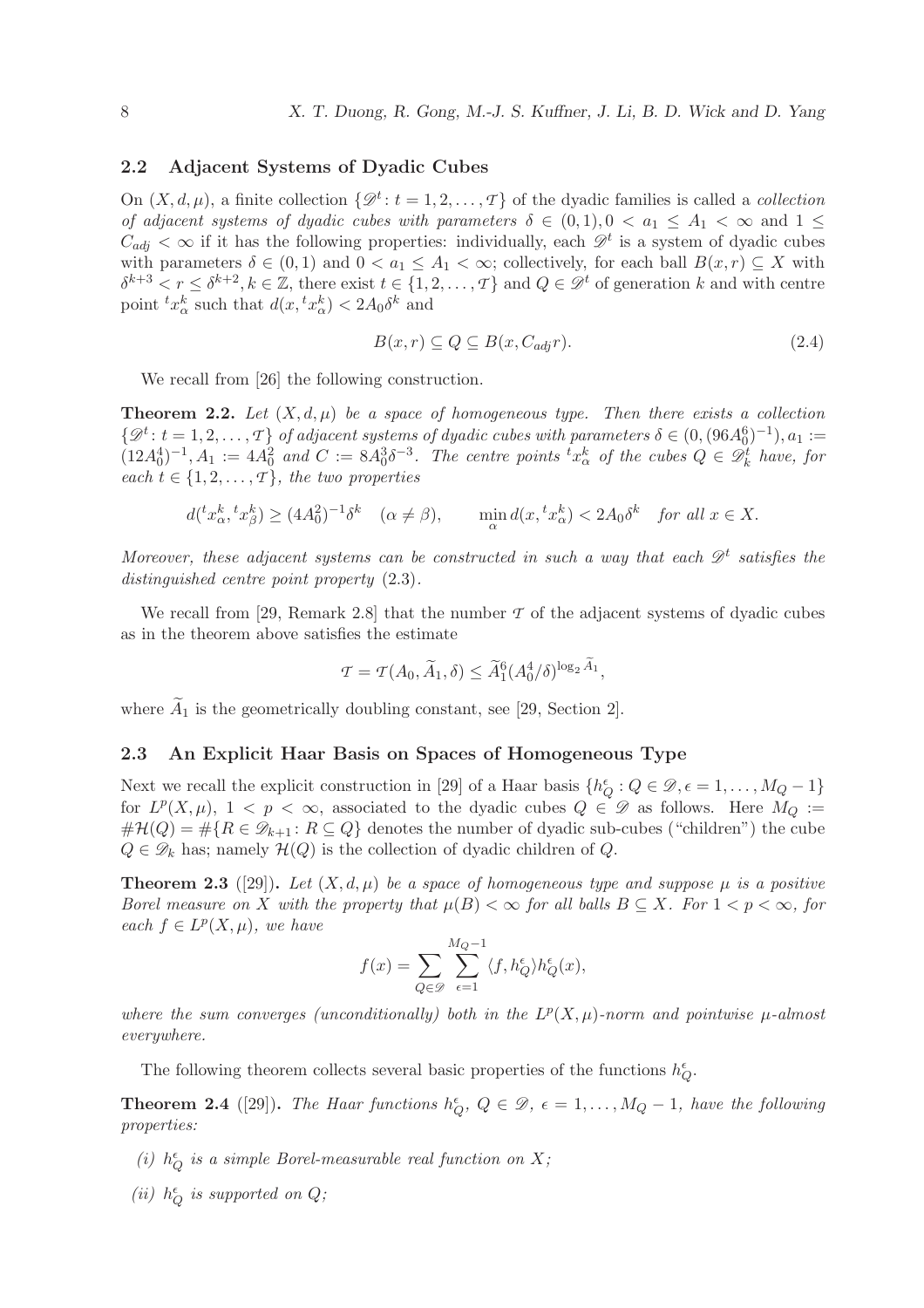### 2.2 Adjacent Systems of Dyadic Cubes

On $(X, d, \mu)$, a finite collection $\{\mathscr{D}^t : t = 1, 2, \ldots, \mathcal{T}\}$ of the dyadic families is called a *collection of adjacent systems of dyadic cubes with parameters* $\delta \in (0, 1), 0 < a_1 \leq A_1 < \infty$ and $1 \leq C_{adj} < \infty$ if it has the following properties: individually, each $\mathscr{D}^t$ is a system of dyadic cubes with parameters $\delta \in (0, 1)$ and $0 < a_1 \leq A_1 < \infty$; collectively, for each ball $B(x, r) \subseteq X$ with $\delta^{k+3} < r \leq \delta^{k+2}, k \in \mathbb{Z}$, there exist $t \in \{1, 2, \ldots, \mathcal{T}\}$ and $Q \in \mathscr{D}^t$ of generation $k$ and with centre point ${}^t x_\alpha^k$ such that $d(x, {}^t x_\alpha^k) < 2A_0 \delta^k$ and

$$B(x, r) \subseteq Q \subseteq B(x, C_{adj} r). \tag{2.4}$$

We recall from [26] the following construction.

**Theorem 2.2.** *Let $(X, d, \mu)$ be a space of homogeneous type. Then there exists a collection $\{\mathscr{D}^t : t = 1, 2, \ldots, \mathcal{T}\}$ of adjacent systems of dyadic cubes with parameters $\delta \in (0, (96A_0^6)^{-1}), a_1 := (12A_0^4)^{-1}, A_1 := 4A_0^2$ and $C := 8A_0^3 \delta^{-3}$. The centre points ${}^t x_\alpha^k$ of the cubes $Q \in \mathscr{D}_k^t$ have, for each $t \in \{1, 2, \ldots, \mathcal{T}\}$, the two properties*

$$d({}^t x_\alpha^k, {}^t x_\beta^k) \geq (4A_0^2)^{-1} \delta^k \quad (\alpha \neq \beta), \qquad \min_\alpha d(x, {}^t x_\alpha^k) < 2A_0 \delta^k \quad \textit{for all } x \in X.$$

*Moreover, these adjacent systems can be constructed in such a way that each $\mathscr{D}^t$ satisfies the distinguished centre point property* (2.3).

We recall from [29, Remark 2.8] that the number $\mathcal{T}$ of the adjacent systems of dyadic cubes as in the theorem above satisfies the estimate

$$\mathcal{T} = \mathcal{T}(A_0, \widetilde{A}_1, \delta) \leq \widetilde{A}_1^6 (A_0^4/\delta)^{\log_2 \widetilde{A}_1},$$

where $\widetilde{A}_1$ is the geometrically doubling constant, see [29, Section 2].

### 2.3 An Explicit Haar Basis on Spaces of Homogeneous Type

Next we recall the explicit construction in [29] of a Haar basis $\{h_Q^\epsilon : Q \in \mathscr{D}, \epsilon = 1, \ldots, M_Q - 1\}$ for $L^p(X, \mu)$, $1 < p < \infty$, associated to the dyadic cubes $Q \in \mathscr{D}$ as follows. Here $M_Q := \#\mathcal{H}(Q) = \#\{R \in \mathscr{D}_{k+1} : R \subseteq Q\}$ denotes the number of dyadic sub-cubes ("children") the cube $Q \in \mathscr{D}_k$ has; namely $\mathcal{H}(Q)$ is the collection of dyadic children of $Q$.

**Theorem 2.3** ([29])**.** *Let $(X, d, \mu)$ be a space of homogeneous type and suppose $\mu$ is a positive Borel measure on $X$ with the property that $\mu(B) < \infty$ for all balls $B \subseteq X$. For $1 < p < \infty$, for each $f \in L^p(X, \mu)$, we have*

$$f(x) = \sum_{Q \in \mathscr{D}} \sum_{\epsilon=1}^{M_Q - 1} \langle f, h_Q^\epsilon \rangle h_Q^\epsilon(x),$$

*where the sum converges (unconditionally) both in the $L^p(X, \mu)$-norm and pointwise $\mu$-almost everywhere.*

The following theorem collects several basic properties of the functions $h_Q^\epsilon$.

**Theorem 2.4** ([29])**.** *The Haar functions $h_Q^\epsilon$, $Q \in \mathscr{D}$, $\epsilon = 1, \ldots, M_Q - 1$, have the following properties:*

*(i) $h_Q^\epsilon$ is a simple Borel-measurable real function on $X$;*

*(ii) $h_Q^\epsilon$ is supported on $Q$;*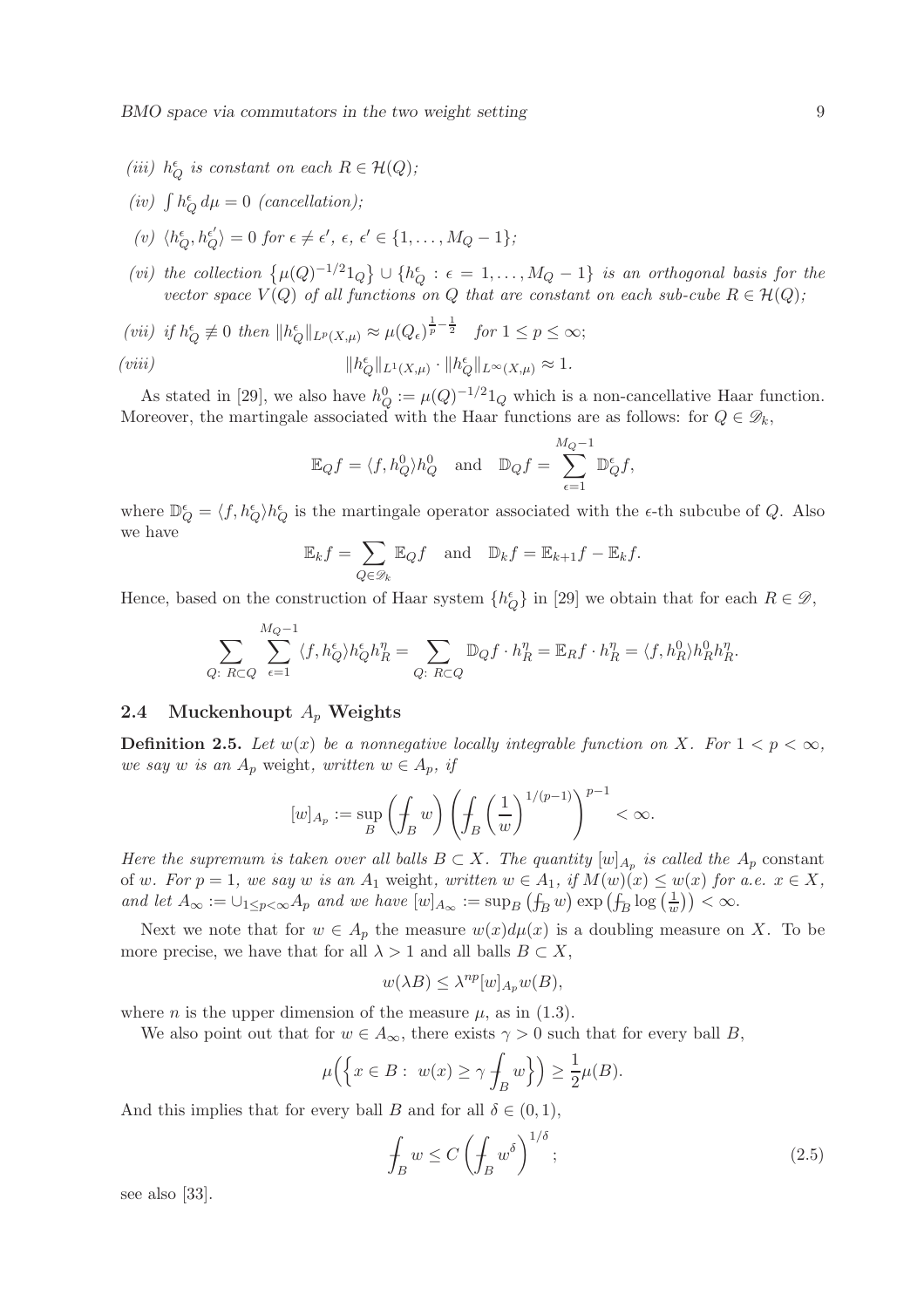*(iii)* $h_Q^\epsilon$ *is constant on each* $R \in \mathcal{H}(Q)$*;*

*(iv)* $\int h_Q^\epsilon \, d\mu = 0$ *(cancellation);*

*(v)* $\langle h_Q^\epsilon, h_Q^{\epsilon'} \rangle = 0$ *for* $\epsilon \neq \epsilon'$, $\epsilon$, $\epsilon' \in \{1, \ldots, M_Q - 1\}$*;*

*(vi) the collection* $\{\mu(Q)^{-1/2} 1_Q\} \cup \{h_Q^\epsilon : \epsilon = 1, \ldots, M_Q - 1\}$ *is an orthogonal basis for the vector space* $V(Q)$ *of all functions on* $Q$ *that are constant on each sub-cube* $R \in \mathcal{H}(Q)$*;*

*(vii) if* $h_Q^\epsilon \not\equiv 0$ *then* $\|h_Q^\epsilon\|_{L^p(X,\mu)} \approx \mu(Q_\epsilon)^{\frac{1}{p} - \frac{1}{2}}$ *for* $1 \le p \le \infty$*;*

*(viii)*
$$\|h_Q^\epsilon\|_{L^1(X,\mu)} \cdot \|h_Q^\epsilon\|_{L^\infty(X,\mu)} \approx 1.$$

As stated in [29], we also have $h_Q^0 := \mu(Q)^{-1/2} 1_Q$ which is a non-cancellative Haar function. Moreover, the martingale associated with the Haar functions are as follows: for $Q \in \mathscr{D}_k$,

$$\mathbb{E}_Q f = \langle f, h_Q^0 \rangle h_Q^0 \quad \text{and} \quad \mathbb{D}_Q f = \sum_{\epsilon=1}^{M_Q - 1} \mathbb{D}_Q^\epsilon f,$$

where $\mathbb{D}_Q^\epsilon = \langle f, h_Q^\epsilon \rangle h_Q^\epsilon$ is the martingale operator associated with the $\epsilon$-th subcube of $Q$. Also we have

$$\mathbb{E}_k f = \sum_{Q \in \mathscr{D}_k} \mathbb{E}_Q f \quad \text{and} \quad \mathbb{D}_k f = \mathbb{E}_{k+1} f - \mathbb{E}_k f.$$

Hence, based on the construction of Haar system $\{h_Q^\epsilon\}$ in [29] we obtain that for each $R \in \mathscr{D}$,

$$\sum_{Q:\ R \subset Q} \sum_{\epsilon=1}^{M_Q - 1} \langle f, h_Q^\epsilon \rangle h_Q^\epsilon h_R^\eta = \sum_{Q:\ R \subset Q} \mathbb{D}_Q f \cdot h_R^\eta = \mathbb{E}_R f \cdot h_R^\eta = \langle f, h_R^0 \rangle h_R^0 h_R^\eta.$$

## 2.4 Muckenhoupt $A_p$ Weights

**Definition 2.5.** *Let* $w(x)$ *be a nonnegative locally integrable function on* $X$*. For* $1 < p < \infty$*, we say* $w$ *is an* $A_p$ weight*, written* $w \in A_p$*, if*

$$[w]_{A_p} := \sup_B \left( \fint_B w \right) \left( \fint_B \left( \frac{1}{w} \right)^{1/(p-1)} \right)^{p-1} < \infty.$$

*Here the supremum is taken over all balls* $B \subset X$*. The quantity* $[w]_{A_p}$ *is called the* $A_p$ constant *of* $w$*. For* $p = 1$*, we say* $w$ *is an* $A_1$ weight*, written* $w \in A_1$*, if* $M(w)(x) \le w(x)$ *for a.e.* $x \in X$*, and let* $A_\infty := \cup_{1 \le p < \infty} A_p$ *and we have* $[w]_{A_\infty} := \sup_B \left( \fint_B w \right) \exp\left( \fint_B \log\left(\frac{1}{w}\right) \right) < \infty$*.*

Next we note that for $w \in A_p$ the measure $w(x)d\mu(x)$ is a doubling measure on $X$. To be more precise, we have that for all $\lambda > 1$ and all balls $B \subset X$,

$$w(\lambda B) \le \lambda^{np} [w]_{A_p} w(B),$$

where $n$ is the upper dimension of the measure $\mu$, as in (1.3).

We also point out that for $w \in A_\infty$, there exists $\gamma > 0$ such that for every ball $B$,

$$\mu\Big( \Big\{ x \in B : \ w(x) \ge \gamma \fint_B w \Big\} \Big) \ge \frac{1}{2} \mu(B).$$

And this implies that for every ball $B$ and for all $\delta \in (0, 1)$,

$$\fint_B w \le C \left( \fint_B w^\delta \right)^{1/\delta}; \tag{2.5}$$

see also [33].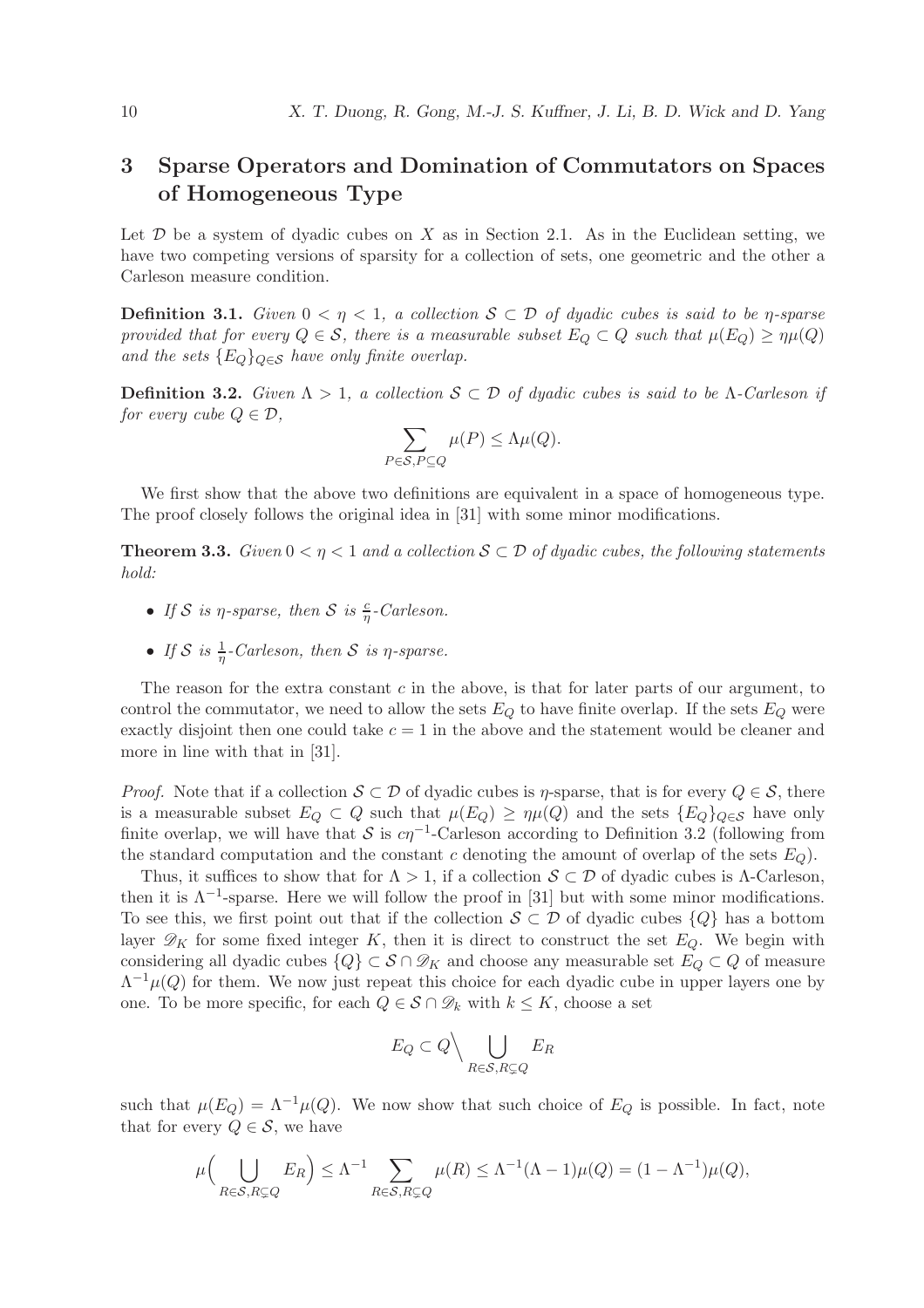## 3 Sparse Operators and Domination of Commutators on Spaces of Homogeneous Type

Let $\mathcal{D}$ be a system of dyadic cubes on $X$ as in Section 2.1. As in the Euclidean setting, we have two competing versions of sparsity for a collection of sets, one geometric and the other a Carleson measure condition.

**Definition 3.1.** *Given $0 < \eta < 1$, a collection $\mathcal{S} \subset \mathcal{D}$ of dyadic cubes is said to be $\eta$-sparse provided that for every $Q \in \mathcal{S}$, there is a measurable subset $E_Q \subset Q$ such that $\mu(E_Q) \geq \eta\mu(Q)$ and the sets $\{E_Q\}_{Q\in\mathcal{S}}$ have only finite overlap.*

**Definition 3.2.** *Given $\Lambda > 1$, a collection $\mathcal{S} \subset \mathcal{D}$ of dyadic cubes is said to be $\Lambda$-Carleson if for every cube $Q \in \mathcal{D}$,*

$$\sum_{P\in\mathcal{S}, P\subseteq Q} \mu(P) \leq \Lambda\mu(Q).$$

We first show that the above two definitions are equivalent in a space of homogeneous type. The proof closely follows the original idea in [31] with some minor modifications.

**Theorem 3.3.** *Given $0 < \eta < 1$ and a collection $\mathcal{S} \subset \mathcal{D}$ of dyadic cubes, the following statements hold:*

- *If $\mathcal{S}$ is $\eta$-sparse, then $\mathcal{S}$ is $\frac{c}{\eta}$-Carleson.*
- *If $\mathcal{S}$ is $\frac{1}{\eta}$-Carleson, then $\mathcal{S}$ is $\eta$-sparse.*

The reason for the extra constant $c$ in the above, is that for later parts of our argument, to control the commutator, we need to allow the sets $E_Q$ to have finite overlap. If the sets $E_Q$ were exactly disjoint then one could take $c = 1$ in the above and the statement would be cleaner and more in line with that in [31].

*Proof.* Note that if a collection $\mathcal{S} \subset \mathcal{D}$ of dyadic cubes is $\eta$-sparse, that is for every $Q \in \mathcal{S}$, there is a measurable subset $E_Q \subset Q$ such that $\mu(E_Q) \geq \eta\mu(Q)$ and the sets $\{E_Q\}_{Q\in\mathcal{S}}$ have only finite overlap, we will have that $\mathcal{S}$ is $c\eta^{-1}$-Carleson according to Definition 3.2 (following from the standard computation and the constant $c$ denoting the amount of overlap of the sets $E_Q$).

Thus, it suffices to show that for $\Lambda > 1$, if a collection $\mathcal{S} \subset \mathcal{D}$ of dyadic cubes is $\Lambda$-Carleson, then it is $\Lambda^{-1}$-sparse. Here we will follow the proof in [31] but with some minor modifications. To see this, we first point out that if the collection $\mathcal{S} \subset \mathcal{D}$ of dyadic cubes $\{Q\}$ has a bottom layer $\mathscr{D}_K$ for some fixed integer $K$, then it is direct to construct the set $E_Q$. We begin with considering all dyadic cubes $\{Q\} \subset \mathcal{S} \cap \mathscr{D}_K$ and choose any measurable set $E_Q \subset Q$ of measure $\Lambda^{-1}\mu(Q)$ for them. We now just repeat this choice for each dyadic cube in upper layers one by one. To be more specific, for each $Q \in \mathcal{S} \cap \mathscr{D}_k$ with $k \leq K$, choose a set

$$E_Q \subset Q \Big\backslash \bigcup_{R\in\mathcal{S}, R\subsetneq Q} E_R$$

such that $\mu(E_Q) = \Lambda^{-1}\mu(Q)$. We now show that such choice of $E_Q$ is possible. In fact, note that for every $Q \in \mathcal{S}$, we have

$$\mu\Big(\bigcup_{R\in\mathcal{S}, R\subsetneq Q} E_R\Big) \leq \Lambda^{-1} \sum_{R\in\mathcal{S}, R\subsetneq Q} \mu(R) \leq \Lambda^{-1}(\Lambda - 1)\mu(Q) = (1 - \Lambda^{-1})\mu(Q),$$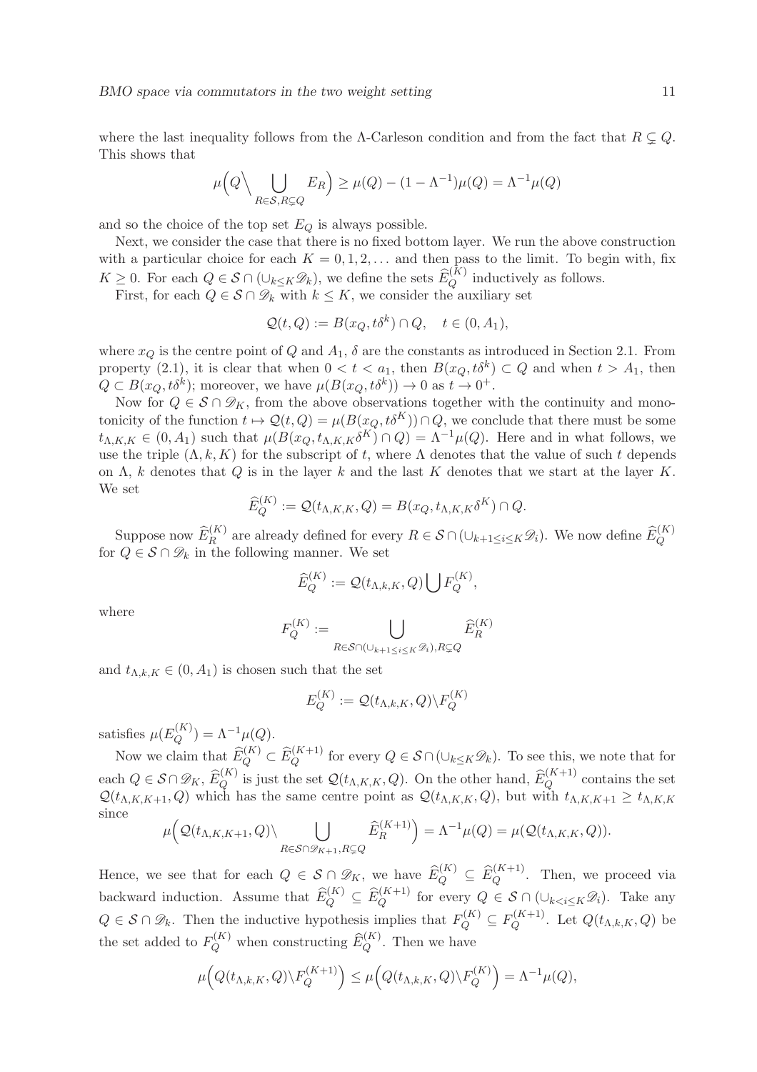where the last inequality follows from the $\Lambda$-Carleson condition and from the fact that $R \subsetneq Q$. This shows that

$$\mu\Big(Q \Big\backslash \bigcup_{R\in\mathcal{S}, R\subsetneq Q} E_R\Big) \geq \mu(Q) - (1-\Lambda^{-1})\mu(Q) = \Lambda^{-1}\mu(Q)$$

and so the choice of the top set $E_Q$ is always possible.

Next, we consider the case that there is no fixed bottom layer. We run the above construction with a particular choice for each $K = 0, 1, 2, \ldots$ and then pass to the limit. To begin with, fix $K \geq 0$. For each $Q \in \mathcal{S} \cap (\cup_{k\leq K}\mathscr{D}_k)$, we define the sets $\widehat{E}_Q^{(K)}$ inductively as follows.

First, for each $Q \in \mathcal{S} \cap \mathscr{D}_k$ with $k \leq K$, we consider the auxiliary set

$$\mathcal{Q}(t, Q) := B(x_Q, t\delta^k) \cap Q, \quad t \in (0, A_1),$$

where $x_Q$ is the centre point of $Q$ and $A_1$, $\delta$ are the constants as introduced in Section 2.1. From property (2.1), it is clear that when $0 < t < a_1$, then $B(x_Q, t\delta^k) \subset Q$ and when $t > A_1$, then $Q \subset B(x_Q, t\delta^k)$; moreover, we have $\mu(B(x_Q, t\delta^k)) \to 0$ as $t \to 0^+$.

Now for $Q \in \mathcal{S} \cap \mathscr{D}_K$, from the above observations together with the continuity and monotonicity of the function $t \mapsto \mathcal{Q}(t, Q) = \mu(B(x_Q, t\delta^K)) \cap Q$, we conclude that there must be some $t_{\Lambda,K,K} \in (0, A_1)$ such that $\mu(B(x_Q, t_{\Lambda,K,K}\delta^K) \cap Q) = \Lambda^{-1}\mu(Q)$. Here and in what follows, we use the triple $(\Lambda, k, K)$ for the subscript of $t$, where $\Lambda$ denotes that the value of such $t$ depends on $\Lambda$, $k$ denotes that $Q$ is in the layer $k$ and the last $K$ denotes that we start at the layer $K$. We set

$$\widehat{E}_Q^{(K)} := \mathcal{Q}(t_{\Lambda,K,K}, Q) = B(x_Q, t_{\Lambda,K,K}\delta^K) \cap Q.$$

Suppose now $\widehat{E}_R^{(K)}$ are already defined for every $R \in \mathcal{S} \cap (\cup_{k+1\leq i\leq K}\mathscr{D}_i)$. We now define $\widehat{E}_Q^{(K)}$ for $Q \in \mathcal{S} \cap \mathscr{D}_k$ in the following manner. We set

$$\widehat{E}_Q^{(K)} := \mathcal{Q}(t_{\Lambda,k,K}, Q) \bigcup F_Q^{(K)},$$

where

$$F_Q^{(K)} := \bigcup_{R\in\mathcal{S}\cap(\cup_{k+1\leq i\leq K}\mathscr{D}_i), R\subsetneq Q} \widehat{E}_R^{(K)}$$

and $t_{\Lambda,k,K} \in (0, A_1)$ is chosen such that the set

$$E_Q^{(K)} := \mathcal{Q}(t_{\Lambda,k,K}, Q) \backslash F_Q^{(K)}$$

satisfies $\mu(E_Q^{(K)}) = \Lambda^{-1}\mu(Q)$.

Now we claim that $\widehat{E}_Q^{(K)} \subset \widehat{E}_Q^{(K+1)}$ for every $Q \in \mathcal{S} \cap (\cup_{k\leq K}\mathscr{D}_k)$. To see this, we note that for each $Q \in \mathcal{S} \cap \mathscr{D}_K$, $\widehat{E}_Q^{(K)}$ is just the set $\mathcal{Q}(t_{\Lambda,K,K}, Q)$. On the other hand, $\widehat{E}_Q^{(K+1)}$ contains the set $\mathcal{Q}(t_{\Lambda,K,K+1}, Q)$ which has the same centre point as $\mathcal{Q}(t_{\Lambda,K,K}, Q)$, but with $t_{\Lambda,K,K+1} \geq t_{\Lambda,K,K}$ since

$$\mu\Big(\mathcal{Q}(t_{\Lambda,K,K+1}, Q) \backslash \bigcup_{R\in\mathcal{S}\cap\mathscr{D}_{K+1}, R\subsetneq Q} \widehat{E}_R^{(K+1)}\Big) = \Lambda^{-1}\mu(Q) = \mu(\mathcal{Q}(t_{\Lambda,K,K}, Q)).$$

Hence, we see that for each $Q \in \mathcal{S} \cap \mathscr{D}_K$, we have $\widehat{E}_Q^{(K)} \subseteq \widehat{E}_Q^{(K+1)}$. Then, we proceed via backward induction. Assume that $\widehat{E}_Q^{(K)} \subseteq \widehat{E}_Q^{(K+1)}$ for every $Q \in \mathcal{S} \cap (\cup_{k<i\leq K}\mathscr{D}_i)$. Take any $Q \in \mathcal{S} \cap \mathscr{D}_k$. Then the inductive hypothesis implies that $F_Q^{(K)} \subseteq F_Q^{(K+1)}$. Let $Q(t_{\Lambda,k,K}, Q)$ be the set added to $F_Q^{(K)}$ when constructing $\widehat{E}_Q^{(K)}$. Then we have

$$\mu\Big(Q(t_{\Lambda,k,K}, Q) \backslash F_Q^{(K+1)}\Big) \leq \mu\Big(Q(t_{\Lambda,k,K}, Q) \backslash F_Q^{(K)}\Big) = \Lambda^{-1}\mu(Q),$$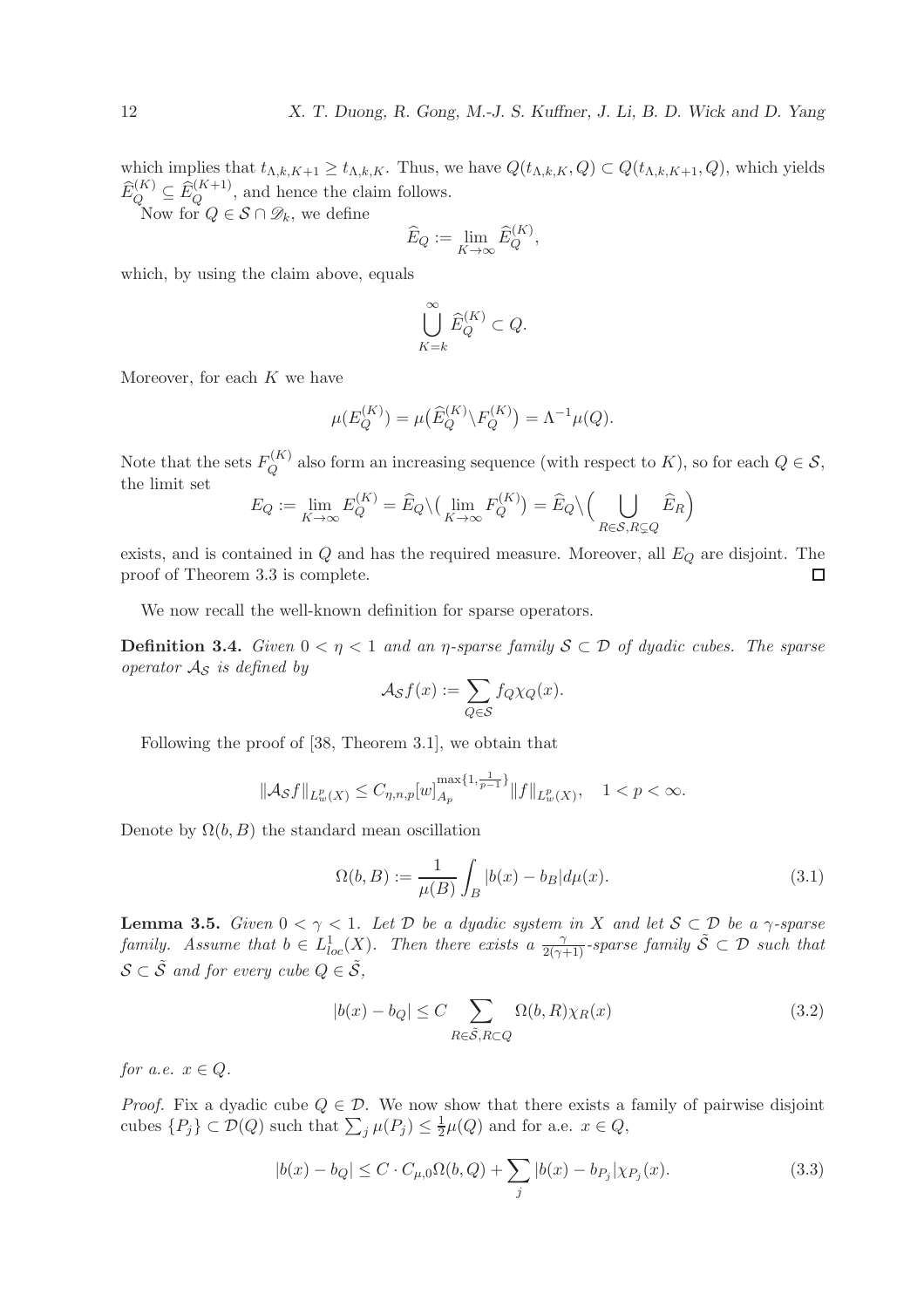which implies that $t_{\Lambda,k,K+1} \geq t_{\Lambda,k,K}$. Thus, we have $Q(t_{\Lambda,k,K}, Q) \subset Q(t_{\Lambda,k,K+1}, Q)$, which yields $\widehat{E}_Q^{(K)} \subseteq \widehat{E}_Q^{(K+1)}$, and hence the claim follows.

Now for $Q \in \mathcal{S} \cap \mathscr{D}_k$, we define

$$\widehat{E}_Q := \lim_{K\to\infty} \widehat{E}_Q^{(K)},$$

which, by using the claim above, equals

$$\bigcup_{K=k}^{\infty} \widehat{E}_Q^{(K)} \subset Q.$$

Moreover, for each $K$ we have

$$\mu(E_Q^{(K)}) = \mu\big(\widehat{E}_Q^{(K)} \backslash F_Q^{(K)}\big) = \Lambda^{-1}\mu(Q).$$

Note that the sets $F_Q^{(K)}$ also form an increasing sequence (with respect to $K$), so for each $Q \in \mathcal{S}$, the limit set

$$E_Q := \lim_{K\to\infty} E_Q^{(K)} = \widehat{E}_Q \backslash \big(\lim_{K\to\infty} F_Q^{(K)}\big) = \widehat{E}_Q \backslash \Big(\bigcup_{R\in\mathcal{S}, R\subsetneq Q} \widehat{E}_R\Big)$$

exists, and is contained in $Q$ and has the required measure. Moreover, all $E_Q$ are disjoint. The proof of Theorem 3.3 is complete. □

We now recall the well-known definition for sparse operators.

**Definition 3.4.** *Given $0 < \eta < 1$ and an $\eta$-sparse family $\mathcal{S} \subset \mathcal{D}$ of dyadic cubes. The sparse operator $\mathcal{A}_{\mathcal{S}}$ is defined by*

$$\mathcal{A}_{\mathcal{S}} f(x) := \sum_{Q\in\mathcal{S}} f_Q \chi_Q(x).$$

Following the proof of [38, Theorem 3.1], we obtain that

$$\|\mathcal{A}_{\mathcal{S}} f\|_{L_w^p(X)} \leq C_{\eta,n,p} [w]_{A_p}^{\max\{1, \frac{1}{p-1}\}} \|f\|_{L_w^p(X)}, \quad 1 < p < \infty.$$

Denote by $\Omega(b, B)$ the standard mean oscillation

$$\Omega(b, B) := \frac{1}{\mu(B)} \int_B |b(x) - b_B| d\mu(x). \tag{3.1}$$

**Lemma 3.5.** *Given $0 < \gamma < 1$. Let $\mathcal{D}$ be a dyadic system in $X$ and let $\mathcal{S} \subset \mathcal{D}$ be a $\gamma$-sparse family. Assume that $b \in L^1_{loc}(X)$. Then there exists a $\frac{\gamma}{2(\gamma+1)}$-sparse family $\tilde{\mathcal{S}} \subset \mathcal{D}$ such that $\mathcal{S} \subset \tilde{\mathcal{S}}$ and for every cube $Q \in \tilde{\mathcal{S}}$,*

$$|b(x) - b_Q| \leq C \sum_{R\in\tilde{\mathcal{S}}, R\subset Q} \Omega(b, R) \chi_R(x) \tag{3.2}$$

*for a.e. $x \in Q$.*

*Proof.* Fix a dyadic cube $Q \in \mathcal{D}$. We now show that there exists a family of pairwise disjoint cubes $\{P_j\} \subset \mathcal{D}(Q)$ such that $\sum_j \mu(P_j) \leq \frac{1}{2}\mu(Q)$ and for a.e. $x \in Q$,

$$|b(x) - b_Q| \leq C \cdot C_{\mu,0} \Omega(b, Q) + \sum_j |b(x) - b_{P_j}| \chi_{P_j}(x). \tag{3.3}$$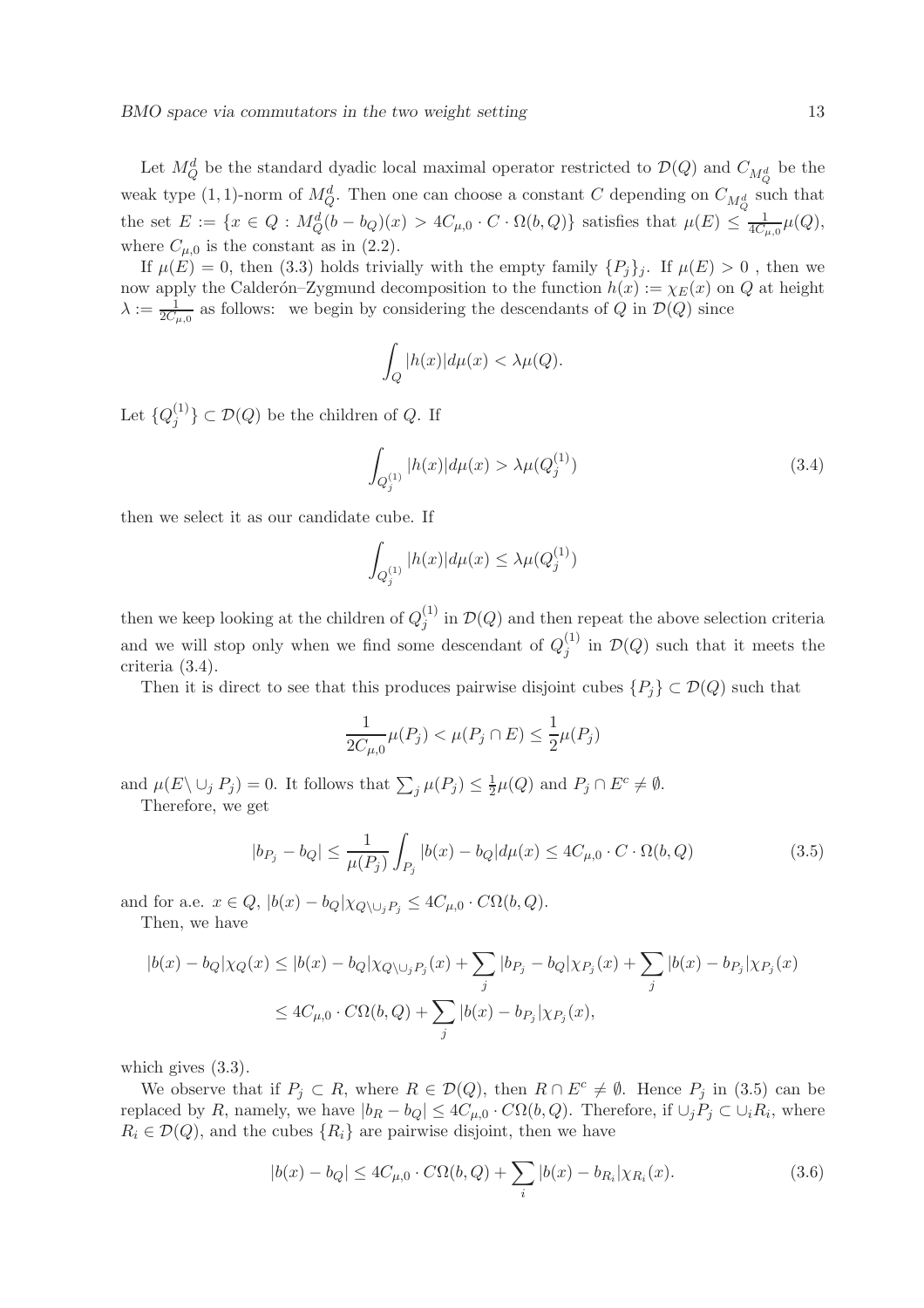Let $M_Q^d$ be the standard dyadic local maximal operator restricted to $\mathcal{D}(Q)$ and $C_{M_Q^d}$ be the weak type $(1,1)$-norm of $M_Q^d$. Then one can choose a constant $C$ depending on $C_{M_Q^d}$ such that the set $E := \{x \in Q : M_Q^d(b - b_Q)(x) > 4C_{\mu,0} \cdot C \cdot \Omega(b, Q)\}$ satisfies that $\mu(E) \leq \frac{1}{4C_{\mu,0}}\mu(Q)$, where $C_{\mu,0}$ is the constant as in (2.2).

If $\mu(E) = 0$, then (3.3) holds trivially with the empty family $\{P_j\}_j$. If $\mu(E) > 0$ , then we now apply the Calderón–Zygmund decomposition to the function $h(x) := \chi_E(x)$ on $Q$ at height $\lambda := \frac{1}{2C_{\mu,0}}$ as follows: we begin by considering the descendants of $Q$ in $\mathcal{D}(Q)$ since

$$\int_Q |h(x)| d\mu(x) < \lambda \mu(Q).$$

Let $\{Q_j^{(1)}\} \subset \mathcal{D}(Q)$ be the children of $Q$. If

$$\int_{Q_j^{(1)}} |h(x)| d\mu(x) > \lambda \mu(Q_j^{(1)}) \tag{3.4}$$

then we select it as our candidate cube. If

$$\int_{Q_j^{(1)}} |h(x)| d\mu(x) \leq \lambda \mu(Q_j^{(1)})$$

then we keep looking at the children of $Q_j^{(1)}$ in $\mathcal{D}(Q)$ and then repeat the above selection criteria and we will stop only when we find some descendant of $Q_j^{(1)}$ in $\mathcal{D}(Q)$ such that it meets the criteria (3.4).

Then it is direct to see that this produces pairwise disjoint cubes $\{P_j\} \subset \mathcal{D}(Q)$ such that

$$\frac{1}{2C_{\mu,0}}\mu(P_j) < \mu(P_j \cap E) \leq \frac{1}{2}\mu(P_j)$$

and $\mu(E \setminus \cup_j P_j) = 0$. It follows that $\sum_j \mu(P_j) \leq \frac{1}{2}\mu(Q)$ and $P_j \cap E^c \neq \emptyset$.

Therefore, we get

$$|b_{P_j} - b_Q| \leq \frac{1}{\mu(P_j)} \int_{P_j} |b(x) - b_Q| d\mu(x) \leq 4C_{\mu,0} \cdot C \cdot \Omega(b, Q) \tag{3.5}$$

and for a.e. $x \in Q$, $|b(x) - b_Q|\chi_{Q \setminus \cup_j P_j} \leq 4C_{\mu,0} \cdot C\Omega(b, Q)$.

Then, we have

$$\begin{aligned}
|b(x) - b_Q|\chi_Q(x) &\leq |b(x) - b_Q|\chi_{Q\setminus\cup_j P_j}(x) + \sum_j |b_{P_j} - b_Q|\chi_{P_j}(x) + \sum_j |b(x) - b_{P_j}|\chi_{P_j}(x) \\
&\leq 4C_{\mu,0} \cdot C\Omega(b, Q) + \sum_j |b(x) - b_{P_j}|\chi_{P_j}(x),
\end{aligned}$$

which gives (3.3).

We observe that if $P_j \subset R$, where $R \in \mathcal{D}(Q)$, then $R \cap E^c \neq \emptyset$. Hence $P_j$ in (3.5) can be replaced by $R$, namely, we have $|b_R - b_Q| \leq 4C_{\mu,0} \cdot C\Omega(b, Q)$. Therefore, if $\cup_j P_j \subset \cup_i R_i$, where $R_i \in \mathcal{D}(Q)$, and the cubes $\{R_i\}$ are pairwise disjoint, then we have

$$|b(x) - b_Q| \leq 4C_{\mu,0} \cdot C\Omega(b, Q) + \sum_i |b(x) - b_{R_i}|\chi_{R_i}(x). \tag{3.6}$$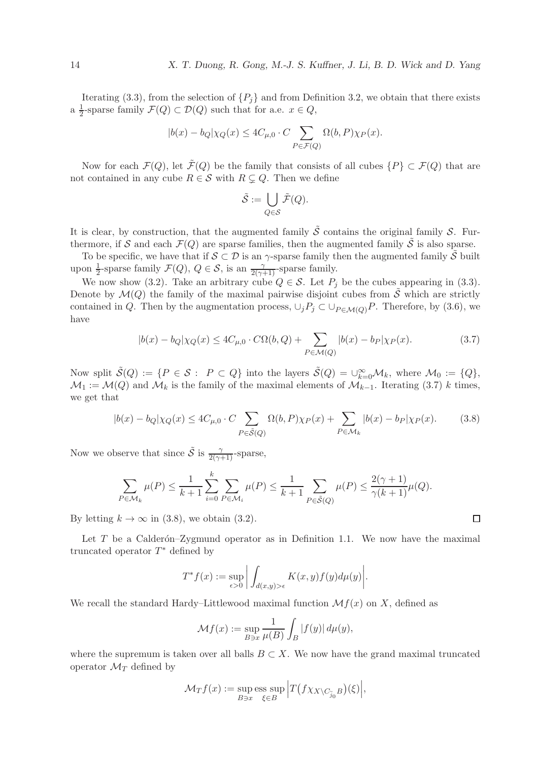Iterating (3.3), from the selection of $\{P_j\}$ and from Definition 3.2, we obtain that there exists a $\frac{1}{2}$-sparse family $\mathcal{F}(Q) \subset \mathcal{D}(Q)$ such that for a.e. $x \in Q$,

$$|b(x) - b_Q|\chi_Q(x) \leq 4C_{\mu,0} \cdot C \sum_{P \in \mathcal{F}(Q)} \Omega(b, P)\chi_P(x).$$

Now for each $\mathcal{F}(Q)$, let $\tilde{\mathcal{F}}(Q)$ be the family that consists of all cubes $\{P\} \subset \mathcal{F}(Q)$ that are not contained in any cube $R \in \mathcal{S}$ with $R \subsetneq Q$. Then we define

$$\tilde{\mathcal{S}} := \bigcup_{Q \in \mathcal{S}} \tilde{\mathcal{F}}(Q).$$

It is clear, by construction, that the augmented family $\tilde{\mathcal{S}}$ contains the original family $\mathcal{S}$. Furthermore, if $\mathcal{S}$ and each $\mathcal{F}(Q)$ are sparse families, then the augmented family $\tilde{\mathcal{S}}$ is also sparse.

To be specific, we have that if $\mathcal{S} \subset \mathcal{D}$ is an $\gamma$-sparse family then the augmented family $\tilde{\mathcal{S}}$ built upon $\frac{1}{2}$-sparse family $\mathcal{F}(Q)$, $Q \in \mathcal{S}$, is an $\frac{\gamma}{2(\gamma+1)}$-sparse family.

We now show (3.2). Take an arbitrary cube $Q \in \mathcal{S}$. Let $P_j$ be the cubes appearing in (3.3). Denote by $\mathcal{M}(Q)$ the family of the maximal pairwise disjoint cubes from $\tilde{\mathcal{S}}$ which are strictly contained in $Q$. Then by the augmentation process, $\cup_j P_j \subset \cup_{P \in \mathcal{M}(Q)} P$. Therefore, by (3.6), we have

$$|b(x) - b_Q|\chi_Q(x) \leq 4C_{\mu,0} \cdot C\Omega(b, Q) + \sum_{P \in \mathcal{M}(Q)} |b(x) - b_P|\chi_P(x). \tag{3.7}$$

Now split $\tilde{\mathcal{S}}(Q) := \{P \in \mathcal{S} : \ P \subset Q\}$ into the layers $\tilde{\mathcal{S}}(Q) = \cup_{k=0}^{\infty} \mathcal{M}_k$, where $\mathcal{M}_0 := \{Q\}$, $\mathcal{M}_1 := \mathcal{M}(Q)$ and $\mathcal{M}_k$ is the family of the maximal elements of $\mathcal{M}_{k-1}$. Iterating (3.7) $k$ times, we get that

$$|b(x) - b_Q|\chi_Q(x) \leq 4C_{\mu,0} \cdot C \sum_{P \in \tilde{\mathcal{S}}(Q)} \Omega(b, P)\chi_P(x) + \sum_{P \in \mathcal{M}_k} |b(x) - b_P|\chi_P(x). \tag{3.8}$$

Now we observe that since $\tilde{\mathcal{S}}$ is $\frac{\gamma}{2(\gamma+1)}$-sparse,

$$\sum_{P \in \mathcal{M}_k} \mu(P) \leq \frac{1}{k+1} \sum_{i=0}^{k} \sum_{P \in \mathcal{M}_i} \mu(P) \leq \frac{1}{k+1} \sum_{P \in \tilde{\mathcal{S}}(Q)} \mu(P) \leq \frac{2(\gamma+1)}{\gamma(k+1)} \mu(Q).$$

By letting $k \to \infty$ in (3.8), we obtain (3.2). $\square$

Let $T$ be a Calderón–Zygmund operator as in Definition 1.1. We now have the maximal truncated operator $T^*$ defined by

$$T^* f(x) := \sup_{\epsilon > 0} \bigg| \int_{d(x,y) > \epsilon} K(x, y) f(y) d\mu(y) \bigg|.$$

We recall the standard Hardy–Littlewood maximal function $\mathcal{M}f(x)$ on $X$, defined as

$$\mathcal{M}f(x) := \sup_{B \ni x} \frac{1}{\mu(B)} \int_B |f(y)| \, d\mu(y),$$

where the supremum is taken over all balls $B \subset X$. We now have the grand maximal truncated operator $\mathcal{M}_T$ defined by

$$\mathcal{M}_T f(x) := \sup_{B \ni x} \operatorname*{ess\,sup}_{\xi \in B} \Big| T\big(f \chi_{X \setminus C_{\tilde{j}_0} B}\big)(\xi) \Big|,$$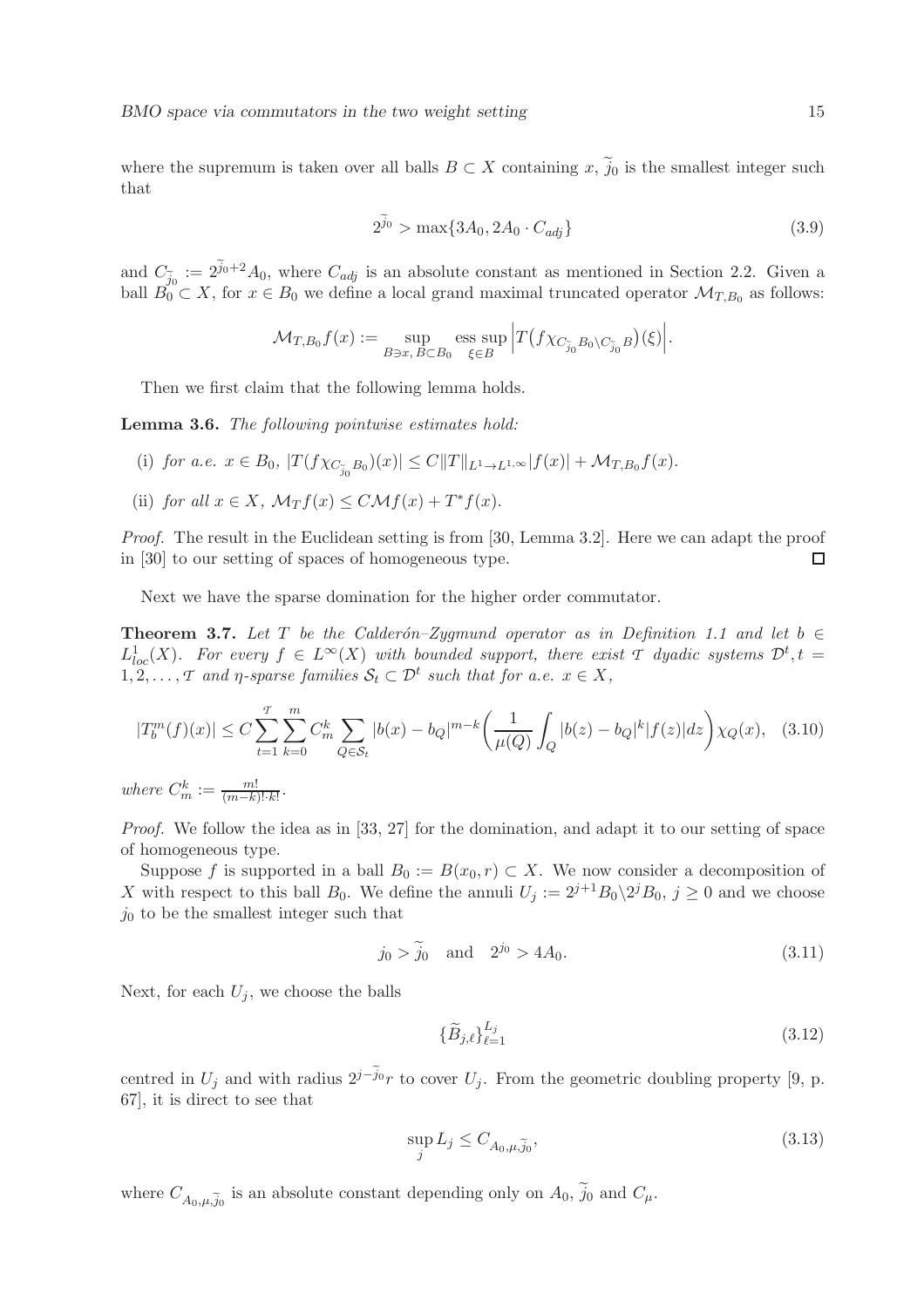where the supremum is taken over all balls $B \subset X$ containing $x$, $\widetilde{j}_0$ is the smallest integer such that

$$2^{\widetilde{j}_0} > \max\{3A_0, 2A_0 \cdot C_{adj}\} \tag{3.9}$$

and $C_{\widetilde{j}_0} := 2^{\widetilde{j}_0+2}A_0$, where $C_{adj}$ is an absolute constant as mentioned in Section 2.2. Given a ball $B_0 \subset X$, for $x \in B_0$ we define a local grand maximal truncated operator $\mathcal{M}_{T,B_0}$ as follows:

$$\mathcal{M}_{T,B_0} f(x) := \sup_{B \ni x,\, B \subset B_0} \operatorname*{ess\,sup}_{\xi \in B} \Big| T\big(f \chi_{C_{\widetilde{j}_0} B_0 \setminus C_{\widetilde{j}_0} B}\big)(\xi) \Big|.$$

Then we first claim that the following lemma holds.

**Lemma 3.6.** *The following pointwise estimates hold:*

(i) *for a.e. $x \in B_0$, $|T(f\chi_{C_{\widetilde{j}_0} B_0})(x)| \leq C\|T\|_{L^1 \to L^{1,\infty}}|f(x)| + \mathcal{M}_{T,B_0} f(x)$.*

(ii) *for all $x \in X$, $\mathcal{M}_T f(x) \leq C\mathcal{M}f(x) + T^* f(x)$.*

*Proof.* The result in the Euclidean setting is from [30, Lemma 3.2]. Here we can adapt the proof in [30] to our setting of spaces of homogeneous type. □

Next we have the sparse domination for the higher order commutator.

**Theorem 3.7.** *Let $T$ be the Calderón–Zygmund operator as in Definition 1.1 and let $b \in L^1_{loc}(X)$. For every $f \in L^\infty(X)$ with bounded support, there exist $\mathcal{T}$ dyadic systems $\mathcal{D}^t, t = 1, 2, \ldots, \mathcal{T}$ and $\eta$-sparse families $\mathcal{S}_t \subset \mathcal{D}^t$ such that for a.e. $x \in X$,*

$$|T^m_b(f)(x)| \leq C \sum_{t=1}^{\mathcal{T}} \sum_{k=0}^{m} C^k_m \sum_{Q \in \mathcal{S}_t} |b(x) - b_Q|^{m-k} \bigg( \frac{1}{\mu(Q)} \int_Q |b(z) - b_Q|^k |f(z)| dz \bigg) \chi_Q(x), \tag{3.10}$$

*where $C^k_m := \frac{m!}{(m-k)! \cdot k!}$.*

*Proof.* We follow the idea as in [33, 27] for the domination, and adapt it to our setting of space of homogeneous type.

Suppose $f$ is supported in a ball $B_0 := B(x_0, r) \subset X$. We now consider a decomposition of $X$ with respect to this ball $B_0$. We define the annuli $U_j := 2^{j+1}B_0 \backslash 2^j B_0$, $j \geq 0$ and we choose $j_0$ to be the smallest integer such that

$$j_0 > \widetilde{j}_0 \quad \text{and} \quad 2^{j_0} > 4A_0. \tag{3.11}$$

Next, for each $U_j$, we choose the balls

$$\{\widetilde{B}_{j,\ell}\}_{\ell=1}^{L_j} \tag{3.12}$$

centred in $U_j$ and with radius $2^{j-\widetilde{j}_0} r$ to cover $U_j$. From the geometric doubling property [9, p. 67], it is direct to see that

$$\sup_j L_j \leq C_{A_0,\mu,\widetilde{j}_0}, \tag{3.13}$$

where $C_{A_0,\mu,\widetilde{j}_0}$ is an absolute constant depending only on $A_0$, $\widetilde{j}_0$ and $C_\mu$.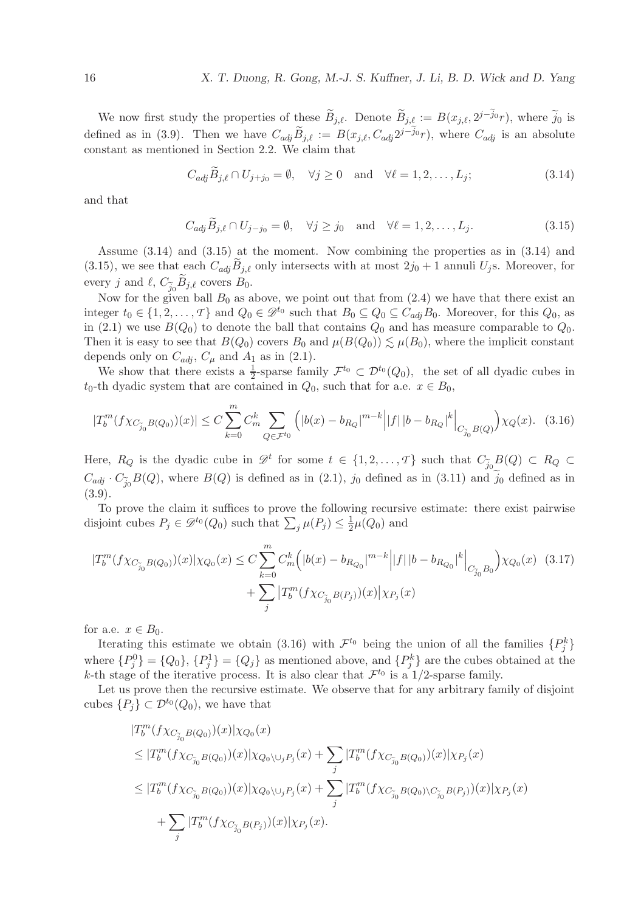We now first study the properties of these $\widetilde{B}_{j,\ell}$. Denote $\widetilde{B}_{j,\ell} := B(x_{j,\ell}, 2^{j-\widetilde{j}_0}r)$, where $\widetilde{j}_0$ is defined as in (3.9). Then we have $C_{adj}\widetilde{B}_{j,\ell} := B(x_{j,\ell}, C_{adj}2^{j-\widetilde{j}_0}r)$, where $C_{adj}$ is an absolute constant as mentioned in Section 2.2. We claim that

$$C_{adj}\widetilde{B}_{j,\ell} \cap U_{j+j_0} = \emptyset, \quad \forall j \geq 0 \quad \text{and} \quad \forall \ell = 1, 2, \ldots, L_j; \tag{3.14}$$

and that

$$C_{adj}\widetilde{B}_{j,\ell} \cap U_{j-j_0} = \emptyset, \quad \forall j \geq j_0 \quad \text{and} \quad \forall \ell = 1, 2, \ldots, L_j. \tag{3.15}$$

Assume (3.14) and (3.15) at the moment. Now combining the properties as in (3.14) and (3.15), we see that each $C_{adj}\widetilde{B}_{j,\ell}$ only intersects with at most $2j_0 + 1$ annuli $U_j$s. Moreover, for every $j$ and $\ell$, $C_{\widetilde{j}_0}\widetilde{B}_{j,\ell}$ covers $B_0$.

Now for the given ball $B_0$ as above, we point out that from (2.4) we have that there exist an integer $t_0 \in \{1, 2, \ldots, \mathcal{T}\}$ and $Q_0 \in \mathscr{D}^{t_0}$ such that $B_0 \subseteq Q_0 \subseteq C_{adj}B_0$. Moreover, for this $Q_0$, as in (2.1) we use $B(Q_0)$ to denote the ball that contains $Q_0$ and has measure comparable to $Q_0$. Then it is easy to see that $B(Q_0)$ covers $B_0$ and $\mu(B(Q_0)) \lesssim \mu(B_0)$, where the implicit constant depends only on $C_{adj}$, $C_\mu$ and $A_1$ as in (2.1).

We show that there exists a $\frac{1}{2}$-sparse family $\mathcal{F}^{t_0} \subset \mathcal{D}^{t_0}(Q_0)$, the set of all dyadic cubes in $t_0$-th dyadic system that are contained in $Q_0$, such that for a.e. $x \in B_0$,

$$|T_b^m(f\chi_{C_{\widetilde{j}_0}B(Q_0)})(x)| \leq C\sum_{k=0}^{m} C_m^k \sum_{Q \in \mathcal{F}^{t_0}} \Big(|b(x) - b_{R_Q}|^{m-k}\Big||f|\,|b - b_{R_Q}|^k\Big|_{C_{\widetilde{j}_0}B(Q)}\Big)\chi_Q(x). \tag{3.16}$$

Here, $R_Q$ is the dyadic cube in $\mathscr{D}^t$ for some $t \in \{1, 2, \ldots, \mathcal{T}\}$ such that $C_{\widetilde{j}_0}B(Q) \subset R_Q \subset C_{adj} \cdot C_{\widetilde{j}_0}B(Q)$, where $B(Q)$ is defined as in (2.1), $j_0$ defined as in (3.11) and $\widetilde{j}_0$ defined as in (3.9).

To prove the claim it suffices to prove the following recursive estimate: there exist pairwise disjoint cubes $P_j \in \mathscr{D}^{t_0}(Q_0)$ such that $\sum_j \mu(P_j) \leq \frac{1}{2}\mu(Q_0)$ and

$$\begin{aligned}|T_b^m(f\chi_{C_{\widetilde{j}_0}B(Q_0)})(x)|\chi_{Q_0}(x) \leq C\sum_{k=0}^{m} C_m^k\Big(|b(x) - b_{R_{Q_0}}|^{m-k}\Big||f|\,|b - b_{R_{Q_0}}|^k\Big|_{C_{\widetilde{j}_0}B_0}\Big)\chi_{Q_0}(x) \\ + \sum_j \big|T_b^m(f\chi_{C_{\widetilde{j}_0}B(P_j)})(x)\big|\chi_{P_j}(x)\end{aligned} \tag{3.17}$$

for a.e. $x \in B_0$.

Iterating this estimate we obtain (3.16) with $\mathcal{F}^{t_0}$ being the union of all the families $\{P_j^k\}$ where $\{P_j^0\} = \{Q_0\}$, $\{P_j^1\} = \{Q_j\}$ as mentioned above, and $\{P_j^k\}$ are the cubes obtained at the $k$-th stage of the iterative process. It is also clear that $\mathcal{F}^{t_0}$ is a 1/2-sparse family.

Let us prove then the recursive estimate. We observe that for any arbitrary family of disjoint cubes $\{P_j\} \subset \mathcal{D}^{t_0}(Q_0)$, we have that

$$\begin{aligned}
&|T_b^m(f\chi_{C_{\widetilde{j}_0}B(Q_0)})(x)|\chi_{Q_0}(x) \\
&\leq |T_b^m(f\chi_{C_{\widetilde{j}_0}B(Q_0)})(x)|\chi_{Q_0\setminus\cup_j P_j}(x) + \sum_j |T_b^m(f\chi_{C_{\widetilde{j}_0}B(Q_0)})(x)|\chi_{P_j}(x) \\
&\leq |T_b^m(f\chi_{C_{\widetilde{j}_0}B(Q_0)})(x)|\chi_{Q_0\setminus\cup_j P_j}(x) + \sum_j |T_b^m(f\chi_{C_{\widetilde{j}_0}B(Q_0)\setminus C_{\widetilde{j}_0}B(P_j)})(x)|\chi_{P_j}(x) \\
&\quad + \sum_j |T_b^m(f\chi_{C_{\widetilde{j}_0}B(P_j)})(x)|\chi_{P_j}(x).
\end{aligned}$$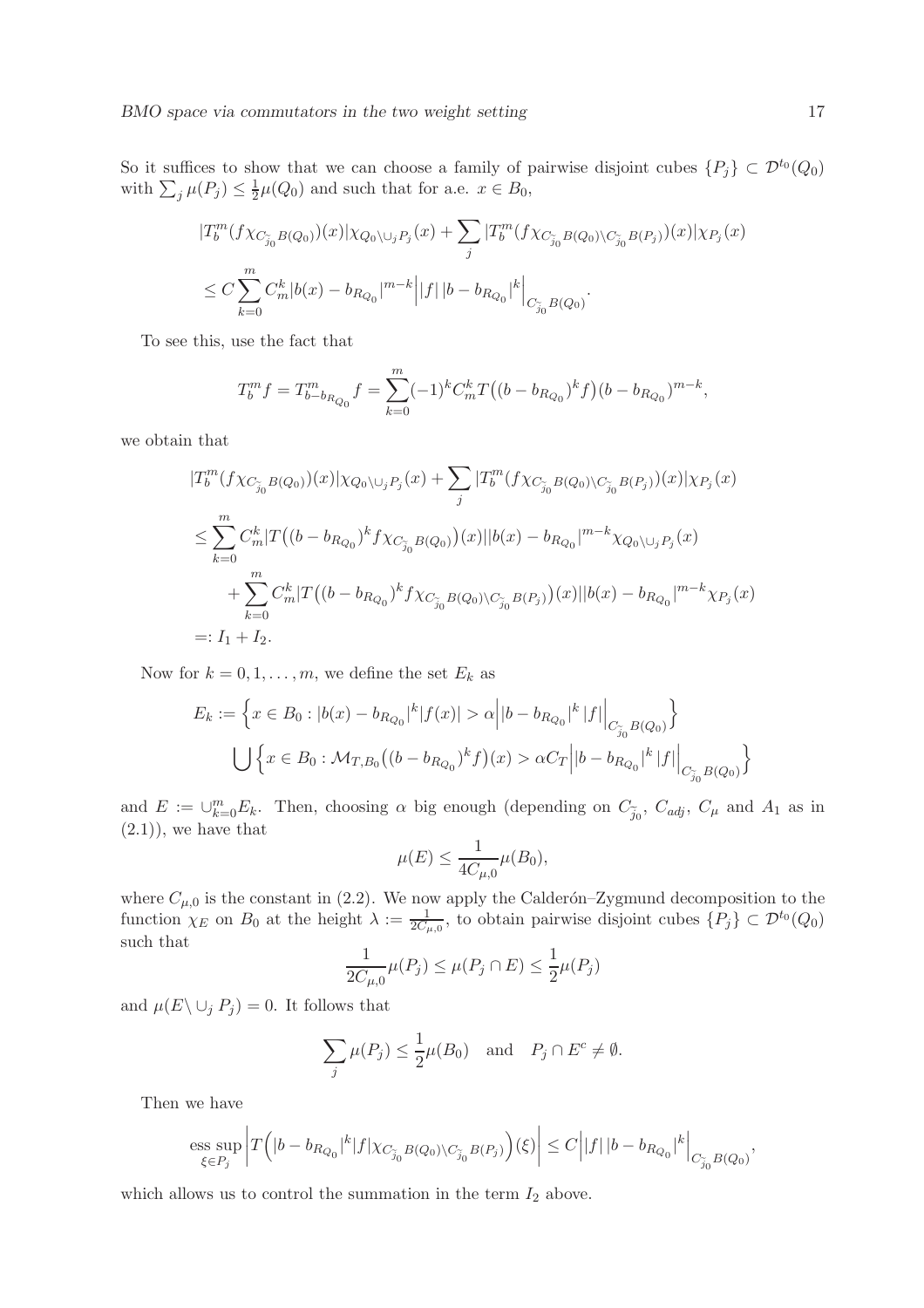So it suffices to show that we can choose a family of pairwise disjoint cubes $\{P_j\} \subset \mathcal{D}^{t_0}(Q_0)$ with $\sum_j \mu(P_j) \leq \frac{1}{2}\mu(Q_0)$ and such that for a.e. $x \in B_0$,

$$
\begin{aligned}
&|T_b^m(f\chi_{C_{\tilde{j}_0}B(Q_0)})(x)|\chi_{Q_0\setminus\cup_j P_j}(x) + \sum_j |T_b^m(f\chi_{C_{\tilde{j}_0}B(Q_0)\setminus C_{\tilde{j}_0}B(P_j)})(x)|\chi_{P_j}(x) \\
&\leq C\sum_{k=0}^m C_m^k |b(x)-b_{R_{Q_0}}|^{m-k}\Big| |f|\,|b-b_{R_{Q_0}}|^k\Big|_{C_{\tilde{j}_0}B(Q_0)}.
\end{aligned}
$$

To see this, use the fact that

$$
T_b^m f = T_{b-b_{R_{Q_0}}}^m f = \sum_{k=0}^m (-1)^k C_m^k T\big((b-b_{R_{Q_0}})^k f\big)(b-b_{R_{Q_0}})^{m-k},
$$

we obtain that

$$
\begin{aligned}
&|T_b^m(f\chi_{C_{\tilde{j}_0}B(Q_0)})(x)|\chi_{Q_0\setminus\cup_j P_j}(x) + \sum_j |T_b^m(f\chi_{C_{\tilde{j}_0}B(Q_0)\setminus C_{\tilde{j}_0}B(P_j)})(x)|\chi_{P_j}(x) \\
&\leq \sum_{k=0}^m C_m^k |T\big((b-b_{R_{Q_0}})^k f\chi_{C_{\tilde{j}_0}B(Q_0)}\big)(x)||b(x)-b_{R_{Q_0}}|^{m-k}\chi_{Q_0\setminus\cup_j P_j}(x) \\
&\quad + \sum_{k=0}^m C_m^k |T\big((b-b_{R_{Q_0}})^k f\chi_{C_{\tilde{j}_0}B(Q_0)\setminus C_{\tilde{j}_0}B(P_j)}\big)(x)||b(x)-b_{R_{Q_0}}|^{m-k}\chi_{P_j}(x) \\
&=: I_1 + I_2.
\end{aligned}
$$

Now for $k=0,1,\ldots,m$, we define the set $E_k$ as

$$
\begin{aligned}
E_k := &\Big\{x\in B_0 : |b(x)-b_{R_{Q_0}}|^k|f(x)| > \alpha\Big||b-b_{R_{Q_0}}|^k\,|f|\Big|_{C_{\tilde{j}_0}B(Q_0)}\Big\} \\
&\bigcup\Big\{x\in B_0 : \mathcal{M}_{T,B_0}\big((b-b_{R_{Q_0}})^k f\big)(x) > \alpha C_T\Big||b-b_{R_{Q_0}}|^k\,|f|\Big|_{C_{\tilde{j}_0}B(Q_0)}\Big\}
\end{aligned}
$$

and $E := \cup_{k=0}^m E_k$. Then, choosing $\alpha$ big enough (depending on $C_{\tilde{j}_0}$, $C_{adj}$, $C_\mu$ and $A_1$ as in (2.1)), we have that

$$
\mu(E) \leq \frac{1}{4C_{\mu,0}}\mu(B_0),
$$

where $C_{\mu,0}$ is the constant in (2.2). We now apply the Calderón–Zygmund decomposition to the function $\chi_E$ on $B_0$ at the height $\lambda := \frac{1}{2C_{\mu,0}}$, to obtain pairwise disjoint cubes $\{P_j\} \subset \mathcal{D}^{t_0}(Q_0)$ such that

$$
\frac{1}{2C_{\mu,0}}\mu(P_j) \leq \mu(P_j\cap E) \leq \frac{1}{2}\mu(P_j)
$$

and $\mu(E\setminus\cup_j P_j) = 0$. It follows that

$$
\sum_j \mu(P_j) \leq \frac{1}{2}\mu(B_0) \quad \text{and} \quad P_j\cap E^c \neq \emptyset.
$$

Then we have

$$
\operatorname*{ess\,sup}_{\xi\in P_j}\Big|T\Big(|b-b_{R_{Q_0}}|^k|f|\chi_{C_{\tilde{j}_0}B(Q_0)\setminus C_{\tilde{j}_0}B(P_j)}\Big)(\xi)\Big| \leq C\Big||f|\,|b-b_{R_{Q_0}}|^k\Big|_{C_{\tilde{j}_0}B(Q_0)},
$$

which allows us to control the summation in the term $I_2$ above.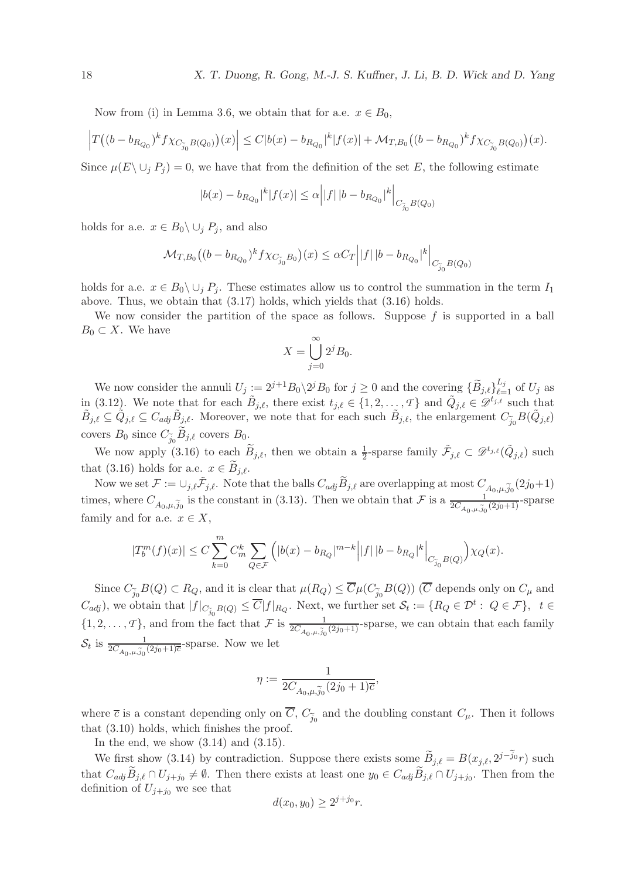Now from (i) in Lemma 3.6, we obtain that for a.e. $x \in B_0$,

$$\left|T\big((b-b_{R_{Q_0}})^k f\chi_{C_{\widetilde{j}_0}B(Q_0)}\big)(x)\right| \le C|b(x)-b_{R_{Q_0}}|^k|f(x)| + \mathcal{M}_{T,B_0}\big((b-b_{R_{Q_0}})^k f\chi_{C_{\widetilde{j}_0}B(Q_0)}\big)(x).$$

Since $\mu(E\backslash\cup_j P_j)=0$, we have that from the definition of the set $E$, the following estimate

$$|b(x)-b_{R_{Q_0}}|^k|f(x)| \le \alpha\Big||f|\,|b-b_{R_{Q_0}}|^k\Big|_{C_{\widetilde{j}_0}B(Q_0)}$$

holds for a.e. $x \in B_0\backslash\cup_j P_j$, and also

$$\mathcal{M}_{T,B_0}\big((b-b_{R_{Q_0}})^k f\chi_{C_{\widetilde{j}_0}B_0}\big)(x) \le \alpha C_T\Big||f|\,|b-b_{R_{Q_0}}|^k\Big|_{C_{\widetilde{j}_0}B(Q_0)}$$

holds for a.e. $x \in B_0\backslash\cup_j P_j$. These estimates allow us to control the summation in the term $I_1$ above. Thus, we obtain that (3.17) holds, which yields that (3.16) holds.

We now consider the partition of the space as follows. Suppose $f$ is supported in a ball $B_0 \subset X$. We have

$$X = \bigcup_{j=0}^{\infty} 2^j B_0.$$

We now consider the annuli $U_j := 2^{j+1}B_0\backslash 2^j B_0$ for $j \ge 0$ and the covering $\{\widetilde{B}_{j,\ell}\}_{\ell=1}^{L_j}$ of $U_j$ as in (3.12). We note that for each $\tilde{B}_{j,\ell}$, there exist $t_{j,\ell} \in \{1,2,\ldots,\mathcal{T}\}$ and $\tilde{Q}_{j,\ell} \in \mathscr{D}^{t_{j,\ell}}$ such that $\tilde{B}_{j,\ell} \subseteq \tilde{Q}_{j,\ell} \subseteq C_{adj}\tilde{B}_{j,\ell}$. Moreover, we note that for each such $\tilde{B}_{j,\ell}$, the enlargement $C_{\widetilde{j}_0}B(\tilde{Q}_{j,\ell})$ covers $B_0$ since $C_{\widetilde{j}_0}\widetilde{B}_{j,\ell}$ covers $B_0$.

We now apply (3.16) to each $\widetilde{B}_{j,\ell}$, then we obtain a $\frac{1}{2}$-sparse family $\tilde{\mathcal{F}}_{j,\ell} \subset \mathscr{D}^{t_{j,\ell}}(\tilde{Q}_{j,\ell})$ such that (3.16) holds for a.e. $x \in \widetilde{B}_{j,\ell}$.

Now we set $\mathcal{F} := \cup_{j,\ell}\tilde{\mathcal{F}}_{j,\ell}$. Note that the balls $C_{adj}\widetilde{B}_{j,\ell}$ are overlapping at most $C_{A_0,\mu,\widetilde{j}_0}(2j_0+1)$ times, where $C_{A_0,\mu,\widetilde{j}_0}$ is the constant in (3.13). Then we obtain that $\mathcal{F}$ is a $\frac{1}{2C_{A_0,\mu,\widetilde{j}_0}(2j_0+1)}$-sparse family and for a.e. $x \in X$,

$$|T_b^m(f)(x)| \le C\sum_{k=0}^{m} C_m^k \sum_{Q\in\mathcal{F}} \Big(|b(x)-b_{R_Q}|^{m-k}\Big||f|\,|b-b_{R_Q}|^k\Big|_{C_{\widetilde{j}_0}B(Q)}\Big)\chi_Q(x).$$

Since $C_{\widetilde{j}_0}B(Q) \subset R_Q$, and it is clear that $\mu(R_Q) \le \overline{C}\mu(C_{\widetilde{j}_0}B(Q))$ ($\overline{C}$ depends only on $C_\mu$ and $C_{adj}$), we obtain that $|f|_{C_{\widetilde{j}_0}B(Q)} \le \overline{C}|f|_{R_Q}$. Next, we further set $\mathcal{S}_t := \{R_Q \in \mathcal{D}^t:\ Q \in \mathcal{F}\}$, $t \in \{1,2,\ldots,\mathcal{T}\}$, and from the fact that $\mathcal{F}$ is $\frac{1}{2C_{A_0,\mu,\widetilde{j}_0}(2j_0+1)}$-sparse, we can obtain that each family $\mathcal{S}_t$ is $\frac{1}{2C_{A_0,\mu,\widetilde{j}_0}(2j_0+1)\overline{c}}$-sparse. Now we let

$$\eta := \frac{1}{2C_{A_0,\mu,\widetilde{j}_0}(2j_0+1)\overline{c}},$$

where $\overline{c}$ is a constant depending only on $\overline{C}$, $C_{\widetilde{j}_0}$ and the doubling constant $C_\mu$. Then it follows that (3.10) holds, which finishes the proof.

In the end, we show (3.14) and (3.15).

We first show (3.14) by contradiction. Suppose there exists some $\widetilde{B}_{j,\ell} = B(x_{j,\ell}, 2^{j-\widetilde{j}_0}r)$ such that $C_{adj}\widetilde{B}_{j,\ell} \cap U_{j+j_0} \ne \emptyset$. Then there exists at least one $y_0 \in C_{adj}\widetilde{B}_{j,\ell} \cap U_{j+j_0}$. Then from the definition of $U_{j+j_0}$ we see that

$$d(x_0,y_0) \ge 2^{j+j_0}r.$$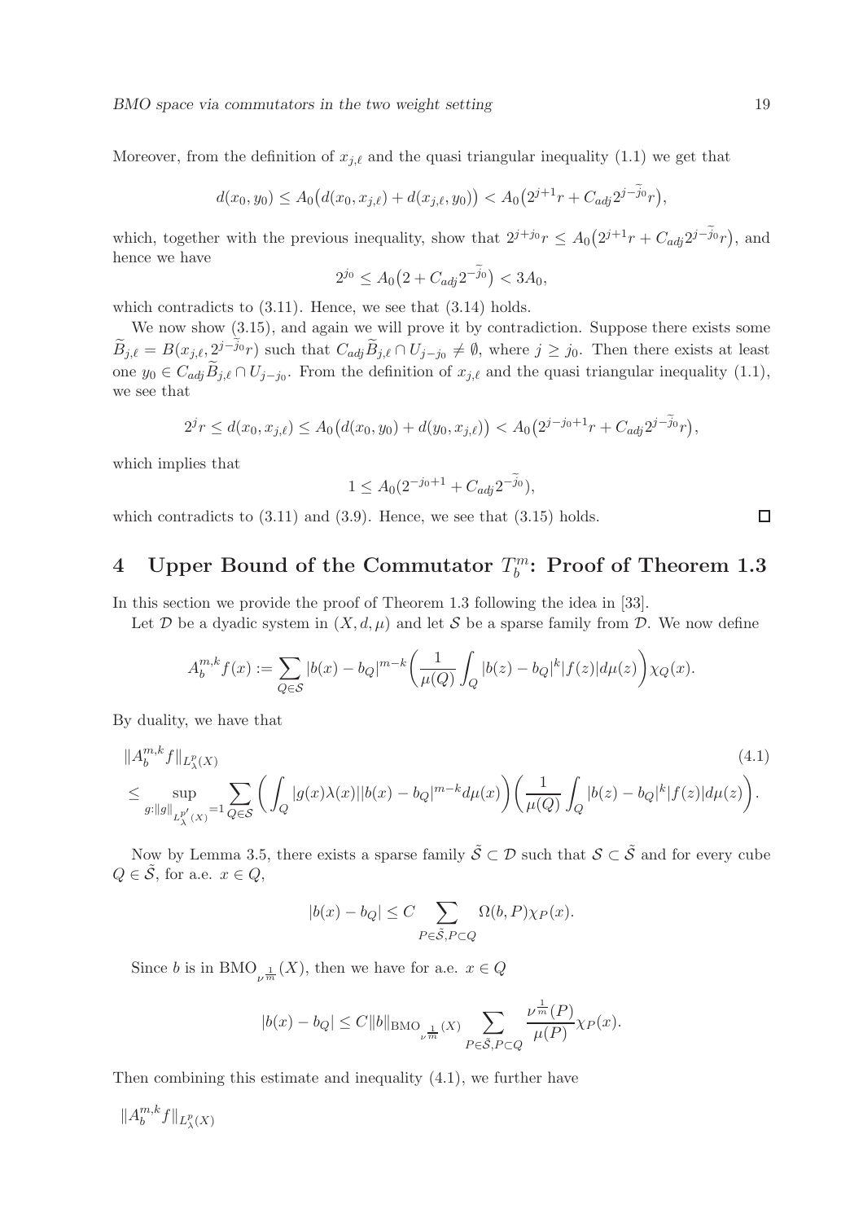Moreover, from the definition of $x_{j,\ell}$ and the quasi triangular inequality (1.1) we get that

$$d(x_0, y_0) \leq A_0\big(d(x_0, x_{j,\ell}) + d(x_{j,\ell}, y_0)\big) < A_0\big(2^{j+1}r + C_{adj}2^{j-\widetilde{j}_0}r\big),$$

which, together with the previous inequality, show that $2^{j+j_0}r \leq A_0\big(2^{j+1}r + C_{adj}2^{j-\widetilde{j}_0}r\big)$, and hence we have

$$2^{j_0} \leq A_0\big(2 + C_{adj}2^{-\widetilde{j}_0}\big) < 3A_0,$$

which contradicts to (3.11). Hence, we see that (3.14) holds.

We now show (3.15), and again we will prove it by contradiction. Suppose there exists some $\widetilde{B}_{j,\ell} = B(x_{j,\ell}, 2^{j-\widetilde{j}_0}r)$ such that $C_{adj}\widetilde{B}_{j,\ell} \cap U_{j-j_0} \neq \emptyset$, where $j \geq j_0$. Then there exists at least one $y_0 \in C_{adj}\widetilde{B}_{j,\ell} \cap U_{j-j_0}$. From the definition of $x_{j,\ell}$ and the quasi triangular inequality (1.1), we see that

$$2^j r \leq d(x_0, x_{j,\ell}) \leq A_0\big(d(x_0, y_0) + d(y_0, x_{j,\ell})\big) < A_0\big(2^{j-j_0+1}r + C_{adj}2^{j-\widetilde{j}_0}r\big),$$

which implies that

$$1 \leq A_0(2^{-j_0+1} + C_{adj}2^{-\widetilde{j}_0}),$$

which contradicts to (3.11) and (3.9). Hence, we see that (3.15) holds. $\square$

# 4 Upper Bound of the Commutator $T_b^m$: Proof of Theorem 1.3

In this section we provide the proof of Theorem 1.3 following the idea in [33].

Let $\mathcal{D}$ be a dyadic system in $(X, d, \mu)$ and let $\mathcal{S}$ be a sparse family from $\mathcal{D}$. We now define

$$A_b^{m,k}f(x) := \sum_{Q\in\mathcal{S}} |b(x) - b_Q|^{m-k}\bigg(\frac{1}{\mu(Q)}\int_Q |b(z) - b_Q|^k |f(z)| d\mu(z)\bigg)\chi_Q(x).$$

By duality, we have that

$$\begin{aligned}
&\|A_b^{m,k}f\|_{L^p_\lambda(X)} \qquad\qquad (4.1)\\
&\leq \sup_{g:\|g\|_{L^{p'}_\lambda(X)}=1} \sum_{Q\in\mathcal{S}} \bigg(\int_Q |g(x)\lambda(x)||b(x) - b_Q|^{m-k} d\mu(x)\bigg)\bigg(\frac{1}{\mu(Q)}\int_Q |b(z) - b_Q|^k |f(z)| d\mu(z)\bigg).
\end{aligned}$$

Now by Lemma 3.5, there exists a sparse family $\tilde{\mathcal{S}} \subset \mathcal{D}$ such that $\mathcal{S} \subset \tilde{\mathcal{S}}$ and for every cube $Q \in \tilde{\mathcal{S}}$, for a.e. $x \in Q$,

$$|b(x) - b_Q| \leq C \sum_{P\in\tilde{\mathcal{S}}, P\subset Q} \Omega(b, P)\chi_P(x).$$

Since $b$ is in $\mathrm{BMO}_{\nu^{\frac{1}{m}}}(X)$, then we have for a.e. $x \in Q$

$$|b(x) - b_Q| \leq C\|b\|_{\mathrm{BMO}_{\nu^{\frac{1}{m}}}(X)} \sum_{P\in\tilde{\mathcal{S}}, P\subset Q} \frac{\nu^{\frac{1}{m}}(P)}{\mu(P)}\chi_P(x).$$

Then combining this estimate and inequality (4.1), we further have

$\|A_b^{m,k}f\|_{L^p_\lambda(X)}$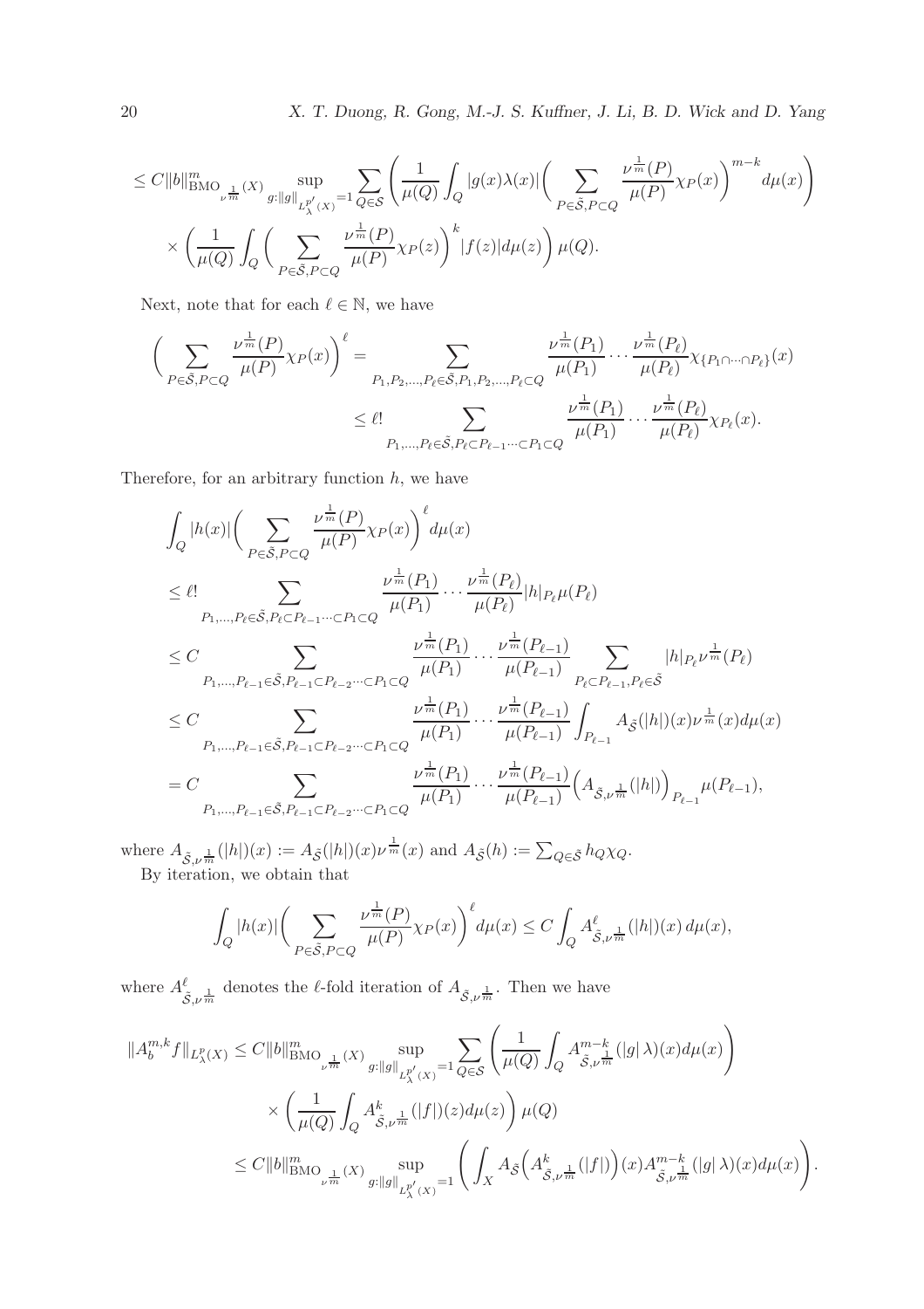$$
\begin{aligned}
&\leq C\|b\|_{\mathrm{BMO}_{\nu^{\frac{1}{m}}}(X)}^m \sup_{g:\|g\|_{L_\lambda^{p'}(X)}=1} \sum_{Q\in\mathcal{S}} \left(\frac{1}{\mu(Q)}\int_Q |g(x)\lambda(x)|\Big(\sum_{P\in\tilde{\mathcal{S}},P\subset Q} \frac{\nu^{\frac{1}{m}}(P)}{\mu(P)}\chi_P(x)\Big)^{m-k} d\mu(x)\right)\\
&\quad\times\left(\frac{1}{\mu(Q)}\int_Q \Big(\sum_{P\in\tilde{\mathcal{S}},P\subset Q} \frac{\nu^{\frac{1}{m}}(P)}{\mu(P)}\chi_P(z)\Big)^{k}|f(z)|d\mu(z)\right)\mu(Q).
\end{aligned}
$$

Next, note that for each $\ell \in \mathbb{N}$, we have

$$
\begin{aligned}
\Big(\sum_{P\in\tilde{\mathcal{S}},P\subset Q} \frac{\nu^{\frac{1}{m}}(P)}{\mu(P)}\chi_P(x)\Big)^{\ell} &= \sum_{P_1,P_2,\ldots,P_\ell\in\tilde{\mathcal{S}},P_1,P_2,\ldots,P_\ell\subset Q} \frac{\nu^{\frac{1}{m}}(P_1)}{\mu(P_1)}\cdots\frac{\nu^{\frac{1}{m}}(P_\ell)}{\mu(P_\ell)}\chi_{\{P_1\cap\cdots\cap P_\ell\}}(x)\\
&\leq \ell! \sum_{P_1,\ldots,P_\ell\in\tilde{\mathcal{S}},P_\ell\subset P_{\ell-1}\cdots\subset P_1\subset Q} \frac{\nu^{\frac{1}{m}}(P_1)}{\mu(P_1)}\cdots\frac{\nu^{\frac{1}{m}}(P_\ell)}{\mu(P_\ell)}\chi_{P_\ell}(x).
\end{aligned}
$$

Therefore, for an arbitrary function $h$, we have

$$
\begin{aligned}
&\int_Q |h(x)|\Big(\sum_{P\in\tilde{\mathcal{S}},P\subset Q} \frac{\nu^{\frac{1}{m}}(P)}{\mu(P)}\chi_P(x)\Big)^{\ell} d\mu(x)\\
&\leq \ell! \sum_{P_1,\ldots,P_\ell\in\tilde{\mathcal{S}},P_\ell\subset P_{\ell-1}\cdots\subset P_1\subset Q} \frac{\nu^{\frac{1}{m}}(P_1)}{\mu(P_1)}\cdots\frac{\nu^{\frac{1}{m}}(P_\ell)}{\mu(P_\ell)}|h|_{P_\ell}\mu(P_\ell)\\
&\leq C \sum_{P_1,\ldots,P_{\ell-1}\in\tilde{\mathcal{S}},P_{\ell-1}\subset P_{\ell-2}\cdots\subset P_1\subset Q} \frac{\nu^{\frac{1}{m}}(P_1)}{\mu(P_1)}\cdots\frac{\nu^{\frac{1}{m}}(P_{\ell-1})}{\mu(P_{\ell-1})} \sum_{P_\ell\subset P_{\ell-1},P_\ell\in\tilde{\mathcal{S}}} |h|_{P_\ell}\nu^{\frac{1}{m}}(P_\ell)\\
&\leq C \sum_{P_1,\ldots,P_{\ell-1}\in\tilde{\mathcal{S}},P_{\ell-1}\subset P_{\ell-2}\cdots\subset P_1\subset Q} \frac{\nu^{\frac{1}{m}}(P_1)}{\mu(P_1)}\cdots\frac{\nu^{\frac{1}{m}}(P_{\ell-1})}{\mu(P_{\ell-1})} \int_{P_{\ell-1}} A_{\tilde{\mathcal{S}}}(|h|)(x)\nu^{\frac{1}{m}}(x)d\mu(x)\\
&= C \sum_{P_1,\ldots,P_{\ell-1}\in\tilde{\mathcal{S}},P_{\ell-1}\subset P_{\ell-2}\cdots\subset P_1\subset Q} \frac{\nu^{\frac{1}{m}}(P_1)}{\mu(P_1)}\cdots\frac{\nu^{\frac{1}{m}}(P_{\ell-1})}{\mu(P_{\ell-1})} \Big(A_{\tilde{\mathcal{S}},\nu^{\frac{1}{m}}}(|h|)\Big)_{P_{\ell-1}}\mu(P_{\ell-1}),
\end{aligned}
$$

where $A_{\tilde{\mathcal{S}},\nu^{\frac{1}{m}}}(|h|)(x) := A_{\tilde{\mathcal{S}}}(|h|)(x)\nu^{\frac{1}{m}}(x)$ and $A_{\tilde{\mathcal{S}}}(h) := \sum_{Q\in\tilde{\mathcal{S}}} h_Q\chi_Q$.

By iteration, we obtain that

$$
\int_Q |h(x)|\Big(\sum_{P\in\tilde{\mathcal{S}},P\subset Q} \frac{\nu^{\frac{1}{m}}(P)}{\mu(P)}\chi_P(x)\Big)^{\ell} d\mu(x) \leq C\int_Q A^{\ell}_{\tilde{\mathcal{S}},\nu^{\frac{1}{m}}}(|h|)(x)\,d\mu(x),
$$

where $A^{\ell}_{\tilde{\mathcal{S}},\nu^{\frac{1}{m}}}$ denotes the $\ell$-fold iteration of $A_{\tilde{\mathcal{S}},\nu^{\frac{1}{m}}}$. Then we have

$$
\begin{aligned}
\|A_b^{m,k}f\|_{L_\lambda^p(X)} &\leq C\|b\|_{\mathrm{BMO}_{\nu^{\frac{1}{m}}}(X)}^m \sup_{g:\|g\|_{L_\lambda^{p'}(X)}=1} \sum_{Q\in\mathcal{S}} \left(\frac{1}{\mu(Q)}\int_Q A^{m-k}_{\tilde{\mathcal{S}},\nu^{\frac{1}{m}}}(|g|\,\lambda)(x)d\mu(x)\right)\\
&\quad\times\left(\frac{1}{\mu(Q)}\int_Q A^{k}_{\tilde{\mathcal{S}},\nu^{\frac{1}{m}}}(|f|)(z)d\mu(z)\right)\mu(Q)\\
&\leq C\|b\|_{\mathrm{BMO}_{\nu^{\frac{1}{m}}}(X)}^m \sup_{g:\|g\|_{L_\lambda^{p'}(X)}=1} \left(\int_X A_{\tilde{\mathcal{S}}}\Big(A^{k}_{\tilde{\mathcal{S}},\nu^{\frac{1}{m}}}(|f|)\Big)(x) A^{m-k}_{\tilde{\mathcal{S}},\nu^{\frac{1}{m}}}(|g|\,\lambda)(x)d\mu(x)\right).
\end{aligned}
$$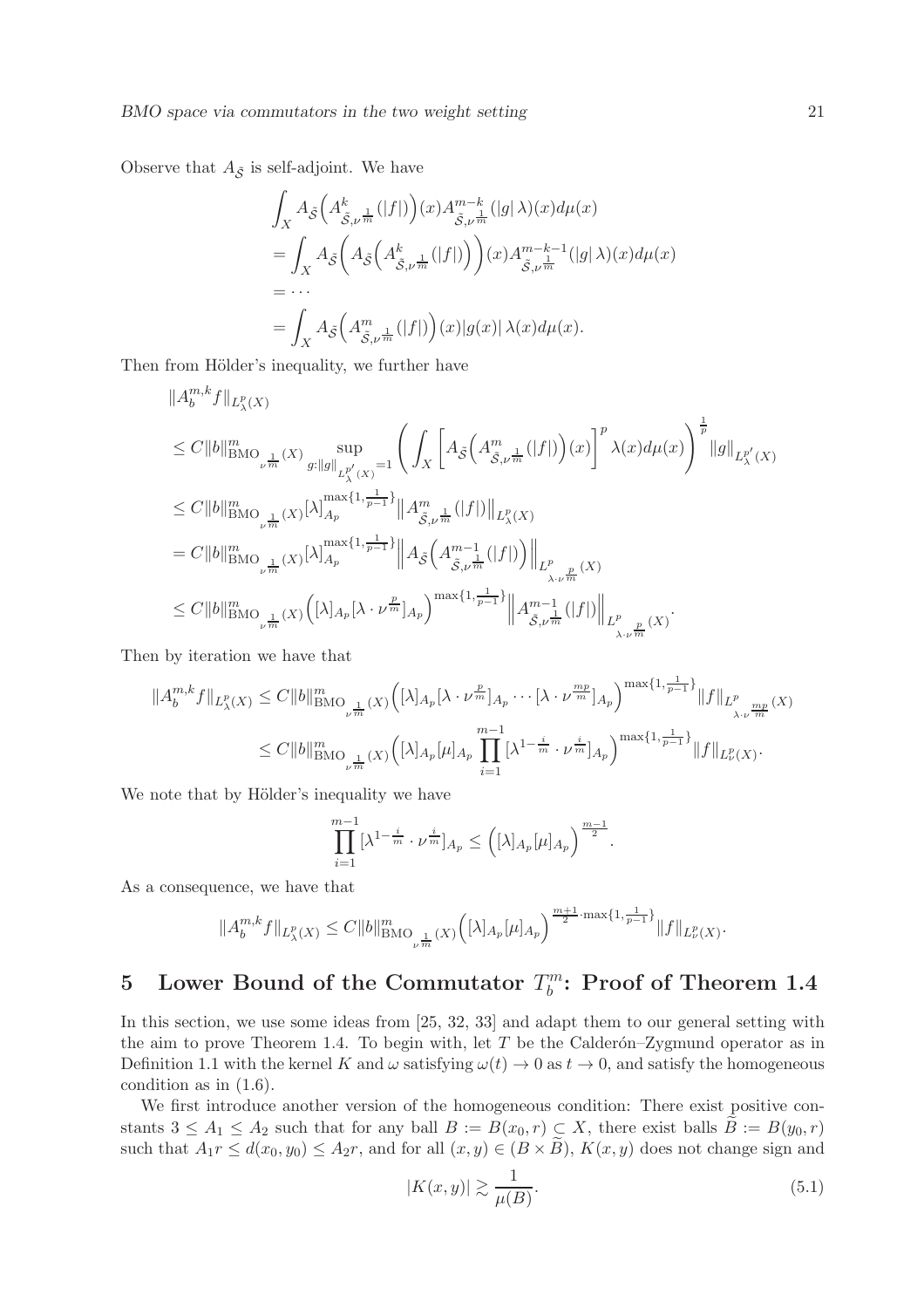Observe that $A_{\tilde{\mathcal{S}}}$ is self-adjoint. We have

$$
\begin{aligned}
&\int_X A_{\tilde{\mathcal{S}}}\Big(A^k_{\tilde{\mathcal{S}},\nu^{\frac{1}{m}}}(|f|)\Big)(x)A^{m-k}_{\tilde{\mathcal{S}},\nu^{\frac{1}{m}}}(|g|\,\lambda)(x)d\mu(x)\\
&=\int_X A_{\tilde{\mathcal{S}}}\bigg(A_{\tilde{\mathcal{S}}}\Big(A^k_{\tilde{\mathcal{S}},\nu^{\frac{1}{m}}}(|f|)\Big)\bigg)(x)A^{m-k-1}_{\tilde{\mathcal{S}},\nu^{\frac{1}{m}}}(|g|\,\lambda)(x)d\mu(x)\\
&=\cdots\\
&=\int_X A_{\tilde{\mathcal{S}}}\Big(A^m_{\tilde{\mathcal{S}},\nu^{\frac{1}{m}}}(|f|)\Big)(x)|g(x)|\,\lambda(x)d\mu(x).
\end{aligned}
$$

Then from Hölder's inequality, we further have

$$
\begin{aligned}
&\|A^{m,k}_b f\|_{L^p_\lambda(X)}\\
&\leq C\|b\|^m_{\mathrm{BMO}_{\nu^{\frac{1}{m}}}(X)}\sup_{g:\|g\|_{L^{p'}_\lambda(X)}=1}\left(\int_X\left[A_{\tilde{\mathcal{S}}}\Big(A^m_{\tilde{\mathcal{S}},\nu^{\frac{1}{m}}}(|f|)\Big)(x)\right]^p\lambda(x)d\mu(x)\right)^{\frac{1}{p}}\|g\|_{L^{p'}_\lambda(X)}\\
&\leq C\|b\|^m_{\mathrm{BMO}_{\nu^{\frac{1}{m}}}(X)}[\lambda]^{\max\{1,\frac{1}{p-1}\}}_{A_p}\big\|A^m_{\tilde{\mathcal{S}},\nu^{\frac{1}{m}}}(|f|)\big\|_{L^p_\lambda(X)}\\
&= C\|b\|^m_{\mathrm{BMO}_{\nu^{\frac{1}{m}}}(X)}[\lambda]^{\max\{1,\frac{1}{p-1}\}}_{A_p}\Big\|A_{\tilde{\mathcal{S}}}\Big(A^{m-1}_{\tilde{\mathcal{S}},\nu^{\frac{1}{m}}}(|f|)\Big)\Big\|_{L^p_{\lambda\cdot\nu^{\frac{p}{m}}}(X)}\\
&\leq C\|b\|^m_{\mathrm{BMO}_{\nu^{\frac{1}{m}}}(X)}\Big([\lambda]_{A_p}[\lambda\cdot\nu^{\frac{p}{m}}]_{A_p}\Big)^{\max\{1,\frac{1}{p-1}\}}\Big\|A^{m-1}_{\tilde{\mathcal{S}},\nu^{\frac{1}{m}}}(|f|)\Big\|_{L^p_{\lambda\cdot\nu^{\frac{p}{m}}}(X)}.
\end{aligned}
$$

Then by iteration we have that

$$
\begin{aligned}
\|A^{m,k}_b f\|_{L^p_\lambda(X)}&\leq C\|b\|^m_{\mathrm{BMO}_{\nu^{\frac{1}{m}}}(X)}\Big([\lambda]_{A_p}[\lambda\cdot\nu^{\frac{p}{m}}]_{A_p}\cdots[\lambda\cdot\nu^{\frac{mp}{m}}]_{A_p}\Big)^{\max\{1,\frac{1}{p-1}\}}\|f\|_{L^p_{\lambda\cdot\nu^{\frac{mp}{m}}}(X)}\\
&\leq C\|b\|^m_{\mathrm{BMO}_{\nu^{\frac{1}{m}}}(X)}\Big([\lambda]_{A_p}[\mu]_{A_p}\prod_{i=1}^{m-1}[\lambda^{1-\frac{i}{m}}\cdot\nu^{\frac{i}{m}}]_{A_p}\Big)^{\max\{1,\frac{1}{p-1}\}}\|f\|_{L^p_\nu(X)}.
\end{aligned}
$$

We note that by Hölder's inequality we have

$$
\prod_{i=1}^{m-1}[\lambda^{1-\frac{i}{m}}\cdot\nu^{\frac{i}{m}}]_{A_p}\leq\Big([\lambda]_{A_p}[\mu]_{A_p}\Big)^{\frac{m-1}{2}}.
$$

As a consequence, we have that

$$
\|A^{m,k}_b f\|_{L^p_\lambda(X)}\leq C\|b\|^m_{\mathrm{BMO}_{\nu^{\frac{1}{m}}}(X)}\Big([\lambda]_{A_p}[\mu]_{A_p}\Big)^{\frac{m+1}{2}\cdot\max\{1,\frac{1}{p-1}\}}\|f\|_{L^p_\nu(X)}.
$$

## 5 Lower Bound of the Commutator $T^m_b$: Proof of Theorem 1.4

In this section, we use some ideas from [25, 32, 33] and adapt them to our general setting with the aim to prove Theorem 1.4. To begin with, let $T$ be the Calderón–Zygmund operator as in Definition 1.1 with the kernel $K$ and $\omega$ satisfying $\omega(t)\to 0$ as $t\to 0$, and satisfy the homogeneous condition as in (1.6).

We first introduce another version of the homogeneous condition: There exist positive constants $3\leq A_1\leq A_2$ such that for any ball $B:=B(x_0,r)\subset X$, there exist balls $\widetilde{B}:=B(y_0,r)$ such that $A_1 r\leq d(x_0,y_0)\leq A_2 r$, and for all $(x,y)\in(B\times\widetilde{B})$, $K(x,y)$ does not change sign and

$$
|K(x,y)|\gtrsim\frac{1}{\mu(B)}. \tag{5.1}
$$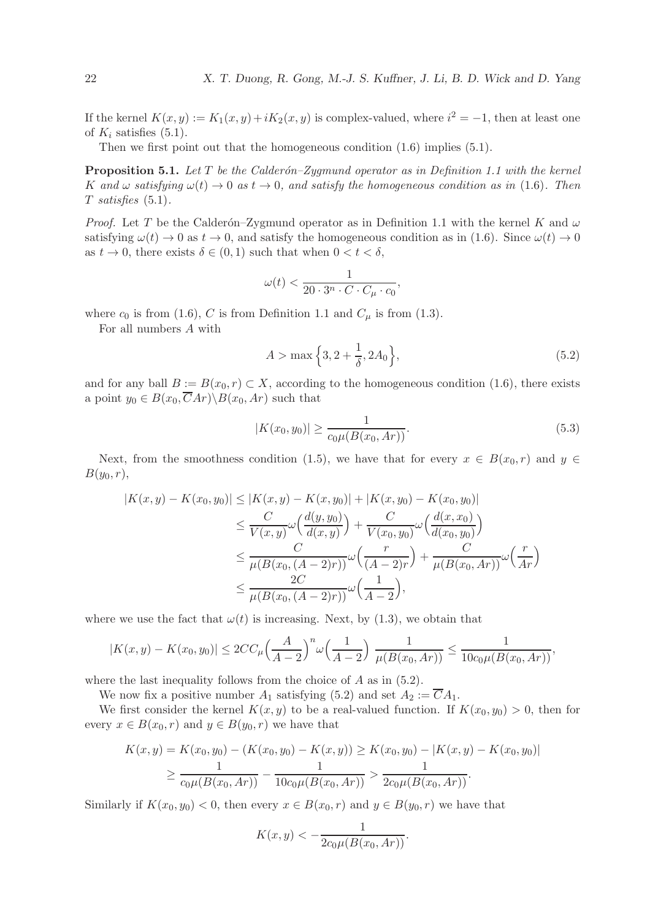If the kernel $K(x,y) := K_1(x,y) + iK_2(x,y)$ is complex-valued, where $i^2 = -1$, then at least one of $K_i$ satisfies (5.1).

Then we first point out that the homogeneous condition (1.6) implies (5.1).

**Proposition 5.1.** *Let $T$ be the Calderón–Zygmund operator as in Definition 1.1 with the kernel $K$ and $\omega$ satisfying $\omega(t) \to 0$ as $t \to 0$, and satisfy the homogeneous condition as in (1.6). Then $T$ satisfies (5.1).*

*Proof.* Let $T$ be the Calderón–Zygmund operator as in Definition 1.1 with the kernel $K$ and $\omega$ satisfying $\omega(t) \to 0$ as $t \to 0$, and satisfy the homogeneous condition as in (1.6). Since $\omega(t) \to 0$ as $t \to 0$, there exists $\delta \in (0,1)$ such that when $0 < t < \delta$,

$$\omega(t) < \frac{1}{20 \cdot 3^n \cdot C \cdot C_\mu \cdot c_0},$$

where $c_0$ is from (1.6), $C$ is from Definition 1.1 and $C_\mu$ is from (1.3).

For all numbers $A$ with

$$A > \max\Big\{3, 2 + \frac{1}{\delta}, 2A_0\Big\}, \tag{5.2}$$

and for any ball $B := B(x_0, r) \subset X$, according to the homogeneous condition (1.6), there exists a point $y_0 \in B(x_0, \overline{C}Ar) \backslash B(x_0, Ar)$ such that

$$|K(x_0, y_0)| \geq \frac{1}{c_0 \mu(B(x_0, Ar))}. \tag{5.3}$$

Next, from the smoothness condition (1.5), we have that for every $x \in B(x_0, r)$ and $y \in B(y_0, r)$,

$$\begin{aligned}
|K(x,y) - K(x_0,y_0)| &\leq |K(x,y) - K(x,y_0)| + |K(x,y_0) - K(x_0,y_0)| \\
&\leq \frac{C}{V(x,y)} \omega\Big(\frac{d(y,y_0)}{d(x,y)}\Big) + \frac{C}{V(x_0,y_0)} \omega\Big(\frac{d(x,x_0)}{d(x_0,y_0)}\Big) \\
&\leq \frac{C}{\mu(B(x_0,(A-2)r))} \omega\Big(\frac{r}{(A-2)r}\Big) + \frac{C}{\mu(B(x_0,Ar))} \omega\Big(\frac{r}{Ar}\Big) \\
&\leq \frac{2C}{\mu(B(x_0,(A-2)r))} \omega\Big(\frac{1}{A-2}\Big),
\end{aligned}$$

where we use the fact that $\omega(t)$ is increasing. Next, by (1.3), we obtain that

$$|K(x,y) - K(x_0,y_0)| \leq 2CC_\mu \Big(\frac{A}{A-2}\Big)^n \omega\Big(\frac{1}{A-2}\Big) \ \frac{1}{\mu(B(x_0,Ar))} \leq \frac{1}{10c_0 \mu(B(x_0,Ar))},$$

where the last inequality follows from the choice of $A$ as in (5.2).

We now fix a positive number $A_1$ satisfying (5.2) and set $A_2 := \overline{C}A_1$.

We first consider the kernel $K(x,y)$ to be a real-valued function. If $K(x_0,y_0) > 0$, then for every $x \in B(x_0,r)$ and $y \in B(y_0,r)$ we have that

$$\begin{aligned}
K(x,y) &= K(x_0,y_0) - (K(x_0,y_0) - K(x,y)) \geq K(x_0,y_0) - |K(x,y) - K(x_0,y_0)| \\
&\geq \frac{1}{c_0 \mu(B(x_0,Ar))} - \frac{1}{10c_0 \mu(B(x_0,Ar))} > \frac{1}{2c_0 \mu(B(x_0,Ar))}.
\end{aligned}$$

Similarly if $K(x_0,y_0) < 0$, then every $x \in B(x_0,r)$ and $y \in B(y_0,r)$ we have that

$$K(x,y) < -\frac{1}{2c_0 \mu(B(x_0,Ar))}.$$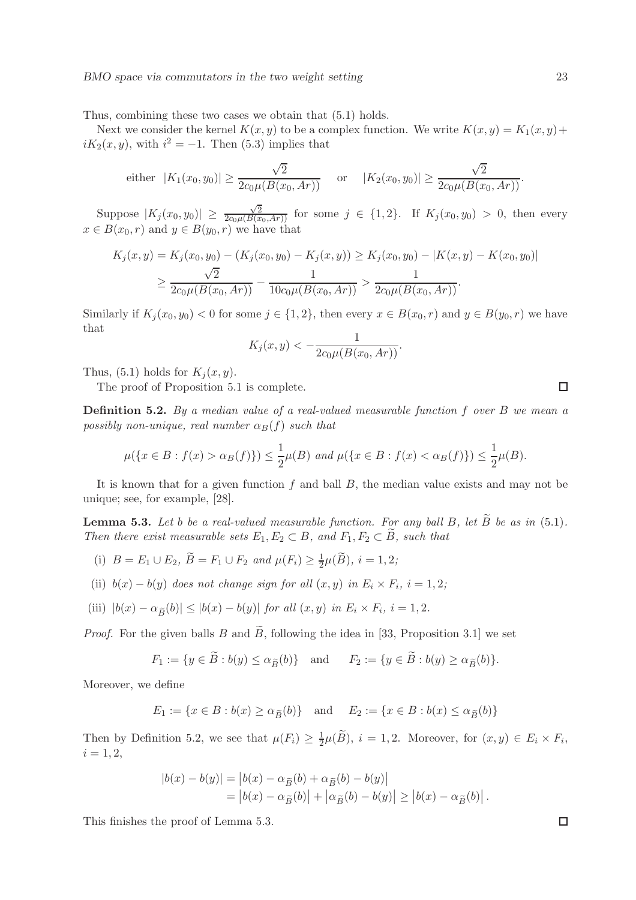Thus, combining these two cases we obtain that (5.1) holds.

Next we consider the kernel $K(x,y)$ to be a complex function. We write $K(x,y) = K_1(x,y) + iK_2(x,y)$, with $i^2 = -1$. Then (5.3) implies that

$$\text{either } \ |K_1(x_0,y_0)| \geq \frac{\sqrt{2}}{2c_0\mu(B(x_0,Ar))} \quad \text{ or } \quad |K_2(x_0,y_0)| \geq \frac{\sqrt{2}}{2c_0\mu(B(x_0,Ar))}.$$

Suppose $|K_j(x_0,y_0)| \geq \frac{\sqrt{2}}{2c_0\mu(B(x_0,Ar))}$ for some $j \in \{1,2\}$. If $K_j(x_0,y_0) > 0$, then every $x \in B(x_0,r)$ and $y \in B(y_0,r)$ we have that

$$\begin{aligned}
K_j(x,y) &= K_j(x_0,y_0) - (K_j(x_0,y_0) - K_j(x,y)) \geq K_j(x_0,y_0) - |K(x,y) - K(x_0,y_0)| \\
&\geq \frac{\sqrt{2}}{2c_0\mu(B(x_0,Ar))} - \frac{1}{10c_0\mu(B(x_0,Ar))} > \frac{1}{2c_0\mu(B(x_0,Ar))}.
\end{aligned}$$

Similarly if $K_j(x_0,y_0) < 0$ for some $j \in \{1,2\}$, then every $x \in B(x_0,r)$ and $y \in B(y_0,r)$ we have that

$$K_j(x,y) < -\frac{1}{2c_0\mu(B(x_0,Ar))}.$$

Thus, (5.1) holds for $K_j(x,y)$.

The proof of Proposition 5.1 is complete. $\square$

**Definition 5.2.** *By a median value of a real-valued measurable function $f$ over $B$ we mean a possibly non-unique, real number $\alpha_B(f)$ such that*

$$\mu(\{x \in B : f(x) > \alpha_B(f)\}) \leq \frac{1}{2}\mu(B) \text{ and } \mu(\{x \in B : f(x) < \alpha_B(f)\}) \leq \frac{1}{2}\mu(B).$$

It is known that for a given function $f$ and ball $B$, the median value exists and may not be unique; see, for example, [28].

**Lemma 5.3.** *Let $b$ be a real-valued measurable function. For any ball $B$, let $\widetilde{B}$ be as in (5.1). Then there exist measurable sets $E_1, E_2 \subset B$, and $F_1, F_2 \subset \widetilde{B}$, such that*

(i) $B = E_1 \cup E_2$, $\widetilde{B} = F_1 \cup F_2$ *and* $\mu(F_i) \geq \frac{1}{2}\mu(\widetilde{B})$, $i = 1,2$;

(ii) $b(x) - b(y)$ *does not change sign for all* $(x,y)$ *in* $E_i \times F_i$, $i = 1,2$;

(iii) $|b(x) - \alpha_{\widetilde{B}}(b)| \leq |b(x) - b(y)|$ *for all* $(x,y)$ *in* $E_i \times F_i$, $i = 1,2$.

*Proof.* For the given balls $B$ and $\widetilde{B}$, following the idea in [33, Proposition 3.1] we set

$$F_1 := \{y \in \widetilde{B} : b(y) \leq \alpha_{\widetilde{B}}(b)\} \quad \text{and} \quad F_2 := \{y \in \widetilde{B} : b(y) \geq \alpha_{\widetilde{B}}(b)\}.$$

Moreover, we define

$$E_1 := \{x \in B : b(x) \geq \alpha_{\widetilde{B}}(b)\} \quad \text{and} \quad E_2 := \{x \in B : b(x) \leq \alpha_{\widetilde{B}}(b)\}$$

Then by Definition 5.2, we see that $\mu(F_i) \geq \frac{1}{2}\mu(\widetilde{B})$, $i = 1,2$. Moreover, for $(x,y) \in E_i \times F_i$, $i = 1,2$,

$$\begin{aligned}
|b(x) - b(y)| &= \left|b(x) - \alpha_{\widetilde{B}}(b) + \alpha_{\widetilde{B}}(b) - b(y)\right| \\
&= \left|b(x) - \alpha_{\widetilde{B}}(b)\right| + \left|\alpha_{\widetilde{B}}(b) - b(y)\right| \geq \left|b(x) - \alpha_{\widetilde{B}}(b)\right|.
\end{aligned}$$

This finishes the proof of Lemma 5.3. $\square$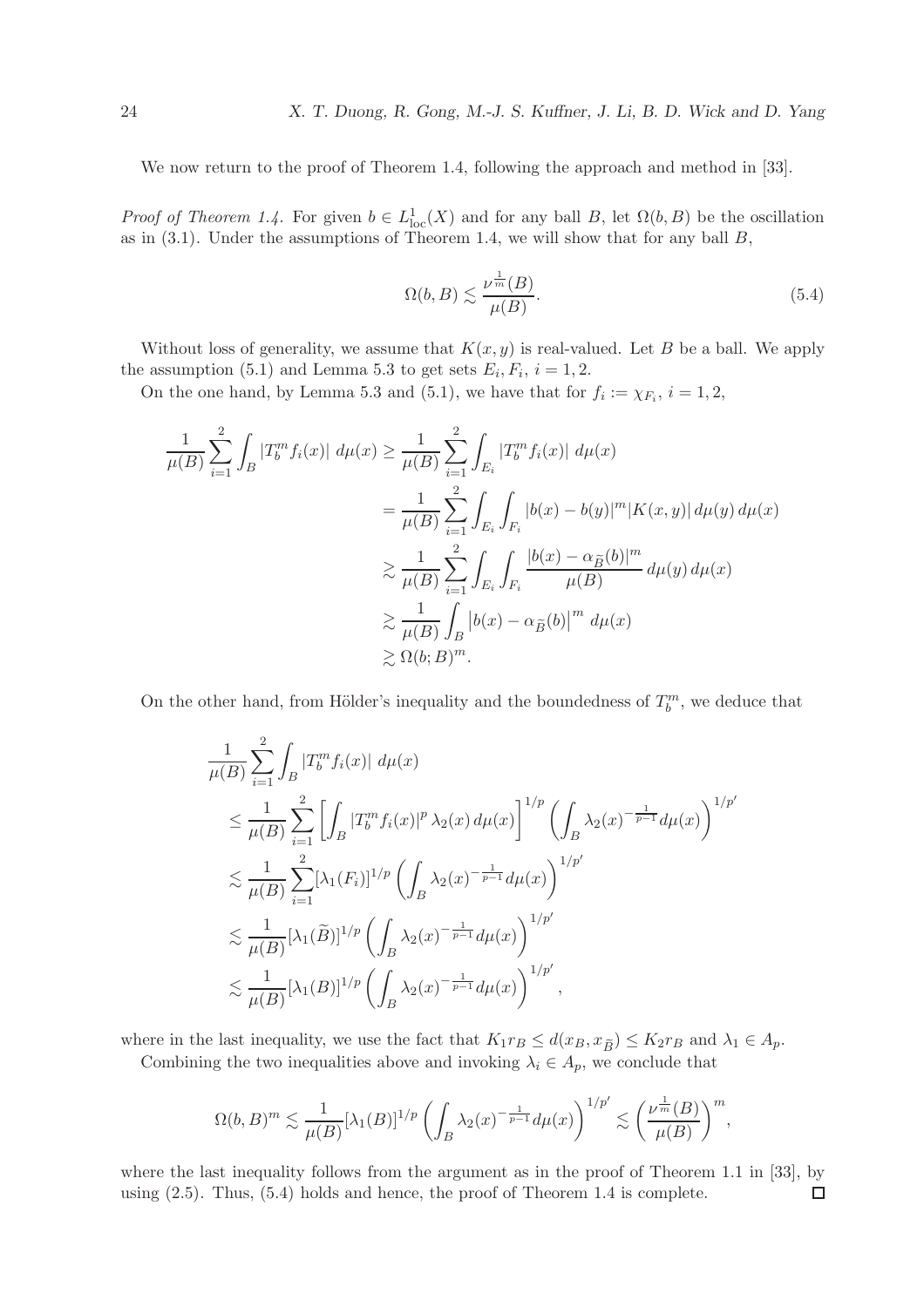We now return to the proof of Theorem 1.4, following the approach and method in [33].

*Proof of Theorem 1.4.* For given $b \in L^1_{\rm loc}(X)$ and for any ball $B$, let $\Omega(b, B)$ be the oscillation as in (3.1). Under the assumptions of Theorem 1.4, we will show that for any ball $B$,

$$\Omega(b, B) \lesssim \frac{\nu^{\frac{1}{m}}(B)}{\mu(B)}. \tag{5.4}$$

Without loss of generality, we assume that $K(x, y)$ is real-valued. Let $B$ be a ball. We apply the assumption (5.1) and Lemma 5.3 to get sets $E_i, F_i$, $i = 1, 2$.

On the one hand, by Lemma 5.3 and (5.1), we have that for $f_i := \chi_{F_i}$, $i = 1, 2$,

$$\begin{aligned}
\frac{1}{\mu(B)} \sum_{i=1}^{2} \int_B |T_b^m f_i(x)| \, d\mu(x) &\geq \frac{1}{\mu(B)} \sum_{i=1}^{2} \int_{E_i} |T_b^m f_i(x)| \, d\mu(x) \\
&= \frac{1}{\mu(B)} \sum_{i=1}^{2} \int_{E_i} \int_{F_i} |b(x) - b(y)|^m |K(x, y)| \, d\mu(y) \, d\mu(x) \\
&\gtrsim \frac{1}{\mu(B)} \sum_{i=1}^{2} \int_{E_i} \int_{F_i} \frac{|b(x) - \alpha_{\widetilde{B}}(b)|^m}{\mu(B)} \, d\mu(y) \, d\mu(x) \\
&\gtrsim \frac{1}{\mu(B)} \int_B \left| b(x) - \alpha_{\widetilde{B}}(b) \right|^m \, d\mu(x) \\
&\gtrsim \Omega(b; B)^m.
\end{aligned}$$

On the other hand, from Hölder's inequality and the boundedness of $T_b^m$, we deduce that

$$\begin{aligned}
&\frac{1}{\mu(B)} \sum_{i=1}^{2} \int_B |T_b^m f_i(x)| \, d\mu(x) \\
&\quad\leq \frac{1}{\mu(B)} \sum_{i=1}^{2} \left[ \int_B |T_b^m f_i(x)|^p \, \lambda_2(x) \, d\mu(x) \right]^{1/p} \left( \int_B \lambda_2(x)^{-\frac{1}{p-1}} d\mu(x) \right)^{1/p'} \\
&\quad\lesssim \frac{1}{\mu(B)} \sum_{i=1}^{2} [\lambda_1(F_i)]^{1/p} \left( \int_B \lambda_2(x)^{-\frac{1}{p-1}} d\mu(x) \right)^{1/p'} \\
&\quad\lesssim \frac{1}{\mu(B)} [\lambda_1(\widetilde{B})]^{1/p} \left( \int_B \lambda_2(x)^{-\frac{1}{p-1}} d\mu(x) \right)^{1/p'} \\
&\quad\lesssim \frac{1}{\mu(B)} [\lambda_1(B)]^{1/p} \left( \int_B \lambda_2(x)^{-\frac{1}{p-1}} d\mu(x) \right)^{1/p'},
\end{aligned}$$

where in the last inequality, we use the fact that $K_1 r_B \leq d(x_B, x_{\widetilde{B}}) \leq K_2 r_B$ and $\lambda_1 \in A_p$.

Combining the two inequalities above and invoking $\lambda_i \in A_p$, we conclude that

$$\Omega(b, B)^m \lesssim \frac{1}{\mu(B)} [\lambda_1(B)]^{1/p} \left( \int_B \lambda_2(x)^{-\frac{1}{p-1}} d\mu(x) \right)^{1/p'} \lesssim \left( \frac{\nu^{\frac{1}{m}}(B)}{\mu(B)} \right)^m,$$

where the last inequality follows from the argument as in the proof of Theorem 1.1 in [33], by using (2.5). Thus, (5.4) holds and hence, the proof of Theorem 1.4 is complete. $\square$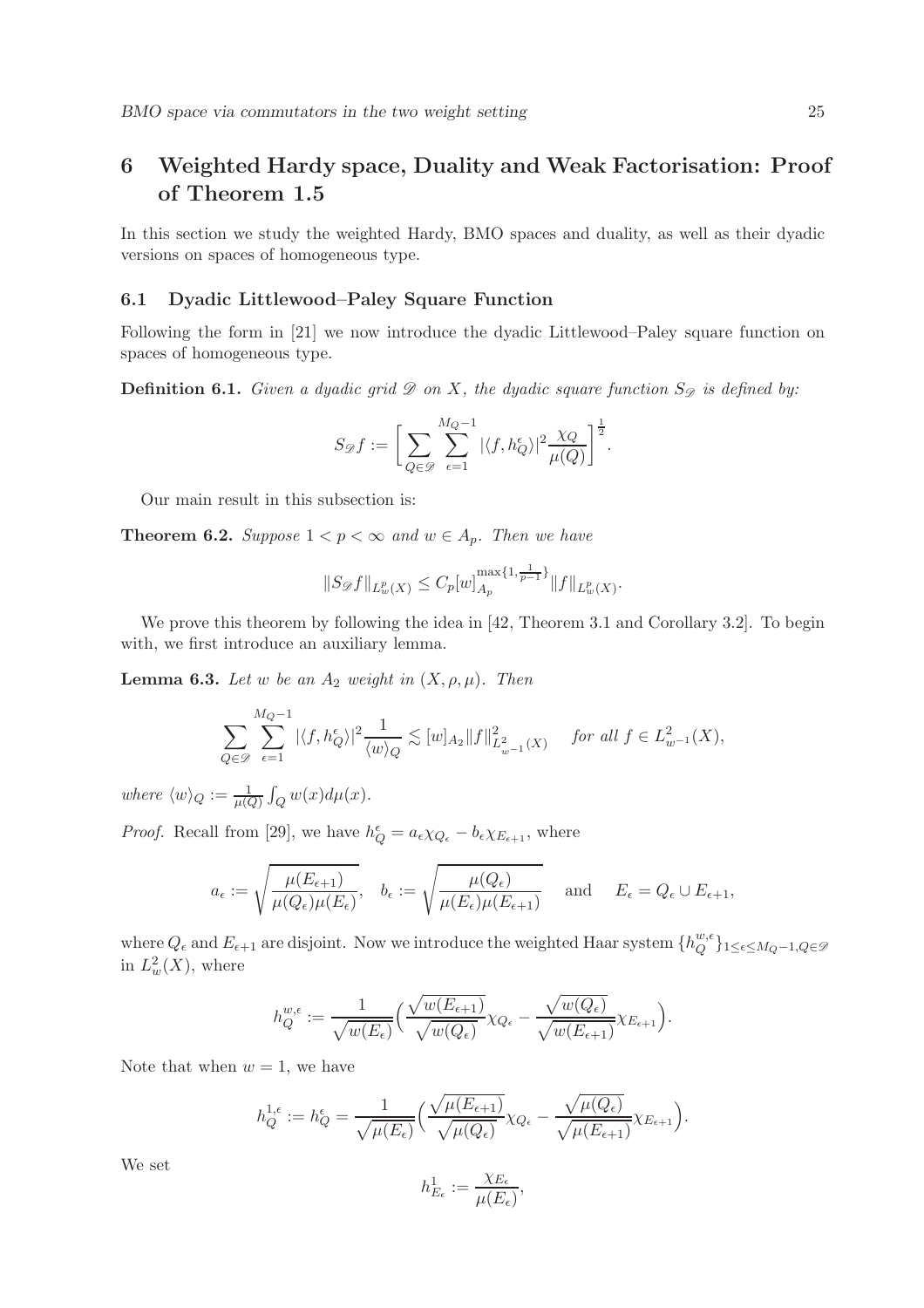# 6 Weighted Hardy space, Duality and Weak Factorisation: Proof of Theorem 1.5

In this section we study the weighted Hardy, BMO spaces and duality, as well as their dyadic versions on spaces of homogeneous type.

## 6.1 Dyadic Littlewood–Paley Square Function

Following the form in [21] we now introduce the dyadic Littlewood–Paley square function on spaces of homogeneous type.

**Definition 6.1.** *Given a dyadic grid $\mathscr{D}$ on $X$, the dyadic square function $S_{\mathscr{D}}$ is defined by:*

$$
S_{\mathscr{D}} f := \Big[ \sum_{Q\in\mathscr{D}} \sum_{\epsilon=1}^{M_Q-1} |\langle f, h_Q^{\epsilon}\rangle|^2 \frac{\chi_Q}{\mu(Q)} \Big]^{\frac{1}{2}}.
$$

Our main result in this subsection is:

**Theorem 6.2.** *Suppose $1<p<\infty$ and $w\in A_p$. Then we have*

$$
\|S_{\mathscr{D}} f\|_{L^p_w(X)} \le C_p [w]_{A_p}^{\max\{1,\frac{1}{p-1}\}} \|f\|_{L^p_w(X)}.
$$

We prove this theorem by following the idea in [42, Theorem 3.1 and Corollary 3.2]. To begin with, we first introduce an auxiliary lemma.

**Lemma 6.3.** *Let $w$ be an $A_2$ weight in $(X,\rho,\mu)$. Then*

$$
\sum_{Q\in\mathscr{D}} \sum_{\epsilon=1}^{M_Q-1} |\langle f, h_Q^{\epsilon}\rangle|^2 \frac{1}{\langle w\rangle_Q} \lesssim [w]_{A_2} \|f\|^2_{L^2_{w^{-1}}(X)} \quad \text{for all } f\in L^2_{w^{-1}}(X),
$$

*where $\langle w\rangle_Q := \frac{1}{\mu(Q)}\int_Q w(x)d\mu(x)$.*

*Proof.* Recall from [29], we have $h_Q^{\epsilon} = a_\epsilon \chi_{Q_\epsilon} - b_\epsilon \chi_{E_{\epsilon+1}}$, where

$$
a_\epsilon := \sqrt{\frac{\mu(E_{\epsilon+1})}{\mu(Q_\epsilon)\mu(E_\epsilon)}}, \quad b_\epsilon := \sqrt{\frac{\mu(Q_\epsilon)}{\mu(E_\epsilon)\mu(E_{\epsilon+1})}} \quad \text{and} \quad E_\epsilon = Q_\epsilon \cup E_{\epsilon+1},
$$

where $Q_\epsilon$ and $E_{\epsilon+1}$ are disjoint. Now we introduce the weighted Haar system $\{h_Q^{w,\epsilon}\}_{1\le\epsilon\le M_Q-1, Q\in\mathscr{D}}$ in $L^2_w(X)$, where

$$
h_Q^{w,\epsilon} := \frac{1}{\sqrt{w(E_\epsilon)}} \Big( \frac{\sqrt{w(E_{\epsilon+1})}}{\sqrt{w(Q_\epsilon)}} \chi_{Q_\epsilon} - \frac{\sqrt{w(Q_\epsilon)}}{\sqrt{w(E_{\epsilon+1})}} \chi_{E_{\epsilon+1}} \Big).
$$

Note that when $w=1$, we have

$$
h_Q^{1,\epsilon} := h_Q^{\epsilon} = \frac{1}{\sqrt{\mu(E_\epsilon)}} \Big( \frac{\sqrt{\mu(E_{\epsilon+1})}}{\sqrt{\mu(Q_\epsilon)}} \chi_{Q_\epsilon} - \frac{\sqrt{\mu(Q_\epsilon)}}{\sqrt{\mu(E_{\epsilon+1})}} \chi_{E_{\epsilon+1}} \Big).
$$

We set

$$
h^1_{E_\epsilon} := \frac{\chi_{E_\epsilon}}{\mu(E_\epsilon)},
$$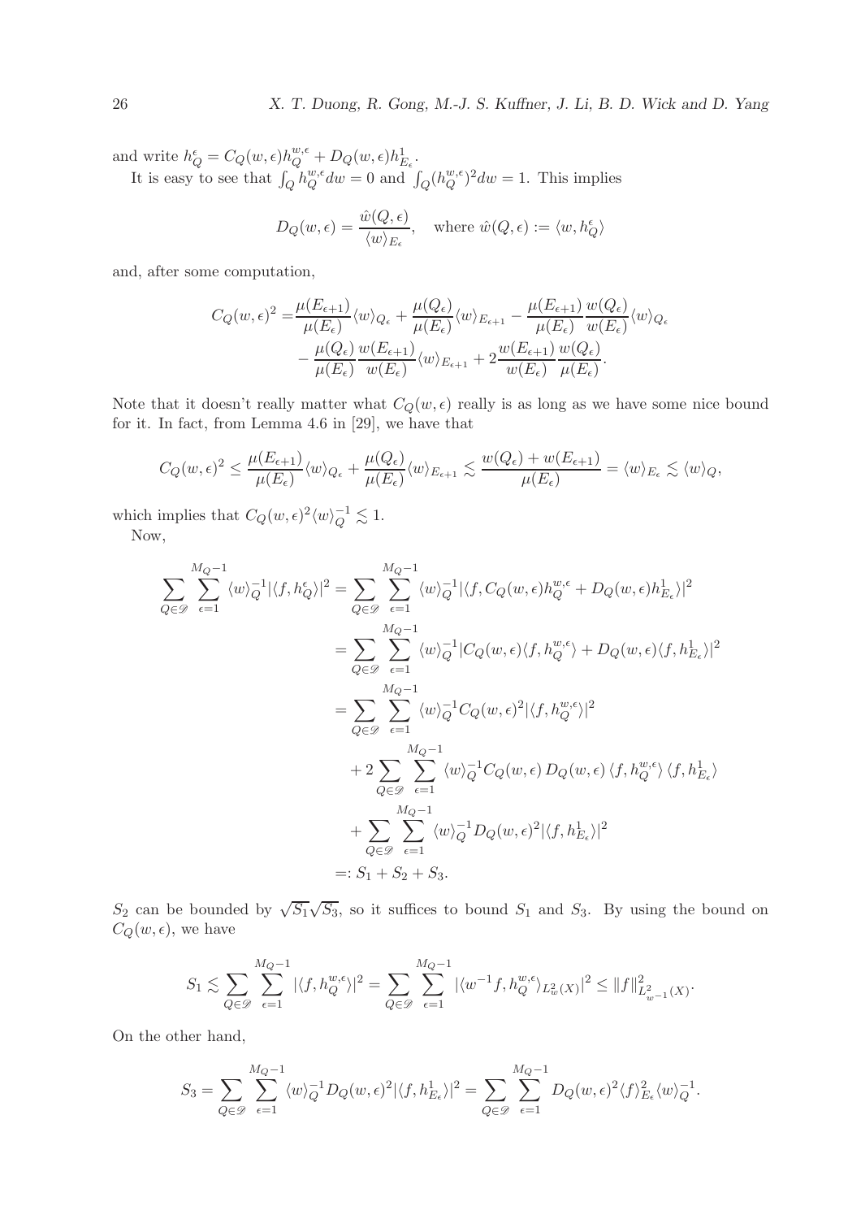and write $h_Q^\epsilon = C_Q(w,\epsilon) h_Q^{w,\epsilon} + D_Q(w,\epsilon) h_{E_\epsilon}^1$.

It is easy to see that $\int_Q h_Q^{w,\epsilon} dw = 0$ and $\int_Q (h_Q^{w,\epsilon})^2 dw = 1$. This implies

$$D_Q(w,\epsilon) = \frac{\hat{w}(Q,\epsilon)}{\langle w\rangle_{E_\epsilon}}, \quad \text{where } \hat{w}(Q,\epsilon) := \langle w, h_Q^\epsilon\rangle$$

and, after some computation,

$$\begin{aligned}
C_Q(w,\epsilon)^2 = & \frac{\mu(E_{\epsilon+1})}{\mu(E_\epsilon)}\langle w\rangle_{Q_\epsilon} + \frac{\mu(Q_\epsilon)}{\mu(E_\epsilon)}\langle w\rangle_{E_{\epsilon+1}} - \frac{\mu(E_{\epsilon+1})}{\mu(E_\epsilon)}\frac{w(Q_\epsilon)}{w(E_\epsilon)}\langle w\rangle_{Q_\epsilon} \\
& - \frac{\mu(Q_\epsilon)}{\mu(E_\epsilon)}\frac{w(E_{\epsilon+1})}{w(E_\epsilon)}\langle w\rangle_{E_{\epsilon+1}} + 2\frac{w(E_{\epsilon+1})}{w(E_\epsilon)}\frac{w(Q_\epsilon)}{\mu(E_\epsilon)}.
\end{aligned}$$

Note that it doesn't really matter what $C_Q(w,\epsilon)$ really is as long as we have some nice bound for it. In fact, from Lemma 4.6 in [29], we have that

$$C_Q(w,\epsilon)^2 \le \frac{\mu(E_{\epsilon+1})}{\mu(E_\epsilon)}\langle w\rangle_{Q_\epsilon} + \frac{\mu(Q_\epsilon)}{\mu(E_\epsilon)}\langle w\rangle_{E_{\epsilon+1}} \lesssim \frac{w(Q_\epsilon) + w(E_{\epsilon+1})}{\mu(E_\epsilon)} = \langle w\rangle_{E_\epsilon} \lesssim \langle w\rangle_Q,$$

which implies that $C_Q(w,\epsilon)^2\langle w\rangle_Q^{-1} \lesssim 1$.

Now,

$$\begin{aligned}
\sum_{Q\in\mathscr{D}}\sum_{\epsilon=1}^{M_Q-1}\langle w\rangle_Q^{-1}|\langle f, h_Q^\epsilon\rangle|^2 &= \sum_{Q\in\mathscr{D}}\sum_{\epsilon=1}^{M_Q-1}\langle w\rangle_Q^{-1}|\langle f, C_Q(w,\epsilon)h_Q^{w,\epsilon} + D_Q(w,\epsilon)h_{E_\epsilon}^1\rangle|^2 \\
&= \sum_{Q\in\mathscr{D}}\sum_{\epsilon=1}^{M_Q-1}\langle w\rangle_Q^{-1}|C_Q(w,\epsilon)\langle f, h_Q^{w,\epsilon}\rangle + D_Q(w,\epsilon)\langle f, h_{E_\epsilon}^1\rangle|^2 \\
&= \sum_{Q\in\mathscr{D}}\sum_{\epsilon=1}^{M_Q-1}\langle w\rangle_Q^{-1}C_Q(w,\epsilon)^2|\langle f, h_Q^{w,\epsilon}\rangle|^2 \\
&\quad + 2\sum_{Q\in\mathscr{D}}\sum_{\epsilon=1}^{M_Q-1}\langle w\rangle_Q^{-1}C_Q(w,\epsilon)\,D_Q(w,\epsilon)\,\langle f, h_Q^{w,\epsilon}\rangle\,\langle f, h_{E_\epsilon}^1\rangle \\
&\quad + \sum_{Q\in\mathscr{D}}\sum_{\epsilon=1}^{M_Q-1}\langle w\rangle_Q^{-1}D_Q(w,\epsilon)^2|\langle f, h_{E_\epsilon}^1\rangle|^2 \\
&=: S_1 + S_2 + S_3.
\end{aligned}$$

$S_2$ can be bounded by $\sqrt{S_1}\sqrt{S_3}$, so it suffices to bound $S_1$ and $S_3$. By using the bound on $C_Q(w,\epsilon)$, we have

$$S_1 \lesssim \sum_{Q\in\mathscr{D}}\sum_{\epsilon=1}^{M_Q-1}|\langle f, h_Q^{w,\epsilon}\rangle|^2 = \sum_{Q\in\mathscr{D}}\sum_{\epsilon=1}^{M_Q-1}|\langle w^{-1}f, h_Q^{w,\epsilon}\rangle_{L_w^2(X)}|^2 \le \|f\|^2_{L^2_{w^{-1}}(X)}.$$

On the other hand,

$$S_3 = \sum_{Q\in\mathscr{D}}\sum_{\epsilon=1}^{M_Q-1}\langle w\rangle_Q^{-1}D_Q(w,\epsilon)^2|\langle f, h_{E_\epsilon}^1\rangle|^2 = \sum_{Q\in\mathscr{D}}\sum_{\epsilon=1}^{M_Q-1}D_Q(w,\epsilon)^2\langle f\rangle_{E_\epsilon}^2\langle w\rangle_Q^{-1}.$$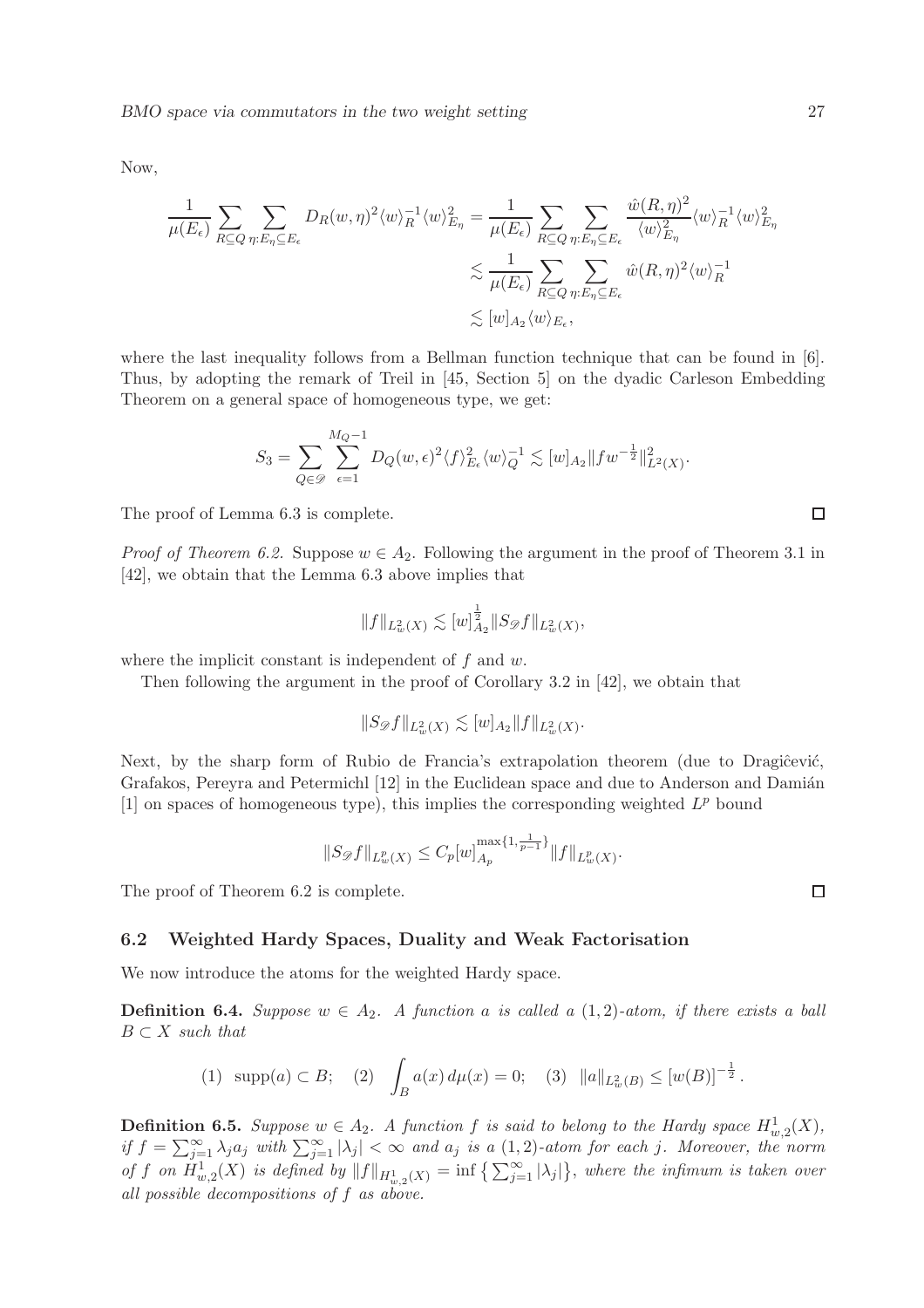Now,

$$
\begin{aligned}
\frac{1}{\mu(E_\epsilon)} \sum_{R\subseteq Q} \sum_{\eta: E_\eta \subseteq E_\epsilon} D_R(w,\eta)^2 \langle w\rangle_R^{-1} \langle w\rangle_{E_\eta}^2 &= \frac{1}{\mu(E_\epsilon)} \sum_{R\subseteq Q} \sum_{\eta: E_\eta \subseteq E_\epsilon} \frac{\hat{w}(R,\eta)^2}{\langle w\rangle_{E_\eta}^2} \langle w\rangle_R^{-1} \langle w\rangle_{E_\eta}^2 \\
&\lesssim \frac{1}{\mu(E_\epsilon)} \sum_{R\subseteq Q} \sum_{\eta: E_\eta \subseteq E_\epsilon} \hat{w}(R,\eta)^2 \langle w\rangle_R^{-1} \\
&\lesssim [w]_{A_2} \langle w\rangle_{E_\epsilon},
\end{aligned}
$$

where the last inequality follows from a Bellman function technique that can be found in [6]. Thus, by adopting the remark of Treil in [45, Section 5] on the dyadic Carleson Embedding Theorem on a general space of homogeneous type, we get:

$$
S_3 = \sum_{Q\in\mathscr{D}} \sum_{\epsilon=1}^{M_Q-1} D_Q(w,\epsilon)^2 \langle f\rangle_{E_\epsilon}^2 \langle w\rangle_Q^{-1} \lesssim [w]_{A_2} \|fw^{-\frac{1}{2}}\|_{L^2(X)}^2.
$$

The proof of Lemma 6.3 is complete. □

*Proof of Theorem 6.2.* Suppose $w \in A_2$. Following the argument in the proof of Theorem 3.1 in [42], we obtain that the Lemma 6.3 above implies that

$$
\|f\|_{L^2_w(X)} \lesssim [w]_{A_2}^{\frac{1}{2}} \|S_{\mathscr{D}} f\|_{L^2_w(X)},
$$

where the implicit constant is independent of $f$ and $w$.

Then following the argument in the proof of Corollary 3.2 in [42], we obtain that

$$
\|S_{\mathscr{D}} f\|_{L^2_w(X)} \lesssim [w]_{A_2} \|f\|_{L^2_w(X)}.
$$

Next, by the sharp form of Rubio de Francia's extrapolation theorem (due to Dragiĉević, Grafakos, Pereyra and Petermichl [12] in the Euclidean space and due to Anderson and Damián [1] on spaces of homogeneous type), this implies the corresponding weighted $L^p$ bound

$$
\|S_{\mathscr{D}} f\|_{L^p_w(X)} \le C_p [w]_{A_p}^{\max\{1,\frac{1}{p-1}\}} \|f\|_{L^p_w(X)}.
$$

The proof of Theorem 6.2 is complete. □

### 6.2 Weighted Hardy Spaces, Duality and Weak Factorisation

We now introduce the atoms for the weighted Hardy space.

**Definition 6.4.** *Suppose $w \in A_2$. A function $a$ is called a $(1,2)$-atom, if there exists a ball $B \subset X$ such that*

$$
(1)\ \ \operatorname{supp}(a) \subset B; \quad (2)\ \ \int_B a(x)\, d\mu(x) = 0; \quad (3)\ \ \|a\|_{L^2_w(B)} \le [w(B)]^{-\frac{1}{2}}.
$$

**Definition 6.5.** *Suppose $w \in A_2$. A function $f$ is said to belong to the Hardy space $H^1_{w,2}(X)$, if $f = \sum_{j=1}^\infty \lambda_j a_j$ with $\sum_{j=1}^\infty |\lambda_j| < \infty$ and $a_j$ is a $(1,2)$-atom for each $j$. Moreover, the norm of $f$ on $H^1_{w,2}(X)$ is defined by $\|f\|_{H^1_{w,2}(X)} = \inf\big\{\sum_{j=1}^\infty |\lambda_j|\big\}$, where the infimum is taken over all possible decompositions of $f$ as above.*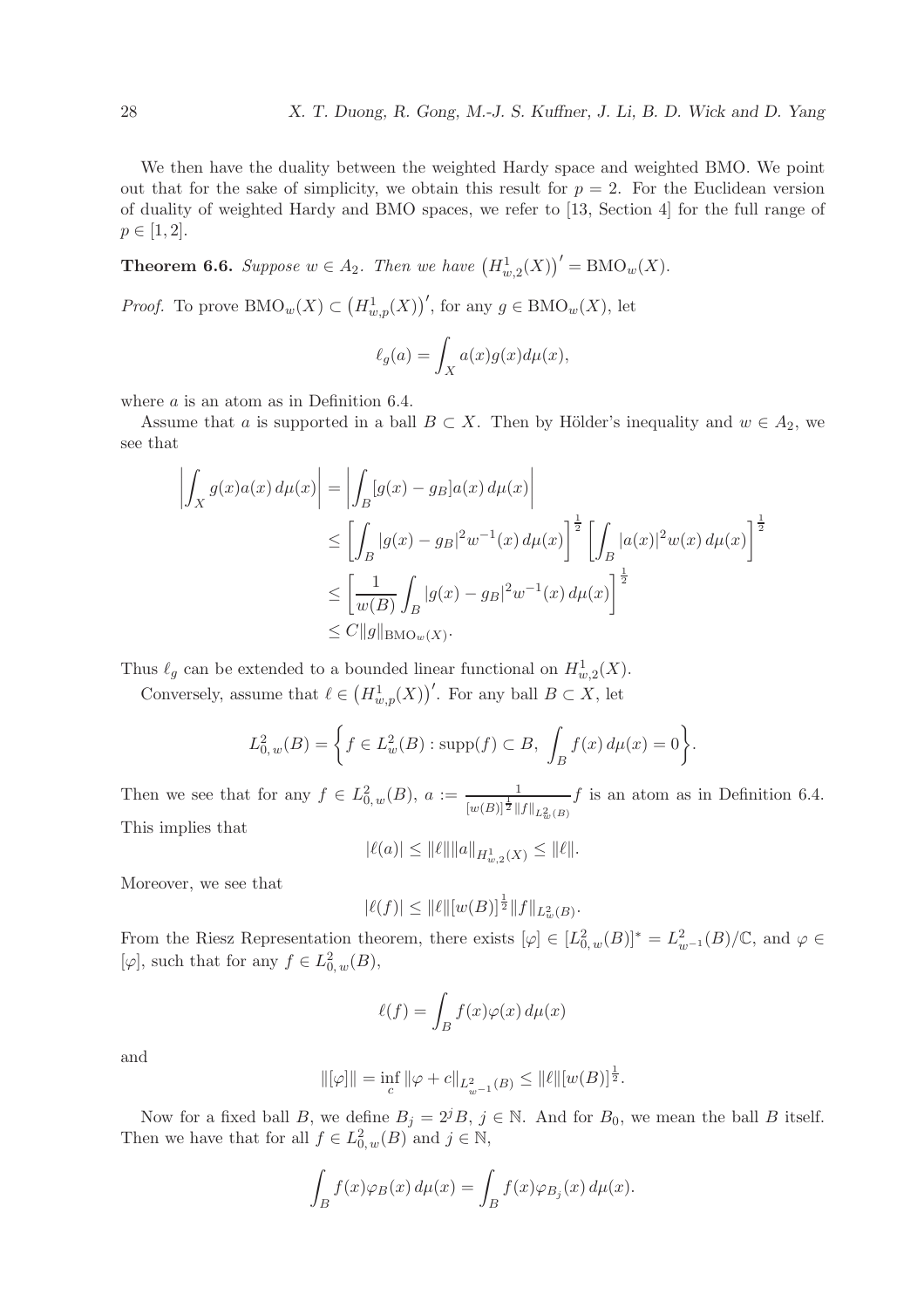We then have the duality between the weighted Hardy space and weighted BMO. We point out that for the sake of simplicity, we obtain this result for $p = 2$. For the Euclidean version of duality of weighted Hardy and BMO spaces, we refer to [13, Section 4] for the full range of $p \in [1, 2]$.

**Theorem 6.6.** *Suppose $w \in A_2$. Then we have $\left(H^1_{w,2}(X)\right)' = \mathrm{BMO}_w(X)$.*

*Proof.* To prove $\mathrm{BMO}_w(X) \subset \left(H^1_{w,p}(X)\right)'$, for any $g \in \mathrm{BMO}_w(X)$, let

$$\ell_g(a) = \int_X a(x)g(x)d\mu(x),$$

where $a$ is an atom as in Definition 6.4.

Assume that $a$ is supported in a ball $B \subset X$. Then by Hölder's inequality and $w \in A_2$, we see that

$$\begin{aligned}
\left|\int_X g(x)a(x)\,d\mu(x)\right| &= \left|\int_B [g(x) - g_B]a(x)\,d\mu(x)\right| \\
&\leq \left[\int_B |g(x) - g_B|^2 w^{-1}(x)\,d\mu(x)\right]^{\frac{1}{2}} \left[\int_B |a(x)|^2 w(x)\,d\mu(x)\right]^{\frac{1}{2}} \\
&\leq \left[\frac{1}{w(B)}\int_B |g(x) - g_B|^2 w^{-1}(x)\,d\mu(x)\right]^{\frac{1}{2}} \\
&\leq C\|g\|_{\mathrm{BMO}_w(X)}.
\end{aligned}$$

Thus $\ell_g$ can be extended to a bounded linear functional on $H^1_{w,2}(X)$.

Conversely, assume that $\ell \in \left(H^1_{w,p}(X)\right)'$. For any ball $B \subset X$, let

$$L^2_{0,\,w}(B) = \left\{f \in L^2_w(B) : \mathrm{supp}(f) \subset B,\ \int_B f(x)\,d\mu(x) = 0\right\}.$$

Then we see that for any $f \in L^2_{0,\,w}(B)$, $a := \frac{1}{[w(B)]^{\frac{1}{2}}\|f\|_{L^2_w(B)}} f$ is an atom as in Definition 6.4. This implies that

$$|\ell(a)| \leq \|\ell\|\|a\|_{H^1_{w,2}(X)} \leq \|\ell\|.$$

Moreover, we see that

$$|\ell(f)| \leq \|\ell\|[w(B)]^{\frac{1}{2}}\|f\|_{L^2_w(B)}.$$

From the Riesz Representation theorem, there exists $[\varphi] \in [L^2_{0,\,w}(B)]^* = L^2_{w^{-1}}(B)/\mathbb{C}$, and $\varphi \in [\varphi]$, such that for any $f \in L^2_{0,\,w}(B)$,

$$\ell(f) = \int_B f(x)\varphi(x)\,d\mu(x)$$

and

$$\|[\varphi]\| = \inf_c \|\varphi + c\|_{L^2_{w^{-1}}(B)} \leq \|\ell\|[w(B)]^{\frac{1}{2}}.$$

Now for a fixed ball $B$, we define $B_j = 2^j B$, $j \in \mathbb{N}$. And for $B_0$, we mean the ball $B$ itself. Then we have that for all $f \in L^2_{0,\,w}(B)$ and $j \in \mathbb{N}$,

$$\int_B f(x)\varphi_B(x)\,d\mu(x) = \int_B f(x)\varphi_{B_j}(x)\,d\mu(x).$$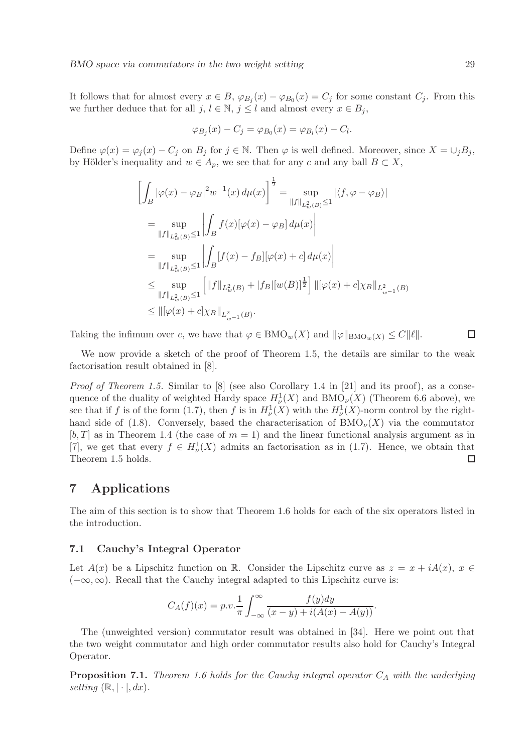It follows that for almost every $x \in B$, $\varphi_{B_j}(x) - \varphi_{B_0}(x) = C_j$ for some constant $C_j$. From this we further deduce that for all $j, l \in \mathbb{N}$, $j \leq l$ and almost every $x \in B_j$,

$$\varphi_{B_j}(x) - C_j = \varphi_{B_0}(x) = \varphi_{B_l}(x) - C_l.$$

Define $\varphi(x) = \varphi_j(x) - C_j$ on $B_j$ for $j \in \mathbb{N}$. Then $\varphi$ is well defined. Moreover, since $X = \cup_j B_j$, by Hölder's inequality and $w \in A_p$, we see that for any $c$ and any ball $B \subset X$,

$$\begin{aligned}
\left[\int_B |\varphi(x) - \varphi_B|^2 w^{-1}(x)\, d\mu(x)\right]^{\frac{1}{2}} &= \sup_{\|f\|_{L^2_w(B)} \leq 1} |\langle f, \varphi - \varphi_B \rangle| \\
&= \sup_{\|f\|_{L^2_w(B)} \leq 1} \left| \int_B f(x)[\varphi(x) - \varphi_B]\, d\mu(x) \right| \\
&= \sup_{\|f\|_{L^2_w(B)} \leq 1} \left| \int_B [f(x) - f_B][\varphi(x) + c]\, d\mu(x) \right| \\
&\leq \sup_{\|f\|_{L^2_w(B)} \leq 1} \left[ \|f\|_{L^2_w(B)} + |f_B| [w(B)]^{\frac{1}{2}} \right] \|[\varphi(x) + c]\chi_B\|_{L^2_{w^{-1}}(B)} \\
&\leq \|[\varphi(x) + c]\chi_B\|_{L^2_{w^{-1}}(B)}.
\end{aligned}$$

Taking the infimum over $c$, we have that $\varphi \in \mathrm{BMO}_w(X)$ and $\|\varphi\|_{\mathrm{BMO}_w(X)} \leq C\|\ell\|$. $\square$

We now provide a sketch of the proof of Theorem 1.5, the details are similar to the weak factorisation result obtained in [8].

*Proof of Theorem 1.5.* Similar to [8] (see also Corollary 1.4 in [21] and its proof), as a consequence of the duality of weighted Hardy space $H^1_\nu(X)$ and $\mathrm{BMO}_\nu(X)$ (Theorem 6.6 above), we see that if $f$ is of the form (1.7), then $f$ is in $H^1_\nu(X)$ with the $H^1_\nu(X)$-norm control by the right-hand side of (1.8). Conversely, based the characterisation of $\mathrm{BMO}_\nu(X)$ via the commutator $[b, T]$ as in Theorem 1.4 (the case of $m = 1$) and the linear functional analysis argument as in [7], we get that every $f \in H^1_\nu(X)$ admits an factorisation as in (1.7). Hence, we obtain that Theorem 1.5 holds. $\square$

## 7 Applications

The aim of this section is to show that Theorem 1.6 holds for each of the six operators listed in the introduction.

### 7.1 Cauchy's Integral Operator

Let $A(x)$ be a Lipschitz function on $\mathbb{R}$. Consider the Lipschitz curve as $z = x + iA(x)$, $x \in (-\infty, \infty)$. Recall that the Cauchy integral adapted to this Lipschitz curve is:

$$C_A(f)(x) = p.v.\frac{1}{\pi} \int_{-\infty}^{\infty} \frac{f(y)dy}{(x-y) + i(A(x) - A(y))}.$$

The (unweighted version) commutator result was obtained in [34]. Here we point out that the two weight commutator and high order commutator results also hold for Cauchy's Integral Operator.

**Proposition 7.1.** *Theorem 1.6 holds for the Cauchy integral operator $C_A$ with the underlying setting $(\mathbb{R}, |\cdot|, dx)$.*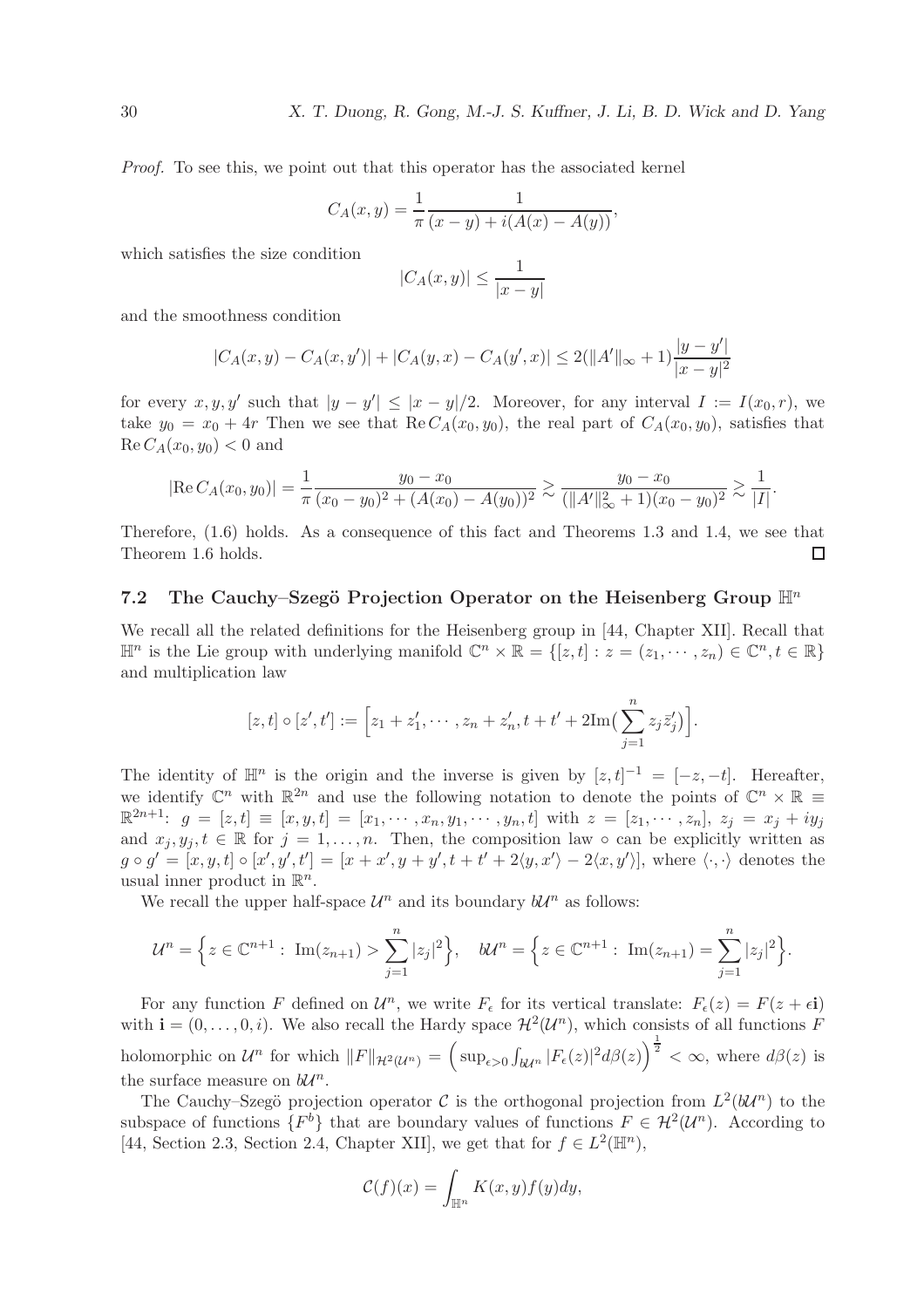*Proof.* To see this, we point out that this operator has the associated kernel

$$C_A(x,y) = \frac{1}{\pi} \frac{1}{(x-y) + i(A(x) - A(y))},$$

which satisfies the size condition

$$|C_A(x,y)| \leq \frac{1}{|x-y|}$$

and the smoothness condition

$$|C_A(x,y) - C_A(x,y')| + |C_A(y,x) - C_A(y',x)| \leq 2(\|A'\|_\infty + 1)\frac{|y-y'|}{|x-y|^2}$$

for every $x, y, y'$ such that $|y - y'| \leq |x - y|/2$. Moreover, for any interval $I := I(x_0, r)$, we take $y_0 = x_0 + 4r$ Then we see that $\mathrm{Re}\, C_A(x_0, y_0)$, the real part of $C_A(x_0, y_0)$, satisfies that $\mathrm{Re}\, C_A(x_0, y_0) < 0$ and

$$|\mathrm{Re}\, C_A(x_0,y_0)| = \frac{1}{\pi}\frac{y_0 - x_0}{(x_0-y_0)^2 + (A(x_0) - A(y_0))^2} \gtrsim \frac{y_0 - x_0}{(\|A'\|_\infty^2 + 1)(x_0 - y_0)^2} \gtrsim \frac{1}{|I|}.$$

Therefore, (1.6) holds. As a consequence of this fact and Theorems 1.3 and 1.4, we see that Theorem 1.6 holds. $\square$

## 7.2 The Cauchy–Szegö Projection Operator on the Heisenberg Group $\mathbb{H}^n$

We recall all the related definitions for the Heisenberg group in [44, Chapter XII]. Recall that $\mathbb{H}^n$ is the Lie group with underlying manifold $\mathbb{C}^n \times \mathbb{R} = \{[z,t] : z = (z_1, \cdots, z_n) \in \mathbb{C}^n, t \in \mathbb{R}\}$ and multiplication law

$$[z,t] \circ [z',t'] := \Big[z_1 + z_1', \cdots, z_n + z_n', t + t' + 2\mathrm{Im}\big(\sum_{j=1}^n z_j \bar{z}_j'\big)\Big].$$

The identity of $\mathbb{H}^n$ is the origin and the inverse is given by $[z,t]^{-1} = [-z,-t]$. Hereafter, we identify $\mathbb{C}^n$ with $\mathbb{R}^{2n}$ and use the following notation to denote the points of $\mathbb{C}^n \times \mathbb{R} \equiv \mathbb{R}^{2n+1}$: $g = [z,t] \equiv [x,y,t] = [x_1, \cdots, x_n, y_1, \cdots, y_n, t]$ with $z = [z_1, \cdots, z_n]$, $z_j = x_j + iy_j$ and $x_j, y_j, t \in \mathbb{R}$ for $j = 1, \ldots, n$. Then, the composition law $\circ$ can be explicitly written as $g \circ g' = [x,y,t] \circ [x',y',t'] = [x + x', y + y', t + t' + 2\langle y, x'\rangle - 2\langle x, y'\rangle]$, where $\langle \cdot, \cdot \rangle$ denotes the usual inner product in $\mathbb{R}^n$.

We recall the upper half-space $\mathcal{U}^n$ and its boundary $b\mathcal{U}^n$ as follows:

$$\mathcal{U}^n = \Big\{z \in \mathbb{C}^{n+1} : \ \mathrm{Im}(z_{n+1}) > \sum_{j=1}^n |z_j|^2\Big\}, \quad b\mathcal{U}^n = \Big\{z \in \mathbb{C}^{n+1} : \ \mathrm{Im}(z_{n+1}) = \sum_{j=1}^n |z_j|^2\Big\}.$$

For any function $F$ defined on $\mathcal{U}^n$, we write $F_\epsilon$ for its vertical translate: $F_\epsilon(z) = F(z + \epsilon\mathbf{i})$ with $\mathbf{i} = (0, \ldots, 0, i)$. We also recall the Hardy space $\mathcal{H}^2(\mathcal{U}^n)$, which consists of all functions $F$ holomorphic on $\mathcal{U}^n$ for which $\|F\|_{\mathcal{H}^2(\mathcal{U}^n)} = \Big(\sup_{\epsilon>0} \int_{b\mathcal{U}^n} |F_\epsilon(z)|^2 d\beta(z)\Big)^{\frac{1}{2}} < \infty$, where $d\beta(z)$ is the surface measure on $b\mathcal{U}^n$.

The Cauchy–Szegö projection operator $\mathcal{C}$ is the orthogonal projection from $L^2(b\mathcal{U}^n)$ to the subspace of functions $\{F^b\}$ that are boundary values of functions $F \in \mathcal{H}^2(\mathcal{U}^n)$. According to [44, Section 2.3, Section 2.4, Chapter XII], we get that for $f \in L^2(\mathbb{H}^n)$,

$$\mathcal{C}(f)(x) = \int_{\mathbb{H}^n} K(x,y) f(y) dy,$$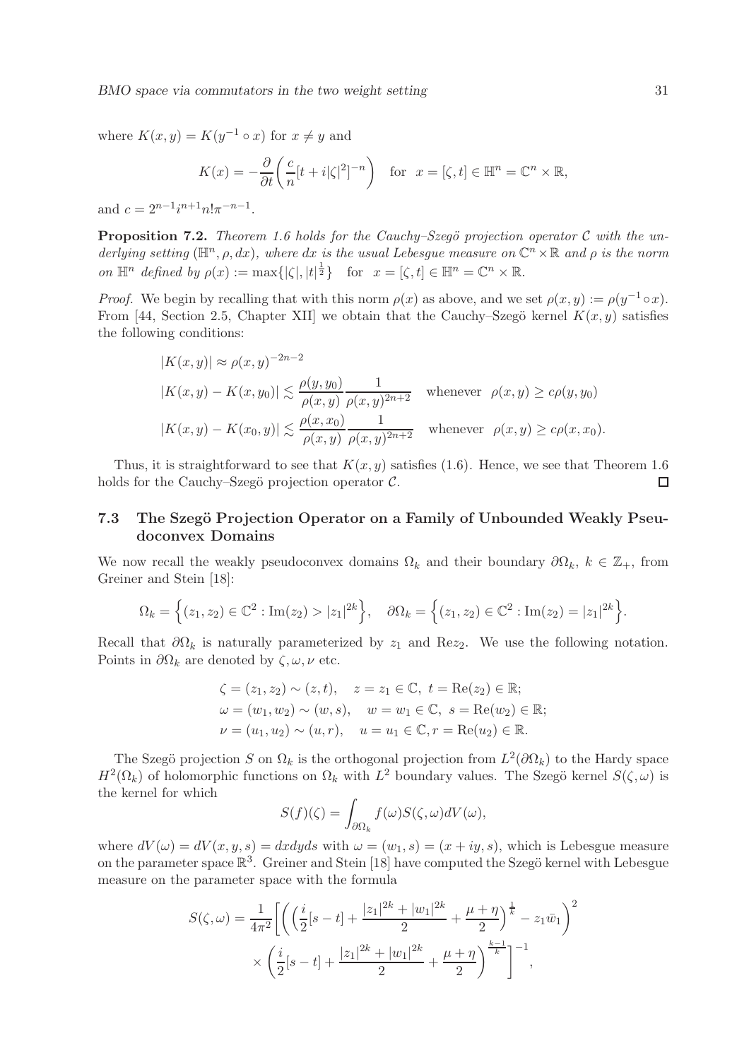where $K(x,y) = K(y^{-1} \circ x)$ for $x \neq y$ and

$$K(x) = -\frac{\partial}{\partial t}\left(\frac{c}{n}[t + i|\zeta|^2]^{-n}\right) \quad \text{for} \quad x = [\zeta, t] \in \mathbb{H}^n = \mathbb{C}^n \times \mathbb{R},$$

and $c = 2^{n-1} i^{n+1} n! \pi^{-n-1}$.

**Proposition 7.2.** *Theorem 1.6 holds for the Cauchy–Szegö projection operator $\mathcal{C}$ with the underlying setting $(\mathbb{H}^n, \rho, dx)$, where $dx$ is the usual Lebesgue measure on $\mathbb{C}^n \times \mathbb{R}$ and $\rho$ is the norm on $\mathbb{H}^n$ defined by $\rho(x) := \max\{|\zeta|, |t|^{\frac{1}{2}}\}$ for $x = [\zeta, t] \in \mathbb{H}^n = \mathbb{C}^n \times \mathbb{R}$.*

*Proof.* We begin by recalling that with this norm $\rho(x)$ as above, and we set $\rho(x,y) := \rho(y^{-1} \circ x)$. From [44, Section 2.5, Chapter XII] we obtain that the Cauchy–Szegö kernel $K(x,y)$ satisfies the following conditions:

$$\begin{aligned}
&|K(x,y)| \approx \rho(x,y)^{-2n-2} \\
&|K(x,y) - K(x,y_0)| \lesssim \frac{\rho(y,y_0)}{\rho(x,y)} \frac{1}{\rho(x,y)^{2n+2}} \quad \text{whenever} \quad \rho(x,y) \geq c\rho(y,y_0) \\
&|K(x,y) - K(x_0,y)| \lesssim \frac{\rho(x,x_0)}{\rho(x,y)} \frac{1}{\rho(x,y)^{2n+2}} \quad \text{whenever} \quad \rho(x,y) \geq c\rho(x,x_0).
\end{aligned}$$

Thus, it is straightforward to see that $K(x,y)$ satisfies (1.6). Hence, we see that Theorem 1.6 holds for the Cauchy–Szegö projection operator $\mathcal{C}$. □

### 7.3 The Szegö Projection Operator on a Family of Unbounded Weakly Pseudoconvex Domains

We now recall the weakly pseudoconvex domains $\Omega_k$ and their boundary $\partial\Omega_k$, $k \in \mathbb{Z}_+$, from Greiner and Stein [18]:

$$\Omega_k = \Big\{(z_1, z_2) \in \mathbb{C}^2 : \mathrm{Im}(z_2) > |z_1|^{2k}\Big\}, \quad \partial\Omega_k = \Big\{(z_1, z_2) \in \mathbb{C}^2 : \mathrm{Im}(z_2) = |z_1|^{2k}\Big\}.$$

Recall that $\partial\Omega_k$ is naturally parameterized by $z_1$ and $\mathrm{Re} z_2$. We use the following notation. Points in $\partial\Omega_k$ are denoted by $\zeta, \omega, \nu$ etc.

$$\begin{aligned}
&\zeta = (z_1, z_2) \sim (z, t), \quad z = z_1 \in \mathbb{C}, \ t = \mathrm{Re}(z_2) \in \mathbb{R}; \\
&\omega = (w_1, w_2) \sim (w, s), \quad w = w_1 \in \mathbb{C}, \ s = \mathrm{Re}(w_2) \in \mathbb{R}; \\
&\nu = (u_1, u_2) \sim (u, r), \quad u = u_1 \in \mathbb{C}, r = \mathrm{Re}(u_2) \in \mathbb{R}.
\end{aligned}$$

The Szegö projection $S$ on $\Omega_k$ is the orthogonal projection from $L^2(\partial\Omega_k)$ to the Hardy space $H^2(\Omega_k)$ of holomorphic functions on $\Omega_k$ with $L^2$ boundary values. The Szegö kernel $S(\zeta, \omega)$ is the kernel for which

$$S(f)(\zeta) = \int_{\partial\Omega_k} f(\omega) S(\zeta, \omega) dV(\omega),$$

where $dV(\omega) = dV(x,y,s) = dxdyds$ with $\omega = (w_1, s) = (x + iy, s)$, which is Lebesgue measure on the parameter space $\mathbb{R}^3$. Greiner and Stein [18] have computed the Szegö kernel with Lebesgue measure on the parameter space with the formula

$$\begin{aligned}
S(\zeta, \omega) = \frac{1}{4\pi^2}\Bigg[&\left(\left(\frac{i}{2}[s-t] + \frac{|z_1|^{2k} + |w_1|^{2k}}{2} + \frac{\mu + \eta}{2}\right)^{\frac{1}{k}} - z_1 \bar{w}_1\right)^2 \\
&\times \left(\frac{i}{2}[s-t] + \frac{|z_1|^{2k} + |w_1|^{2k}}{2} + \frac{\mu + \eta}{2}\right)^{\frac{k-1}{k}}\Bigg]^{-1},
\end{aligned}$$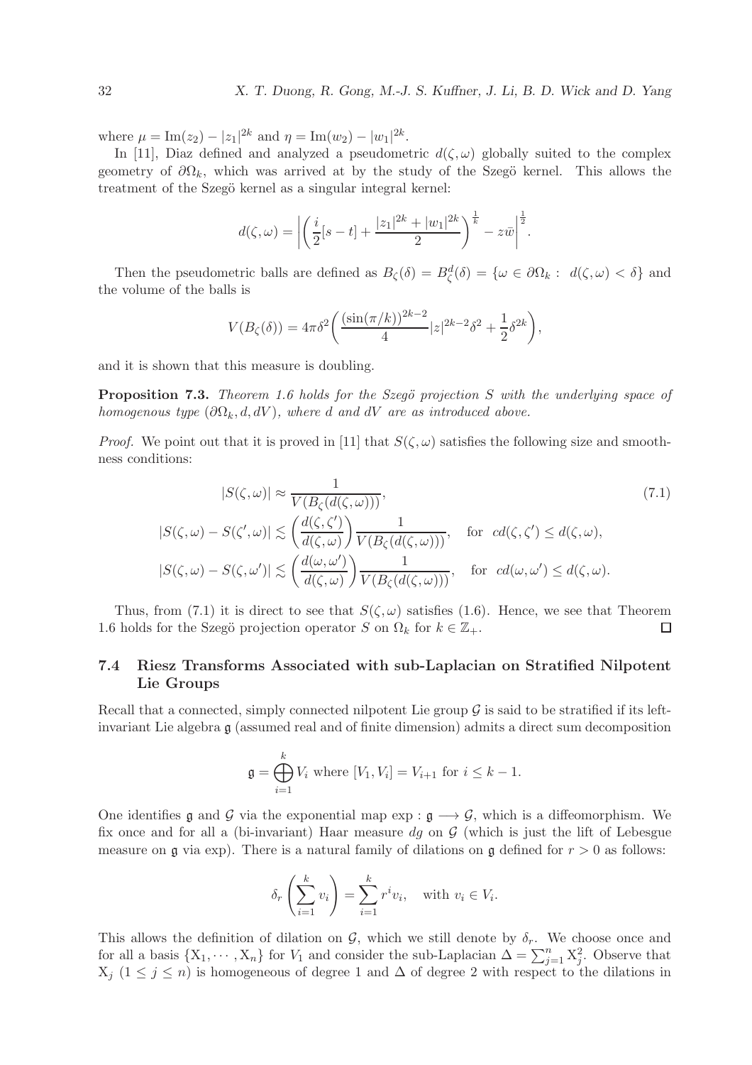where $\mu = \mathrm{Im}(z_2) - |z_1|^{2k}$ and $\eta = \mathrm{Im}(w_2) - |w_1|^{2k}$.

In [11], Diaz defined and analyzed a pseudometric $d(\zeta, \omega)$ globally suited to the complex geometry of $\partial\Omega_k$, which was arrived at by the study of the Szegö kernel. This allows the treatment of the Szegö kernel as a singular integral kernel:

$$d(\zeta,\omega) = \left| \left( \frac{i}{2}[s-t] + \frac{|z_1|^{2k} + |w_1|^{2k}}{2} \right)^{\frac{1}{k}} - z\bar{w} \right|^{\frac{1}{2}}.$$

Then the pseudometric balls are defined as $B_\zeta(\delta) = B^d_\zeta(\delta) = \{\omega \in \partial\Omega_k : \ d(\zeta,\omega) < \delta\}$ and the volume of the balls is

$$V(B_\zeta(\delta)) = 4\pi\delta^2 \bigg( \frac{(\sin(\pi/k))^{2k-2}}{4} |z|^{2k-2}\delta^2 + \frac{1}{2}\delta^{2k} \bigg),$$

and it is shown that this measure is doubling.

**Proposition 7.3.** *Theorem 1.6 holds for the Szegö projection $S$ with the underlying space of homogenous type $(\partial\Omega_k, d, dV)$, where $d$ and $dV$ are as introduced above.*

*Proof.* We point out that it is proved in [11] that $S(\zeta, \omega)$ satisfies the following size and smoothness conditions:

$$\begin{aligned} |S(\zeta,\omega)| &\approx \frac{1}{V(B_\zeta(d(\zeta,\omega)))}, \\ |S(\zeta,\omega) - S(\zeta',\omega)| &\lesssim \bigg(\frac{d(\zeta,\zeta')}{d(\zeta,\omega)}\bigg) \frac{1}{V(B_\zeta(d(\zeta,\omega)))}, \quad \text{for } \ cd(\zeta,\zeta') \le d(\zeta,\omega), \\ |S(\zeta,\omega) - S(\zeta,\omega')| &\lesssim \bigg(\frac{d(\omega,\omega')}{d(\zeta,\omega)}\bigg) \frac{1}{V(B_\zeta(d(\zeta,\omega)))}, \quad \text{for } \ cd(\omega,\omega') \le d(\zeta,\omega). \end{aligned} \tag{7.1}$$

Thus, from (7.1) it is direct to see that $S(\zeta, \omega)$ satisfies (1.6). Hence, we see that Theorem 1.6 holds for the Szegö projection operator $S$ on $\Omega_k$ for $k \in \mathbb{Z}_+$. $\square$

### 7.4 Riesz Transforms Associated with sub-Laplacian on Stratified Nilpotent Lie Groups

Recall that a connected, simply connected nilpotent Lie group $\mathcal{G}$ is said to be stratified if its left-invariant Lie algebra $\mathfrak{g}$ (assumed real and of finite dimension) admits a direct sum decomposition

$$\mathfrak{g} = \bigoplus_{i=1}^{k} V_i \text{ where } [V_1, V_i] = V_{i+1} \text{ for } i \le k-1.$$

One identifies $\mathfrak{g}$ and $\mathcal{G}$ via the exponential map $\exp : \mathfrak{g} \longrightarrow \mathcal{G}$, which is a diffeomorphism. We fix once and for all a (bi-invariant) Haar measure $dg$ on $\mathcal{G}$ (which is just the lift of Lebesgue measure on $\mathfrak{g}$ via exp). There is a natural family of dilations on $\mathfrak{g}$ defined for $r > 0$ as follows:

$$\delta_r \left( \sum_{i=1}^{k} v_i \right) = \sum_{i=1}^{k} r^i v_i, \quad \text{with } v_i \in V_i.$$

This allows the definition of dilation on $\mathcal{G}$, which we still denote by $\delta_r$. We choose once and for all a basis $\{\mathrm{X}_1, \cdots, \mathrm{X}_n\}$ for $V_1$ and consider the sub-Laplacian $\Delta = \sum_{j=1}^n \mathrm{X}_j^2$. Observe that $\mathrm{X}_j$ $(1 \le j \le n)$ is homogeneous of degree 1 and $\Delta$ of degree 2 with respect to the dilations in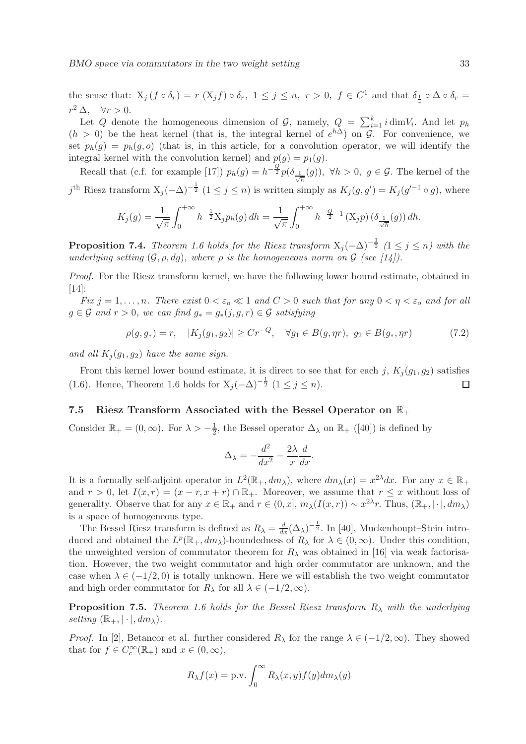the sense that: $X_j(f \circ \delta_r) = r\,(X_j f) \circ \delta_r$, $1 \le j \le n$, $r > 0$, $f \in C^1$ and that $\delta_{\frac{1}{r}} \circ \Delta \circ \delta_r = r^2 \Delta$, $\forall r > 0$.

Let $Q$ denote the homogeneous dimension of $\mathcal{G}$, namely, $Q = \sum_{i=1}^{k} i \dim V_i$. And let $p_h$ ($h > 0$) be the heat kernel (that is, the integral kernel of $e^{h\Delta}$) on $\mathcal{G}$. For convenience, we set $p_h(g) = p_h(g, o)$ (that is, in this article, for a convolution operator, we will identify the integral kernel with the convolution kernel) and $p(g) = p_1(g)$.

Recall that (c.f. for example [17]) $p_h(g) = h^{-\frac{Q}{2}} p(\delta_{\frac{1}{\sqrt{h}}}(g))$, $\forall h > 0$, $g \in \mathcal{G}$. The kernel of the $j^{\text{th}}$ Riesz transform $X_j(-\Delta)^{-\frac{1}{2}}$ ($1 \le j \le n$) is written simply as $K_j(g, g') = K_j(g'^{-1} \circ g)$, where

$$K_j(g) = \frac{1}{\sqrt{\pi}} \int_0^{+\infty} h^{-\frac{1}{2}} X_j p_h(g)\, dh = \frac{1}{\sqrt{\pi}} \int_0^{+\infty} h^{-\frac{Q}{2}-1} (X_j p)(\delta_{\frac{1}{\sqrt{h}}}(g))\, dh.$$

**Proposition 7.4.** *Theorem 1.6 holds for the Riesz transform $X_j(-\Delta)^{-\frac{1}{2}}$ ($1 \le j \le n$) with the underlying setting $(\mathcal{G}, \rho, dg)$, where $\rho$ is the homogeneous norm on $\mathcal{G}$ (see [14]).*

*Proof.* For the Riesz transform kernel, we have the following lower bound estimate, obtained in [14]:

*Fix $j = 1, \ldots, n$. There exist $0 < \varepsilon_o \ll 1$ and $C > 0$ such that for any $0 < \eta < \varepsilon_o$ and for all $g \in \mathcal{G}$ and $r > 0$, we can find $g_* = g_*(j, g, r) \in \mathcal{G}$ satisfying*

$$\rho(g, g_*) = r, \quad |K_j(g_1, g_2)| \ge C r^{-Q}, \quad \forall g_1 \in B(g, \eta r),\ g_2 \in B(g_*, \eta r) \tag{7.2}$$

*and all $K_j(g_1, g_2)$ have the same sign.*

From this kernel lower bound estimate, it is direct to see that for each $j$, $K_j(g_1, g_2)$ satisfies (1.6). Hence, Theorem 1.6 holds for $X_j(-\Delta)^{-\frac{1}{2}}$ ($1 \le j \le n$). $\square$

### 7.5 Riesz Transform Associated with the Bessel Operator on $\mathbb{R}_+$

Consider $\mathbb{R}_+ = (0, \infty)$. For $\lambda > -\frac{1}{2}$, the Bessel operator $\Delta_\lambda$ on $\mathbb{R}_+$ ([40]) is defined by

$$\Delta_\lambda = -\frac{d^2}{dx^2} - \frac{2\lambda}{x}\frac{d}{dx}.$$

It is a formally self-adjoint operator in $L^2(\mathbb{R}_+, dm_\lambda)$, where $dm_\lambda(x) = x^{2\lambda} dx$. For any $x \in \mathbb{R}_+$ and $r > 0$, let $I(x, r) = (x - r, x + r) \cap \mathbb{R}_+$. Moreover, we assume that $r \le x$ without loss of generality. Observe that for any $x \in \mathbb{R}_+$ and $r \in (0, x]$, $m_\lambda(I(x, r)) \sim x^{2\lambda} r$. Thus, $(\mathbb{R}_+, |\cdot|, dm_\lambda)$ is a space of homogeneous type.

The Bessel Riesz transform is defined as $R_\lambda = \frac{d}{dx}(\Delta_\lambda)^{-\frac{1}{2}}$. In [40], Muckenhoupt–Stein introduced and obtained the $L^p(\mathbb{R}_+, dm_\lambda)$-boundedness of $R_\lambda$ for $\lambda \in (0, \infty)$. Under this condition, the unweighted version of commutator theorem for $R_\lambda$ was obtained in [16] via weak factorisation. However, the two weight commutator and high order commutator are unknown, and the case when $\lambda \in (-1/2, 0)$ is totally unknown. Here we will establish the two weight commutator and high order commutator for $R_\lambda$ for all $\lambda \in (-1/2, \infty)$.

**Proposition 7.5.** *Theorem 1.6 holds for the Bessel Riesz transform $R_\lambda$ with the underlying setting $(\mathbb{R}_+, |\cdot|, dm_\lambda)$.*

*Proof.* In [2], Betancor et al. further considered $R_\lambda$ for the range $\lambda \in (-1/2, \infty)$. They showed that for $f \in C_c^\infty(\mathbb{R}_+)$ and $x \in (0, \infty)$,

$$R_\lambda f(x) = \text{p.v.} \int_0^\infty R_\lambda(x, y) f(y) dm_\lambda(y)$$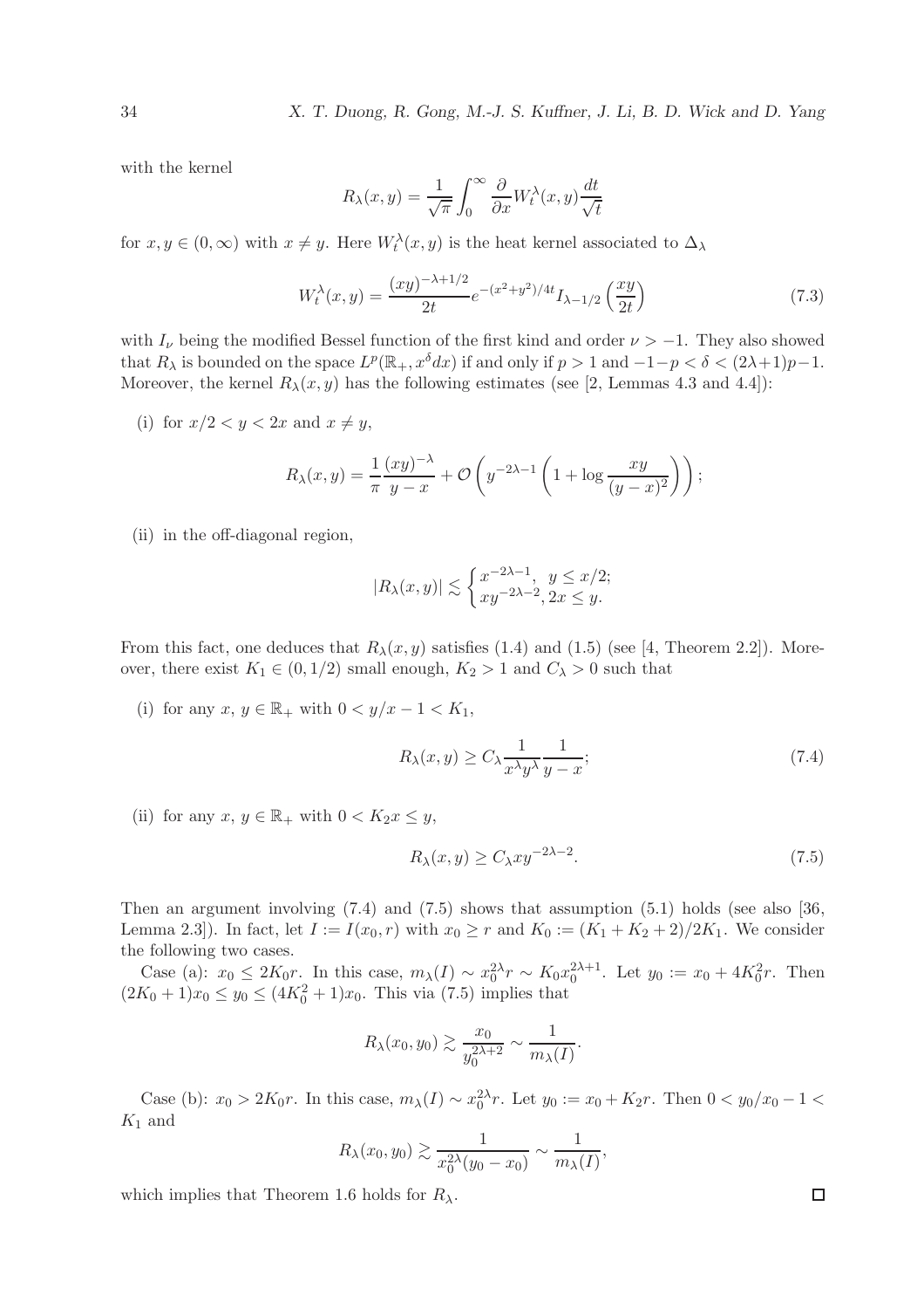with the kernel

$$R_\lambda(x,y) = \frac{1}{\sqrt{\pi}} \int_0^\infty \frac{\partial}{\partial x} W_t^\lambda(x,y) \frac{dt}{\sqrt{t}}$$

for $x, y \in (0, \infty)$ with $x \neq y$. Here $W_t^\lambda(x,y)$ is the heat kernel associated to $\Delta_\lambda$

$$W_t^\lambda(x,y) = \frac{(xy)^{-\lambda+1/2}}{2t} e^{-(x^2+y^2)/4t} I_{\lambda-1/2}\left(\frac{xy}{2t}\right) \tag{7.3}$$

with $I_\nu$ being the modified Bessel function of the first kind and order $\nu > -1$. They also showed that $R_\lambda$ is bounded on the space $L^p(\mathbb{R}_+, x^\delta dx)$ if and only if $p > 1$ and $-1-p < \delta < (2\lambda+1)p-1$. Moreover, the kernel $R_\lambda(x,y)$ has the following estimates (see [2, Lemmas 4.3 and 4.4]):

(i) for $x/2 < y < 2x$ and $x \neq y$,

$$R_\lambda(x,y) = \frac{1}{\pi} \frac{(xy)^{-\lambda}}{y-x} + \mathcal{O}\left(y^{-2\lambda-1}\left(1 + \log \frac{xy}{(y-x)^2}\right)\right);$$

(ii) in the off-diagonal region,

$$|R_\lambda(x,y)| \lesssim \begin{cases} x^{-2\lambda-1}, & y \leq x/2; \\ xy^{-2\lambda-2}, & 2x \leq y. \end{cases}$$

From this fact, one deduces that $R_\lambda(x,y)$ satisfies (1.4) and (1.5) (see [4, Theorem 2.2]). Moreover, there exist $K_1 \in (0, 1/2)$ small enough, $K_2 > 1$ and $C_\lambda > 0$ such that

(i) for any $x, y \in \mathbb{R}_+$ with $0 < y/x - 1 < K_1$,

$$R_\lambda(x,y) \geq C_\lambda \frac{1}{x^\lambda y^\lambda} \frac{1}{y-x}; \tag{7.4}$$

(ii) for any $x, y \in \mathbb{R}_+$ with $0 < K_2 x \leq y$,

$$R_\lambda(x,y) \geq C_\lambda x y^{-2\lambda-2}. \tag{7.5}$$

Then an argument involving (7.4) and (7.5) shows that assumption (5.1) holds (see also [36, Lemma 2.3]). In fact, let $I := I(x_0, r)$ with $x_0 \geq r$ and $K_0 := (K_1 + K_2 + 2)/2K_1$. We consider the following two cases.

Case (a): $x_0 \leq 2K_0 r$. In this case, $m_\lambda(I) \sim x_0^{2\lambda} r \sim K_0 x_0^{2\lambda+1}$. Let $y_0 := x_0 + 4K_0^2 r$. Then $(2K_0+1)x_0 \leq y_0 \leq (4K_0^2+1)x_0$. This via (7.5) implies that

$$R_\lambda(x_0, y_0) \gtrsim \frac{x_0}{y_0^{2\lambda+2}} \sim \frac{1}{m_\lambda(I)}.$$

Case (b): $x_0 > 2K_0 r$. In this case, $m_\lambda(I) \sim x_0^{2\lambda} r$. Let $y_0 := x_0 + K_2 r$. Then $0 < y_0/x_0 - 1 < K_1$ and

$$R_\lambda(x_0, y_0) \gtrsim \frac{1}{x_0^{2\lambda}(y_0 - x_0)} \sim \frac{1}{m_\lambda(I)},$$

which implies that Theorem 1.6 holds for $R_\lambda$. ◻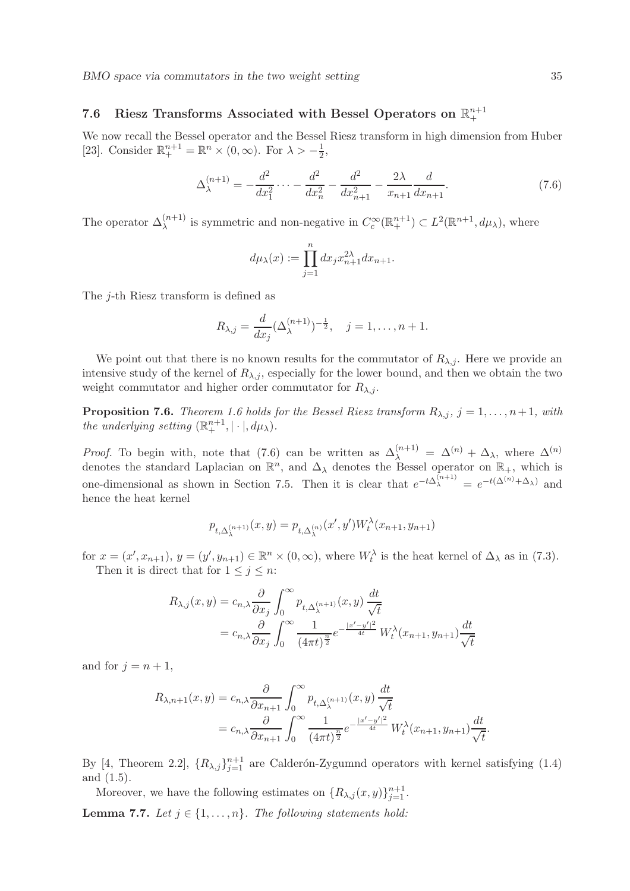### 7.6 Riesz Transforms Associated with Bessel Operators on $\mathbb{R}^{n+1}_+$

We now recall the Bessel operator and the Bessel Riesz transform in high dimension from Huber [23]. Consider $\mathbb{R}^{n+1}_+ = \mathbb{R}^n \times (0,\infty)$. For $\lambda > -\frac{1}{2}$,

$$
\Delta_\lambda^{(n+1)} = -\frac{d^2}{dx_1^2}\cdots - \frac{d^2}{dx_n^2} - \frac{d^2}{dx_{n+1}^2} - \frac{2\lambda}{x_{n+1}}\frac{d}{dx_{n+1}}. \tag{7.6}
$$

The operator $\Delta_\lambda^{(n+1)}$ is symmetric and non-negative in $C_c^\infty(\mathbb{R}^{n+1}_+) \subset L^2(\mathbb{R}^{n+1}, d\mu_\lambda)$, where

$$
d\mu_\lambda(x) := \prod_{j=1}^n dx_j x_{n+1}^{2\lambda} dx_{n+1}.
$$

The $j$-th Riesz transform is defined as

$$
R_{\lambda,j} = \frac{d}{dx_j}(\Delta_\lambda^{(n+1)})^{-\frac{1}{2}}, \quad j = 1, \ldots, n+1.
$$

We point out that there is no known results for the commutator of $R_{\lambda,j}$. Here we provide an intensive study of the kernel of $R_{\lambda,j}$, especially for the lower bound, and then we obtain the two weight commutator and higher order commutator for $R_{\lambda,j}$.

**Proposition 7.6.** *Theorem 1.6 holds for the Bessel Riesz transform $R_{\lambda,j}$, $j = 1, \ldots, n+1$, with the underlying setting $(\mathbb{R}^{n+1}_+, |\cdot|, d\mu_\lambda)$.*

*Proof.* To begin with, note that (7.6) can be written as $\Delta_\lambda^{(n+1)} = \Delta^{(n)} + \Delta_\lambda$, where $\Delta^{(n)}$ denotes the standard Laplacian on $\mathbb{R}^n$, and $\Delta_\lambda$ denotes the Bessel operator on $\mathbb{R}_+$, which is one-dimensional as shown in Section 7.5. Then it is clear that $e^{-t\Delta_\lambda^{(n+1)}} = e^{-t(\Delta^{(n)}+\Delta_\lambda)}$ and hence the heat kernel

$$
p_{t,\Delta_\lambda^{(n+1)}}(x,y) = p_{t,\Delta_\lambda^{(n)}}(x', y') W_t^\lambda(x_{n+1}, y_{n+1})
$$

for $x = (x', x_{n+1})$, $y = (y', y_{n+1}) \in \mathbb{R}^n \times (0,\infty)$, where $W_t^\lambda$ is the heat kernel of $\Delta_\lambda$ as in (7.3).

Then it is direct that for $1 \leq j \leq n$:

$$
\begin{aligned}
R_{\lambda,j}(x,y) &= c_{n,\lambda}\frac{\partial}{\partial x_j}\int_0^\infty p_{t,\Delta_\lambda^{(n+1)}}(x,y)\,\frac{dt}{\sqrt{t}} \\
&= c_{n,\lambda}\frac{\partial}{\partial x_j}\int_0^\infty \frac{1}{(4\pi t)^{\frac{n}{2}}} e^{-\frac{|x'-y'|^2}{4t}}\, W_t^\lambda(x_{n+1}, y_{n+1})\frac{dt}{\sqrt{t}}
\end{aligned}
$$

and for $j = n+1$,

$$
\begin{aligned}
R_{\lambda,n+1}(x,y) &= c_{n,\lambda}\frac{\partial}{\partial x_{n+1}}\int_0^\infty p_{t,\Delta_\lambda^{(n+1)}}(x,y)\,\frac{dt}{\sqrt{t}} \\
&= c_{n,\lambda}\frac{\partial}{\partial x_{n+1}}\int_0^\infty \frac{1}{(4\pi t)^{\frac{n}{2}}} e^{-\frac{|x'-y'|^2}{4t}}\, W_t^\lambda(x_{n+1}, y_{n+1})\frac{dt}{\sqrt{t}}.
\end{aligned}
$$

By [4, Theorem 2.2], $\{R_{\lambda,j}\}_{j=1}^{n+1}$ are Calderón-Zygumnd operators with kernel satisfying (1.4) and (1.5).

Moreover, we have the following estimates on $\{R_{\lambda,j}(x,y)\}_{j=1}^{n+1}$.

**Lemma 7.7.** *Let $j \in \{1, \ldots, n\}$. The following statements hold:*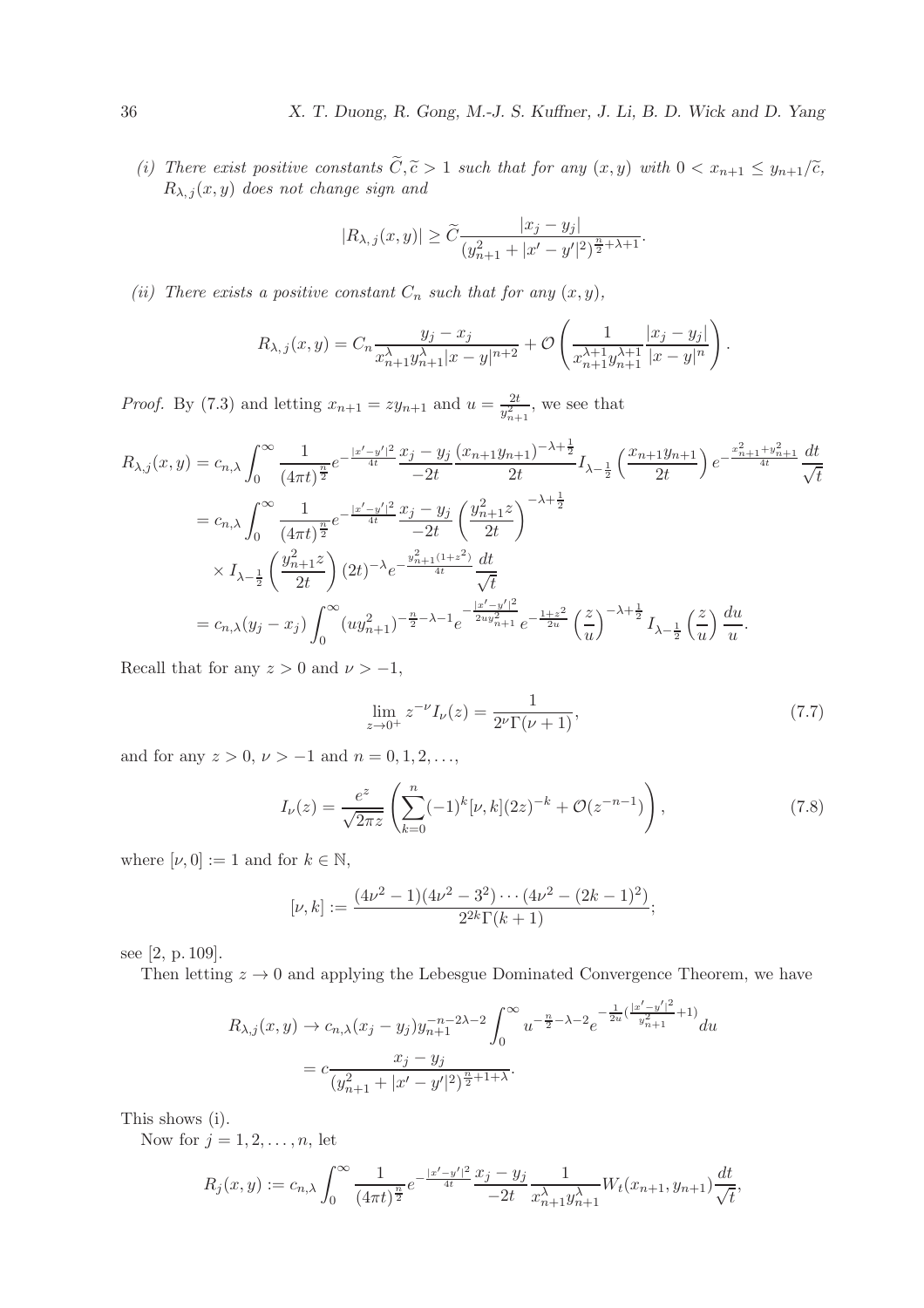*(i) There exist positive constants $\widetilde{C}, \widetilde{c} > 1$ such that for any $(x, y)$ with $0 < x_{n+1} \le y_{n+1}/\widetilde{c}$, $R_{\lambda,j}(x, y)$ does not change sign and*

$$|R_{\lambda,j}(x,y)| \ge \widetilde{C} \frac{|x_j - y_j|}{(y_{n+1}^2 + |x' - y'|^2)^{\frac{n}{2}+\lambda+1}}.$$

*(ii) There exists a positive constant $C_n$ such that for any $(x, y)$,*

$$R_{\lambda,j}(x,y) = C_n \frac{y_j - x_j}{x_{n+1}^{\lambda} y_{n+1}^{\lambda} |x-y|^{n+2}} + \mathcal{O}\left( \frac{1}{x_{n+1}^{\lambda+1} y_{n+1}^{\lambda+1}} \frac{|x_j - y_j|}{|x-y|^n} \right).$$

*Proof.* By (7.3) and letting $x_{n+1} = z y_{n+1}$ and $u = \frac{2t}{y_{n+1}^2}$, we see that

$$\begin{aligned}
R_{\lambda,j}(x,y) &= c_{n,\lambda} \int_0^\infty \frac{1}{(4\pi t)^{\frac{n}{2}}} e^{-\frac{|x'-y'|^2}{4t}} \frac{x_j - y_j}{-2t} \frac{(x_{n+1}y_{n+1})^{-\lambda+\frac{1}{2}}}{2t} I_{\lambda-\frac{1}{2}}\left(\frac{x_{n+1}y_{n+1}}{2t}\right) e^{-\frac{x_{n+1}^2+y_{n+1}^2}{4t}} \frac{dt}{\sqrt{t}} \\
&= c_{n,\lambda} \int_0^\infty \frac{1}{(4\pi t)^{\frac{n}{2}}} e^{-\frac{|x'-y'|^2}{4t}} \frac{x_j - y_j}{-2t} \left(\frac{y_{n+1}^2 z}{2t}\right)^{-\lambda+\frac{1}{2}} \\
&\quad \times I_{\lambda-\frac{1}{2}}\left(\frac{y_{n+1}^2 z}{2t}\right) (2t)^{-\lambda} e^{-\frac{y_{n+1}^2(1+z^2)}{4t}} \frac{dt}{\sqrt{t}} \\
&= c_{n,\lambda}(y_j - x_j) \int_0^\infty (u y_{n+1}^2)^{-\frac{n}{2}-\lambda-1} e^{-\frac{|x'-y'|^2}{2uy_{n+1}^2}} e^{-\frac{1+z^2}{2u}} \left(\frac{z}{u}\right)^{-\lambda+\frac{1}{2}} I_{\lambda-\frac{1}{2}}\left(\frac{z}{u}\right) \frac{du}{u}.
\end{aligned}$$

Recall that for any $z > 0$ and $\nu > -1$,

$$\lim_{z\to 0^+} z^{-\nu} I_\nu(z) = \frac{1}{2^\nu \Gamma(\nu+1)}, \tag{7.7}$$

and for any $z > 0$, $\nu > -1$ and $n = 0, 1, 2, \ldots$,

$$I_\nu(z) = \frac{e^z}{\sqrt{2\pi z}} \left( \sum_{k=0}^n (-1)^k [\nu, k](2z)^{-k} + \mathcal{O}(z^{-n-1}) \right), \tag{7.8}$$

where $[\nu, 0] := 1$ and for $k \in \mathbb{N}$,

$$[\nu, k] := \frac{(4\nu^2 - 1)(4\nu^2 - 3^2)\cdots(4\nu^2 - (2k-1)^2)}{2^{2k}\Gamma(k+1)};$$

see [2, p. 109].

Then letting $z \to 0$ and applying the Lebesgue Dominated Convergence Theorem, we have

$$\begin{aligned}
R_{\lambda,j}(x,y) &\to c_{n,\lambda}(x_j - y_j) y_{n+1}^{-n-2\lambda-2} \int_0^\infty u^{-\frac{n}{2}-\lambda-2} e^{-\frac{1}{2u}\left(\frac{|x'-y'|^2}{y_{n+1}^2}+1\right)} du \\
&= c \frac{x_j - y_j}{(y_{n+1}^2 + |x'-y'|^2)^{\frac{n}{2}+1+\lambda}}.
\end{aligned}$$

This shows (i).

Now for $j = 1, 2, \ldots, n$, let

$$R_j(x,y) := c_{n,\lambda} \int_0^\infty \frac{1}{(4\pi t)^{\frac{n}{2}}} e^{-\frac{|x'-y'|^2}{4t}} \frac{x_j - y_j}{-2t} \frac{1}{x_{n+1}^\lambda y_{n+1}^\lambda} W_t(x_{n+1}, y_{n+1}) \frac{dt}{\sqrt{t}},$$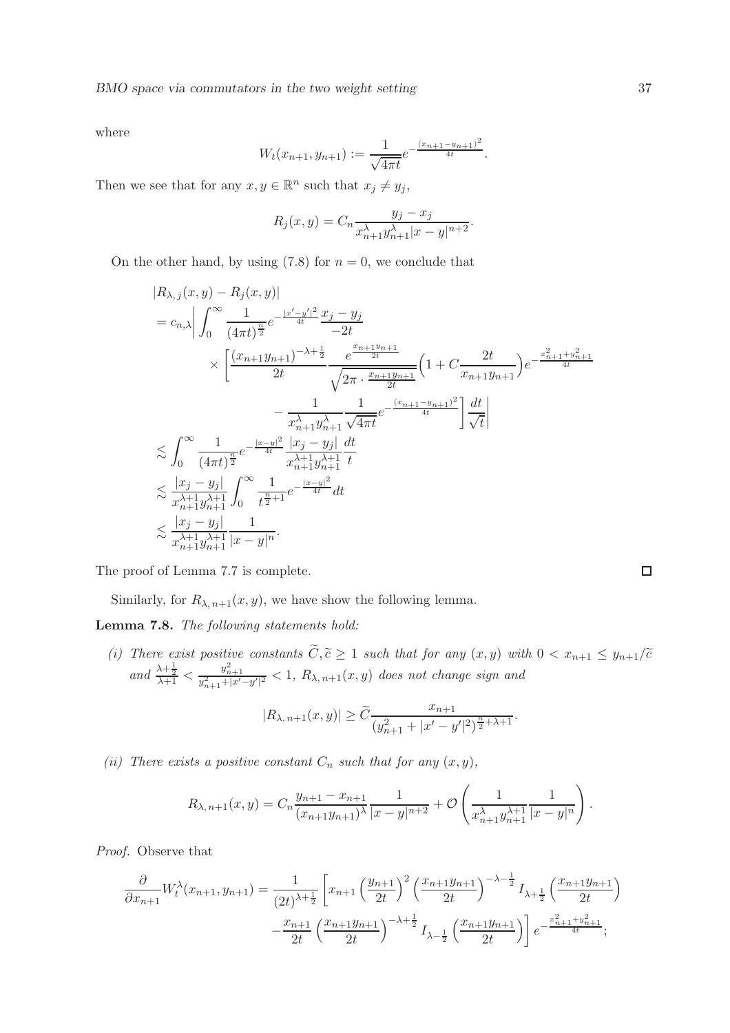where

$$W_t(x_{n+1}, y_{n+1}) := \frac{1}{\sqrt{4\pi t}} e^{-\frac{(x_{n+1}-y_{n+1})^2}{4t}}.$$

Then we see that for any $x, y \in \mathbb{R}^n$ such that $x_j \neq y_j$,

$$R_j(x,y) = C_n \frac{y_j - x_j}{x_{n+1}^\lambda y_{n+1}^\lambda |x-y|^{n+2}}.$$

On the other hand, by using (7.8) for $n = 0$, we conclude that

$$\begin{aligned}
&|R_{\lambda,j}(x,y) - R_j(x,y)| \\
&= c_{n,\lambda} \bigg| \int_0^\infty \frac{1}{(4\pi t)^{\frac{n}{2}}} e^{-\frac{|x'-y'|^2}{4t}} \frac{x_j - y_j}{-2t} \\
&\quad \times \bigg[ \frac{(x_{n+1}y_{n+1})^{-\lambda+\frac{1}{2}}}{2t} \frac{e^{\frac{x_{n+1}y_{n+1}}{2t}}}{\sqrt{2\pi \cdot \frac{x_{n+1}y_{n+1}}{2t}}} \Big(1 + C\frac{2t}{x_{n+1}y_{n+1}}\Big) e^{-\frac{x_{n+1}^2+y_{n+1}^2}{4t}} \\
&\qquad - \frac{1}{x_{n+1}^\lambda y_{n+1}^\lambda} \frac{1}{\sqrt{4\pi t}} e^{-\frac{(x_{n+1}-y_{n+1})^2}{4t}} \bigg] \frac{dt}{\sqrt{t}} \bigg| \\
&\lesssim \int_0^\infty \frac{1}{(4\pi t)^{\frac{n}{2}}} e^{-\frac{|x-y|^2}{4t}} \frac{|x_j - y_j|}{x_{n+1}^{\lambda+1} y_{n+1}^{\lambda+1}} \frac{dt}{t} \\
&\lesssim \frac{|x_j - y_j|}{x_{n+1}^{\lambda+1} y_{n+1}^{\lambda+1}} \int_0^\infty \frac{1}{t^{\frac{n}{2}+1}} e^{-\frac{|x-y|^2}{4t}} dt \\
&\lesssim \frac{|x_j - y_j|}{x_{n+1}^{\lambda+1} y_{n+1}^{\lambda+1}} \frac{1}{|x-y|^n}.
\end{aligned}$$

The proof of Lemma 7.7 is complete. $\square$

Similarly, for $R_{\lambda,n+1}(x,y)$, we have show the following lemma.

**Lemma 7.8.** *The following statements hold:*

*(i) There exist positive constants $\widetilde{C}, \widetilde{c} \geq 1$ such that for any $(x,y)$ with $0 < x_{n+1} \leq y_{n+1}/\widetilde{c}$ and $\frac{\lambda+\frac{1}{2}}{\lambda+1} < \frac{y_{n+1}^2}{y_{n+1}^2 + |x'-y'|^2} < 1$, $R_{\lambda,n+1}(x,y)$ does not change sign and*

$$|R_{\lambda,n+1}(x,y)| \geq \widetilde{C} \frac{x_{n+1}}{(y_{n+1}^2 + |x'-y'|^2)^{\frac{n}{2}+\lambda+1}}.$$

*(ii) There exists a positive constant $C_n$ such that for any $(x,y)$,*

$$R_{\lambda,n+1}(x,y) = C_n \frac{y_{n+1} - x_{n+1}}{(x_{n+1}y_{n+1})^\lambda} \frac{1}{|x-y|^{n+2}} + \mathcal{O}\left( \frac{1}{x_{n+1}^\lambda y_{n+1}^{\lambda+1}} \frac{1}{|x-y|^n} \right).$$

*Proof.* Observe that

$$\begin{aligned}
\frac{\partial}{\partial x_{n+1}} W_t^\lambda(x_{n+1}, y_{n+1}) = \frac{1}{(2t)^{\lambda+\frac{1}{2}}} &\left[ x_{n+1} \left(\frac{y_{n+1}}{2t}\right)^2 \left(\frac{x_{n+1}y_{n+1}}{2t}\right)^{-\lambda-\frac{1}{2}} I_{\lambda+\frac{1}{2}}\left(\frac{x_{n+1}y_{n+1}}{2t}\right) \right. \\
&\left. - \frac{x_{n+1}}{2t} \left(\frac{x_{n+1}y_{n+1}}{2t}\right)^{-\lambda+\frac{1}{2}} I_{\lambda-\frac{1}{2}}\left(\frac{x_{n+1}y_{n+1}}{2t}\right) \right] e^{-\frac{x_{n+1}^2+y_{n+1}^2}{4t}};
\end{aligned}$$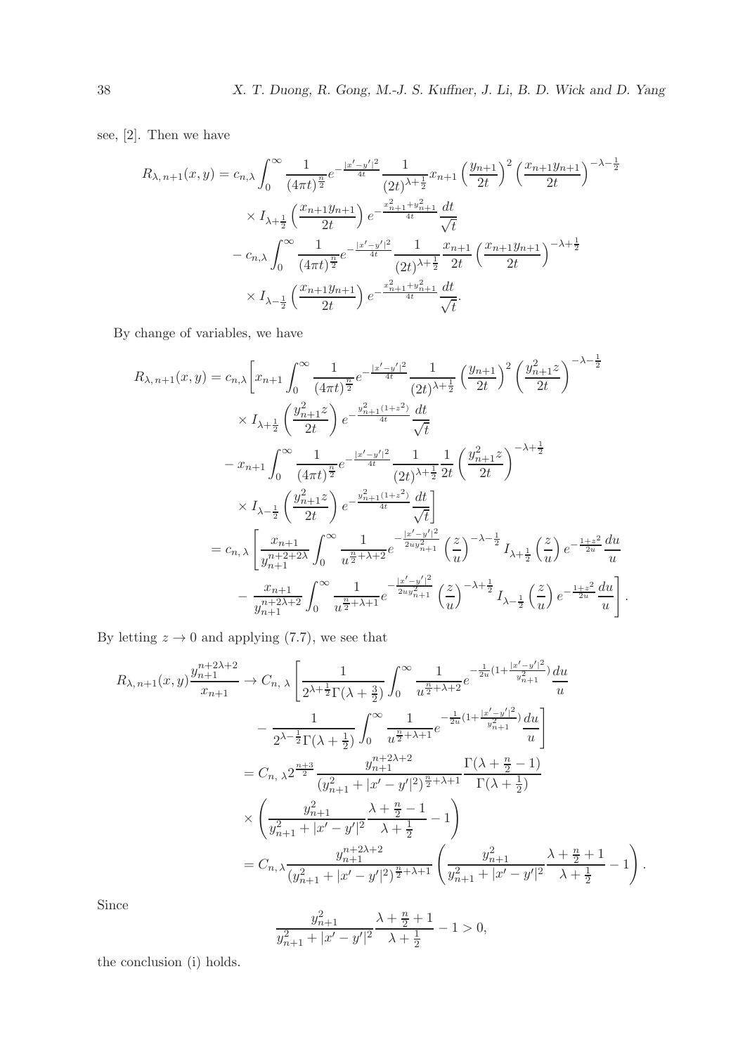see, [2]. Then we have

$$
\begin{aligned}
R_{\lambda,\,n+1}(x,y) = c_{n,\lambda} & \int_0^\infty \frac{1}{(4\pi t)^{\frac{n}{2}}} e^{-\frac{|x'-y'|^2}{4t}} \frac{1}{(2t)^{\lambda+\frac12}} x_{n+1} \left(\frac{y_{n+1}}{2t}\right)^2 \left(\frac{x_{n+1}y_{n+1}}{2t}\right)^{-\lambda-\frac12} \\
& \times I_{\lambda+\frac12}\left(\frac{x_{n+1}y_{n+1}}{2t}\right) e^{-\frac{x_{n+1}^2+y_{n+1}^2}{4t}} \frac{dt}{\sqrt{t}} \\
& - c_{n,\lambda} \int_0^\infty \frac{1}{(4\pi t)^{\frac{n}{2}}} e^{-\frac{|x'-y'|^2}{4t}} \frac{1}{(2t)^{\lambda+\frac12}} \frac{x_{n+1}}{2t} \left(\frac{x_{n+1}y_{n+1}}{2t}\right)^{-\lambda+\frac12} \\
& \times I_{\lambda-\frac12}\left(\frac{x_{n+1}y_{n+1}}{2t}\right) e^{-\frac{x_{n+1}^2+y_{n+1}^2}{4t}} \frac{dt}{\sqrt{t}}.
\end{aligned}
$$

By change of variables, we have

$$
\begin{aligned}
R_{\lambda,\,n+1}(x,y) &= c_{n,\lambda}\Bigg[ x_{n+1} \int_0^\infty \frac{1}{(4\pi t)^{\frac{n}{2}}} e^{-\frac{|x'-y'|^2}{4t}} \frac{1}{(2t)^{\lambda+\frac12}} \left(\frac{y_{n+1}}{2t}\right)^2 \left(\frac{y_{n+1}^2 z}{2t}\right)^{-\lambda-\frac12} \\
& \quad \times I_{\lambda+\frac12}\left(\frac{y_{n+1}^2 z}{2t}\right) e^{-\frac{y_{n+1}^2(1+z^2)}{4t}} \frac{dt}{\sqrt{t}} \\
& \quad - x_{n+1} \int_0^\infty \frac{1}{(4\pi t)^{\frac{n}{2}}} e^{-\frac{|x'-y'|^2}{4t}} \frac{1}{(2t)^{\lambda+\frac12}} \frac{1}{2t} \left(\frac{y_{n+1}^2 z}{2t}\right)^{-\lambda+\frac12} \\
& \quad \times I_{\lambda-\frac12}\left(\frac{y_{n+1}^2 z}{2t}\right) e^{-\frac{y_{n+1}^2(1+z^2)}{4t}} \frac{dt}{\sqrt{t}} \Bigg] \\
&= c_{n,\,\lambda}\Bigg[ \frac{x_{n+1}}{y_{n+1}^{n+2+2\lambda}} \int_0^\infty \frac{1}{u^{\frac{n}{2}+\lambda+2}} e^{-\frac{|x'-y'|^2}{2uy_{n+1}^2}} \left(\frac{z}{u}\right)^{-\lambda-\frac12} I_{\lambda+\frac12}\left(\frac{z}{u}\right) e^{-\frac{1+z^2}{2u}} \frac{du}{u} \\
& \quad - \frac{x_{n+1}}{y_{n+1}^{n+2\lambda+2}} \int_0^\infty \frac{1}{u^{\frac{n}{2}+\lambda+1}} e^{-\frac{|x'-y'|^2}{2uy_{n+1}^2}} \left(\frac{z}{u}\right)^{-\lambda+\frac12} I_{\lambda-\frac12}\left(\frac{z}{u}\right) e^{-\frac{1+z^2}{2u}} \frac{du}{u} \Bigg].
\end{aligned}
$$

By letting $z \to 0$ and applying (7.7), we see that

$$
\begin{aligned}
R_{\lambda,\,n+1}(x,y)\frac{y_{n+1}^{n+2\lambda+2}}{x_{n+1}} &\to C_{n,\,\lambda}\Bigg[ \frac{1}{2^{\lambda+\frac12}\Gamma(\lambda+\frac32)} \int_0^\infty \frac{1}{u^{\frac{n}{2}+\lambda+2}} e^{-\frac{1}{2u}(1+\frac{|x'-y'|^2}{y_{n+1}^2})} \frac{du}{u} \\
& \quad - \frac{1}{2^{\lambda-\frac12}\Gamma(\lambda+\frac12)} \int_0^\infty \frac{1}{u^{\frac{n}{2}+\lambda+1}} e^{-\frac{1}{2u}(1+\frac{|x'-y'|^2}{y_{n+1}^2})} \frac{du}{u} \Bigg] \\
&= C_{n,\,\lambda} 2^{\frac{n+3}{2}} \frac{y_{n+1}^{n+2\lambda+2}}{(y_{n+1}^2+|x'-y'|^2)^{\frac{n}{2}+\lambda+1}} \frac{\Gamma(\lambda+\frac{n}{2}-1)}{\Gamma(\lambda+\frac12)} \\
& \quad \times \left( \frac{y_{n+1}^2}{y_{n+1}^2+|x'-y'|^2} \frac{\lambda+\frac{n}{2}-1}{\lambda+\frac12} - 1 \right) \\
&= C_{n,\lambda} \frac{y_{n+1}^{n+2\lambda+2}}{(y_{n+1}^2+|x'-y'|^2)^{\frac{n}{2}+\lambda+1}} \left( \frac{y_{n+1}^2}{y_{n+1}^2+|x'-y'|^2} \frac{\lambda+\frac{n}{2}+1}{\lambda+\frac12} - 1 \right).
\end{aligned}
$$

Since

$$
\frac{y_{n+1}^2}{y_{n+1}^2+|x'-y'|^2} \frac{\lambda+\frac{n}{2}+1}{\lambda+\frac12} - 1 > 0,
$$

the conclusion (i) holds.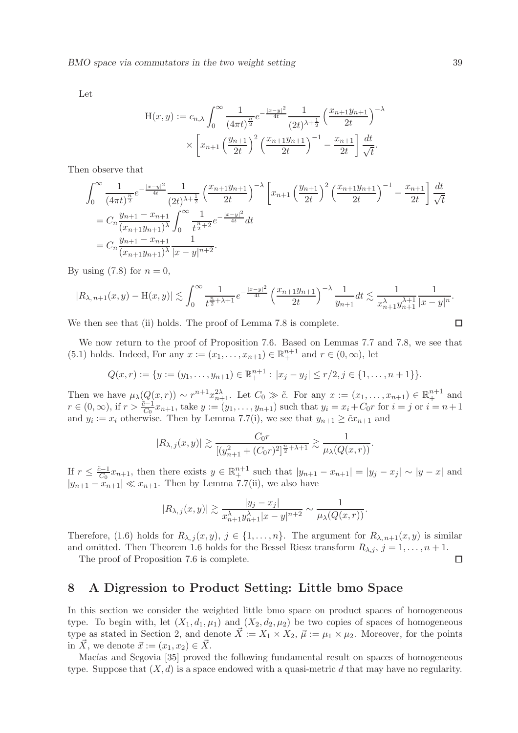Let

$$
\begin{aligned}
\mathrm{H}(x,y) := c_{n,\lambda} \int_0^\infty \frac{1}{(4\pi t)^{\frac{n}{2}}} e^{-\frac{|x-y|^2}{4t}} \frac{1}{(2t)^{\lambda+\frac{1}{2}}} \left(\frac{x_{n+1}y_{n+1}}{2t}\right)^{-\lambda} \\
\times \left[ x_{n+1} \left(\frac{y_{n+1}}{2t}\right)^2 \left(\frac{x_{n+1}y_{n+1}}{2t}\right)^{-1} - \frac{x_{n+1}}{2t} \right] \frac{dt}{\sqrt{t}}.
\end{aligned}
$$

Then observe that

$$
\begin{aligned}
&\int_0^\infty \frac{1}{(4\pi t)^{\frac{n}{2}}} e^{-\frac{|x-y|^2}{4t}} \frac{1}{(2t)^{\lambda+\frac{1}{2}}} \left(\frac{x_{n+1}y_{n+1}}{2t}\right)^{-\lambda} \left[ x_{n+1} \left(\frac{y_{n+1}}{2t}\right)^2 \left(\frac{x_{n+1}y_{n+1}}{2t}\right)^{-1} - \frac{x_{n+1}}{2t} \right] \frac{dt}{\sqrt{t}} \\
&= C_n \frac{y_{n+1}-x_{n+1}}{(x_{n+1}y_{n+1})^\lambda} \int_0^\infty \frac{1}{t^{\frac{n}{2}+2}} e^{-\frac{|x-y|^2}{4t}} dt \\
&= C_n \frac{y_{n+1}-x_{n+1}}{(x_{n+1}y_{n+1})^\lambda} \frac{1}{|x-y|^{n+2}}.
\end{aligned}
$$

By using (7.8) for $n=0$,

$$
|R_{\lambda,\,n+1}(x,y) - \mathrm{H}(x,y)| \lesssim \int_0^\infty \frac{1}{t^{\frac{n}{2}+\lambda+1}} e^{-\frac{|x-y|^2}{4t}} \left(\frac{x_{n+1}y_{n+1}}{2t}\right)^{-\lambda} \frac{1}{y_{n+1}} dt \lesssim \frac{1}{x_{n+1}^\lambda y_{n+1}^{\lambda+1}} \frac{1}{|x-y|^n}.
$$

We then see that (ii) holds. The proof of Lemma 7.8 is complete. □

We now return to the proof of Proposition 7.6. Based on Lemmas 7.7 and 7.8, we see that (5.1) holds. Indeed, For any $x := (x_1,\ldots,x_{n+1}) \in \mathbb{R}_+^{n+1}$ and $r \in (0,\infty)$, let

$$
Q(x,r) := \{y := (y_1,\ldots,y_{n+1}) \in \mathbb{R}_+^{n+1} : |x_j - y_j| \le r/2, j \in \{1,\ldots,n+1\}\}.
$$

Then we have $\mu_\lambda(Q(x,r)) \sim r^{n+1}x_{n+1}^{2\lambda}$. Let $C_0 \gg \tilde{c}$. For any $x := (x_1,\ldots,x_{n+1}) \in \mathbb{R}_+^{n+1}$ and $r \in (0,\infty)$, if $r > \frac{\tilde{c}-1}{C_0}x_{n+1}$, take $y := (y_1,\ldots,y_{n+1})$ such that $y_i = x_i + C_0 r$ for $i=j$ or $i=n+1$ and $y_i := x_i$ otherwise. Then by Lemma 7.7(i), we see that $y_{n+1} \ge \tilde{c}x_{n+1}$ and

$$
|R_{\lambda,\,j}(x,y)| \gtrsim \frac{C_0 r}{[(y_{n+1}^2 + (C_0 r)^2]^{\frac{n}{2}+\lambda+1}} \gtrsim \frac{1}{\mu_\lambda(Q(x,r))}.
$$

If $r \le \frac{\tilde{c}-1}{C_0}x_{n+1}$, then there exists $y \in \mathbb{R}_+^{n+1}$ such that $|y_{n+1} - x_{n+1}| = |y_j - x_j| \sim |y-x|$ and $|y_{n+1} - x_{n+1}| \ll x_{n+1}$. Then by Lemma 7.7(ii), we also have

$$
|R_{\lambda,\,j}(x,y)| \gtrsim \frac{|y_j - x_j|}{x_{n+1}^\lambda y_{n+1}^\lambda |x-y|^{n+2}} \sim \frac{1}{\mu_\lambda(Q(x,r))}.
$$

Therefore, (1.6) holds for $R_{\lambda,\,j}(x,y)$, $j \in \{1,\ldots,n\}$. The argument for $R_{\lambda,\,n+1}(x,y)$ is similar and omitted. Then Theorem 1.6 holds for the Bessel Riesz transform $R_{\lambda,j}$, $j=1,\ldots,n+1$.

The proof of Proposition 7.6 is complete. □

## 8 A Digression to Product Setting: Little bmo Space

In this section we consider the weighted little bmo space on product spaces of homogeneous type. To begin with, let $(X_1,d_1,\mu_1)$ and $(X_2,d_2,\mu_2)$ be two copies of spaces of homogeneous type as stated in Section 2, and denote $\vec{X} := X_1 \times X_2$, $\vec{\mu} := \mu_1 \times \mu_2$. Moreover, for the points in $\vec{X}$, we denote $\vec{x} := (x_1,x_2) \in \vec{X}$.

Macías and Segovia [35] proved the following fundamental result on spaces of homogeneous type. Suppose that $(X,d)$ is a space endowed with a quasi-metric $d$ that may have no regularity.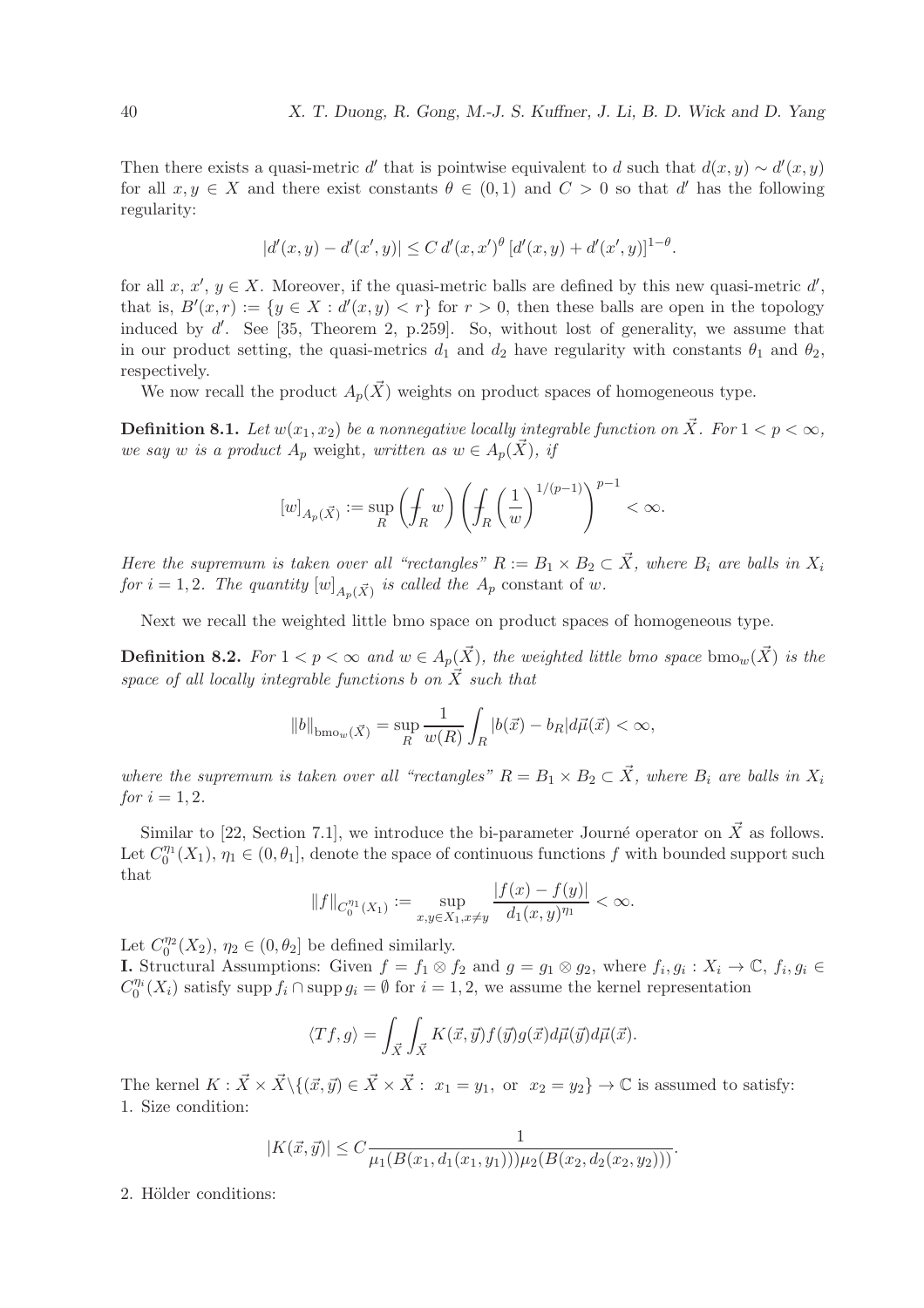Then there exists a quasi-metric $d'$ that is pointwise equivalent to $d$ such that $d(x, y) \sim d'(x, y)$ for all $x, y \in X$ and there exist constants $\theta \in (0, 1)$ and $C > 0$ so that $d'$ has the following regularity:

$$|d'(x, y) - d'(x', y)| \leq C\, d'(x, x')^{\theta} \, [d'(x, y) + d'(x', y)]^{1-\theta}.$$

for all $x$, $x'$, $y \in X$. Moreover, if the quasi-metric balls are defined by this new quasi-metric $d'$, that is, $B'(x, r) := \{y \in X : d'(x, y) < r\}$ for $r > 0$, then these balls are open in the topology induced by $d'$. See [35, Theorem 2, p.259]. So, without lost of generality, we assume that in our product setting, the quasi-metrics $d_1$ and $d_2$ have regularity with constants $\theta_1$ and $\theta_2$, respectively.

We now recall the product $A_p(\vec{X})$ weights on product spaces of homogeneous type.

**Definition 8.1.** *Let $w(x_1, x_2)$ be a nonnegative locally integrable function on $\vec{X}$. For $1 < p < \infty$, we say $w$ is a product $A_p$ weight, written as $w \in A_p(\vec{X})$, if*

$$[w]_{A_p(\vec{X})} := \sup_R \left( \fint_R w \right) \left( \fint_R \left( \frac{1}{w} \right)^{1/(p-1)} \right)^{p-1} < \infty.$$

*Here the supremum is taken over all "rectangles" $R := B_1 \times B_2 \subset \vec{X}$, where $B_i$ are balls in $X_i$ for $i = 1, 2$. The quantity $[w]_{A_p(\vec{X})}$ is called the $A_p$ constant of $w$.*

Next we recall the weighted little bmo space on product spaces of homogeneous type.

**Definition 8.2.** *For $1 < p < \infty$ and $w \in A_p(\vec{X})$, the weighted little bmo space $\mathrm{bmo}_w(\vec{X})$ is the space of all locally integrable functions $b$ on $\vec{X}$ such that*

$$\|b\|_{\mathrm{bmo}_w(\vec{X})} = \sup_R \frac{1}{w(R)} \int_R |b(\vec{x}) - b_R| d\vec{\mu}(\vec{x}) < \infty,$$

*where the supremum is taken over all "rectangles" $R = B_1 \times B_2 \subset \vec{X}$, where $B_i$ are balls in $X_i$ for $i = 1, 2$.*

Similar to [22, Section 7.1], we introduce the bi-parameter Journé operator on $\vec{X}$ as follows. Let $C_0^{\eta_1}(X_1)$, $\eta_1 \in (0, \theta_1]$, denote the space of continuous functions $f$ with bounded support such that

$$\|f\|_{C_0^{\eta_1}(X_1)} := \sup_{x, y \in X_1, x \neq y} \frac{|f(x) - f(y)|}{d_1(x, y)^{\eta_1}} < \infty.$$

Let $C_0^{\eta_2}(X_2)$, $\eta_2 \in (0, \theta_2]$ be defined similarly.

**I.** Structural Assumptions: Given $f = f_1 \otimes f_2$ and $g = g_1 \otimes g_2$, where $f_i, g_i : X_i \to \mathbb{C}$, $f_i, g_i \in C_0^{\eta_i}(X_i)$ satisfy $\operatorname{supp} f_i \cap \operatorname{supp} g_i = \emptyset$ for $i = 1, 2$, we assume the kernel representation

$$\langle Tf, g \rangle = \int_{\vec{X}} \int_{\vec{X}} K(\vec{x}, \vec{y}) f(\vec{y}) g(\vec{x}) d\vec{\mu}(\vec{y}) d\vec{\mu}(\vec{x}).$$

The kernel $K : \vec{X} \times \vec{X} \backslash \{(\vec{x}, \vec{y}) \in \vec{X} \times \vec{X} : \ x_1 = y_1, \text{ or } \ x_2 = y_2\} \to \mathbb{C}$ is assumed to satisfy:

1. Size condition:

$$|K(\vec{x}, \vec{y})| \leq C \frac{1}{\mu_1(B(x_1, d_1(x_1, y_1)))\mu_2(B(x_2, d_2(x_2, y_2)))}.$$

2. Hölder conditions: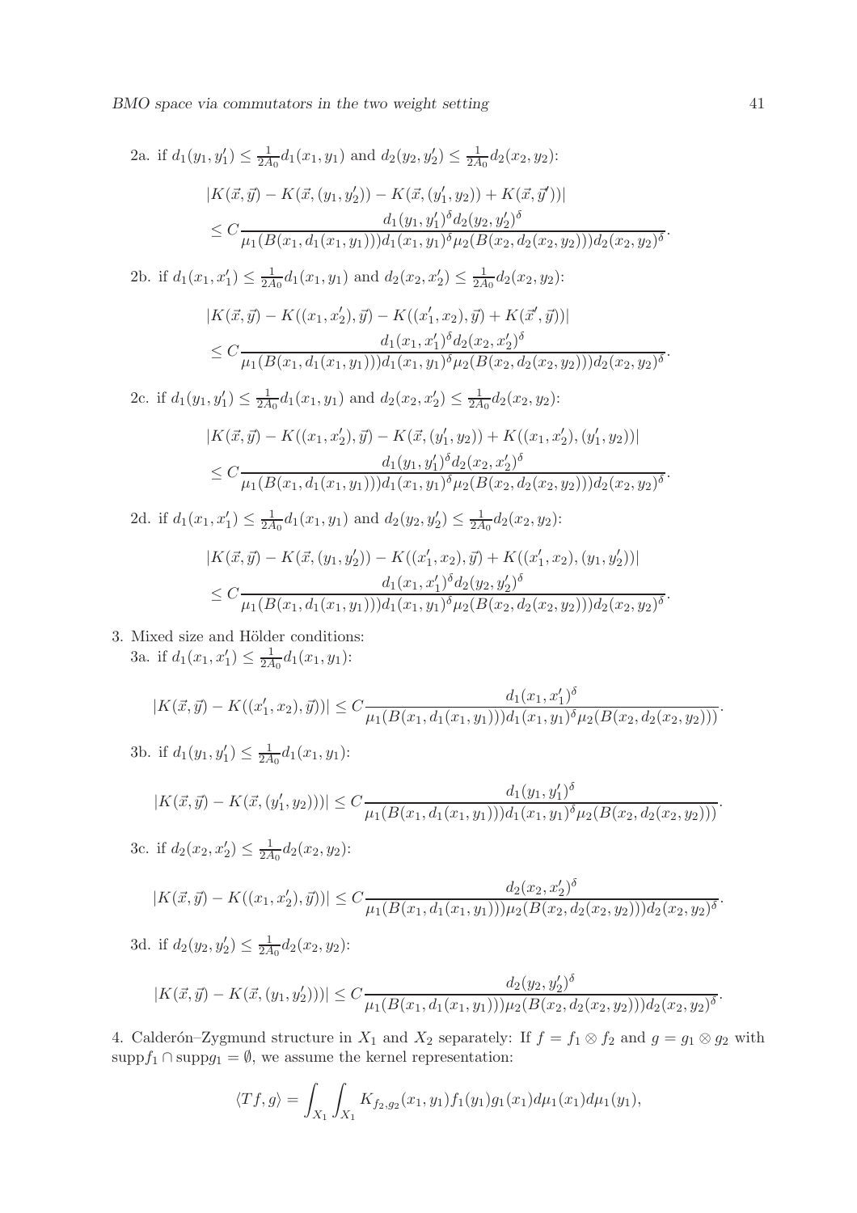2a. if $d_1(y_1,y_1') \le \frac{1}{2A_0} d_1(x_1,y_1)$ and $d_2(y_2,y_2') \le \frac{1}{2A_0} d_2(x_2,y_2)$:

$$
\begin{aligned}
&|K(\vec{x},\vec{y}) - K(\vec{x},(y_1,y_2')) - K(\vec{x},(y_1',y_2)) + K(\vec{x},\vec{y}'))| \\
&\le C \frac{d_1(y_1,y_1')^\delta d_2(y_2,y_2')^\delta}{\mu_1(B(x_1,d_1(x_1,y_1))) d_1(x_1,y_1)^\delta \mu_2(B(x_2,d_2(x_2,y_2))) d_2(x_2,y_2)^\delta}.
\end{aligned}
$$

2b. if $d_1(x_1,x_1') \le \frac{1}{2A_0} d_1(x_1,y_1)$ and $d_2(x_2,x_2') \le \frac{1}{2A_0} d_2(x_2,y_2)$:

$$
\begin{aligned}
&|K(\vec{x},\vec{y}) - K((x_1,x_2'),\vec{y}) - K((x_1',x_2),\vec{y}) + K(\vec{x}',\vec{y}))| \\
&\le C \frac{d_1(x_1,x_1')^\delta d_2(x_2,x_2')^\delta}{\mu_1(B(x_1,d_1(x_1,y_1))) d_1(x_1,y_1)^\delta \mu_2(B(x_2,d_2(x_2,y_2))) d_2(x_2,y_2)^\delta}.
\end{aligned}
$$

2c. if $d_1(y_1,y_1') \le \frac{1}{2A_0} d_1(x_1,y_1)$ and $d_2(x_2,x_2') \le \frac{1}{2A_0} d_2(x_2,y_2)$:

$$
\begin{aligned}
&|K(\vec{x},\vec{y}) - K((x_1,x_2'),\vec{y}) - K(\vec{x},(y_1',y_2)) + K((x_1,x_2'),(y_1',y_2))| \\
&\le C \frac{d_1(y_1,y_1')^\delta d_2(x_2,x_2')^\delta}{\mu_1(B(x_1,d_1(x_1,y_1))) d_1(x_1,y_1)^\delta \mu_2(B(x_2,d_2(x_2,y_2))) d_2(x_2,y_2)^\delta}.
\end{aligned}
$$

2d. if $d_1(x_1,x_1') \le \frac{1}{2A_0} d_1(x_1,y_1)$ and $d_2(y_2,y_2') \le \frac{1}{2A_0} d_2(x_2,y_2)$:

$$
\begin{aligned}
&|K(\vec{x},\vec{y}) - K(\vec{x},(y_1,y_2')) - K((x_1',x_2),\vec{y}) + K((x_1',x_2),(y_1,y_2'))| \\
&\le C \frac{d_1(x_1,x_1')^\delta d_2(y_2,y_2')^\delta}{\mu_1(B(x_1,d_1(x_1,y_1))) d_1(x_1,y_1)^\delta \mu_2(B(x_2,d_2(x_2,y_2))) d_2(x_2,y_2)^\delta}.
\end{aligned}
$$

3. Mixed size and Hölder conditions:
3a. if $d_1(x_1,x_1') \le \frac{1}{2A_0} d_1(x_1,y_1)$:

$$
|K(\vec{x},\vec{y}) - K((x_1',x_2),\vec{y}))| \le C \frac{d_1(x_1,x_1')^\delta}{\mu_1(B(x_1,d_1(x_1,y_1))) d_1(x_1,y_1)^\delta \mu_2(B(x_2,d_2(x_2,y_2)))}.
$$

3b. if $d_1(y_1,y_1') \le \frac{1}{2A_0} d_1(x_1,y_1)$:

$$
|K(\vec{x},\vec{y}) - K(\vec{x},(y_1',y_2)))| \le C \frac{d_1(y_1,y_1')^\delta}{\mu_1(B(x_1,d_1(x_1,y_1))) d_1(x_1,y_1)^\delta \mu_2(B(x_2,d_2(x_2,y_2)))}.
$$

3c. if $d_2(x_2,x_2') \le \frac{1}{2A_0} d_2(x_2,y_2)$:

$$
|K(\vec{x},\vec{y}) - K((x_1,x_2'),\vec{y}))| \le C \frac{d_2(x_2,x_2')^\delta}{\mu_1(B(x_1,d_1(x_1,y_1))) \mu_2(B(x_2,d_2(x_2,y_2))) d_2(x_2,y_2)^\delta}.
$$

3d. if $d_2(y_2,y_2') \le \frac{1}{2A_0} d_2(x_2,y_2)$:

$$
|K(\vec{x},\vec{y}) - K(\vec{x},(y_1,y_2')))| \le C \frac{d_2(y_2,y_2')^\delta}{\mu_1(B(x_1,d_1(x_1,y_1))) \mu_2(B(x_2,d_2(x_2,y_2))) d_2(x_2,y_2)^\delta}.
$$

4. Calderón–Zygmund structure in $X_1$ and $X_2$ separately: If $f = f_1 \otimes f_2$ and $g = g_1 \otimes g_2$ with $\text{supp} f_1 \cap \text{supp} g_1 = \emptyset$, we assume the kernel representation:

$$
\langle Tf, g \rangle = \int_{X_1} \int_{X_1} K_{f_2,g_2}(x_1,y_1) f_1(y_1) g_1(x_1) d\mu_1(x_1) d\mu_1(y_1),
$$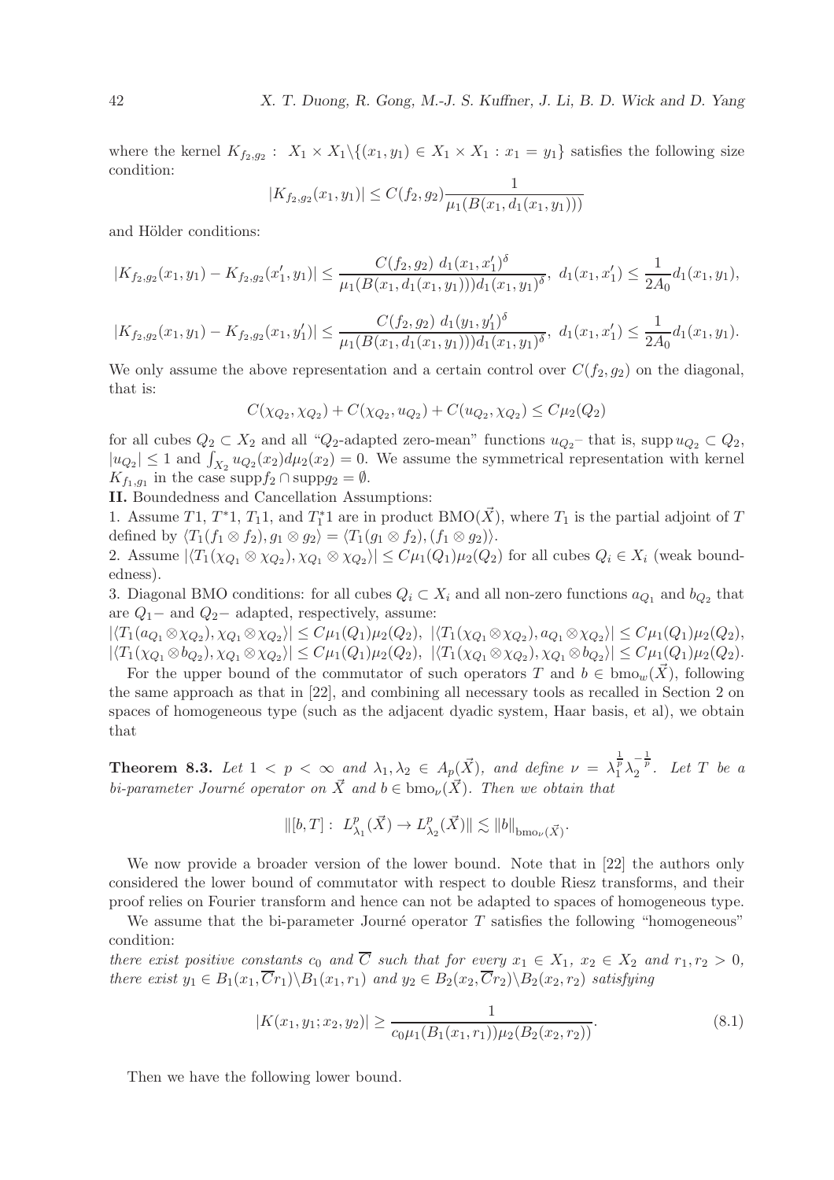where the kernel $K_{f_2,g_2}: X_1 \times X_1 \backslash \{(x_1, y_1) \in X_1 \times X_1 : x_1 = y_1\}$ satisfies the following size condition:

$$|K_{f_2,g_2}(x_1, y_1)| \leq C(f_2, g_2) \frac{1}{\mu_1(B(x_1, d_1(x_1, y_1)))}$$

and Hölder conditions:

$$|K_{f_2,g_2}(x_1, y_1) - K_{f_2,g_2}(x_1', y_1)| \leq \frac{C(f_2, g_2)\ d_1(x_1, x_1')^\delta}{\mu_1(B(x_1, d_1(x_1, y_1)))d_1(x_1, y_1)^\delta},\ d_1(x_1, x_1') \leq \frac{1}{2A_0} d_1(x_1, y_1),$$

$$|K_{f_2,g_2}(x_1, y_1) - K_{f_2,g_2}(x_1, y_1')| \leq \frac{C(f_2, g_2)\ d_1(y_1, y_1')^\delta}{\mu_1(B(x_1, d_1(x_1, y_1)))d_1(x_1, y_1)^\delta},\ d_1(x_1, x_1') \leq \frac{1}{2A_0} d_1(x_1, y_1).$$

We only assume the above representation and a certain control over $C(f_2, g_2)$ on the diagonal, that is:

$$C(\chi_{Q_2}, \chi_{Q_2}) + C(\chi_{Q_2}, u_{Q_2}) + C(u_{Q_2}, \chi_{Q_2}) \leq C\mu_2(Q_2)$$

for all cubes $Q_2 \subset X_2$ and all "$Q_2$-adapted zero-mean" functions $u_{Q_2}$– that is, $\operatorname{supp} u_{Q_2} \subset Q_2$, $|u_{Q_2}| \leq 1$ and $\int_{X_2} u_{Q_2}(x_2) d\mu_2(x_2) = 0$. We assume the symmetrical representation with kernel $K_{f_1,g_1}$ in the case $\operatorname{supp} f_2 \cap \operatorname{supp} g_2 = \emptyset$.

**II.** Boundedness and Cancellation Assumptions:

1. Assume $T1$, $T^*1$, $T_1 1$, and $T_1^* 1$ are in product $\mathrm{BMO}(\vec{X})$, where $T_1$ is the partial adjoint of $T$ defined by $\langle T_1(f_1 \otimes f_2), g_1 \otimes g_2 \rangle = \langle T_1(g_1 \otimes f_2), (f_1 \otimes g_2) \rangle$.
2. Assume $|\langle T_1(\chi_{Q_1} \otimes \chi_{Q_2}), \chi_{Q_1} \otimes \chi_{Q_2} \rangle| \leq C\mu_1(Q_1)\mu_2(Q_2)$ for all cubes $Q_i \in X_i$ (weak boundedness).
3. Diagonal BMO conditions: for all cubes $Q_i \subset X_i$ and all non-zero functions $a_{Q_1}$ and $b_{Q_2}$ that are $Q_1-$ and $Q_2-$ adapted, respectively, assume:
$|\langle T_1(a_{Q_1} \otimes \chi_{Q_2}), \chi_{Q_1} \otimes \chi_{Q_2} \rangle| \leq C\mu_1(Q_1)\mu_2(Q_2)$, $|\langle T_1(\chi_{Q_1} \otimes \chi_{Q_2}), a_{Q_1} \otimes \chi_{Q_2} \rangle| \leq C\mu_1(Q_1)\mu_2(Q_2)$,
$|\langle T_1(\chi_{Q_1} \otimes b_{Q_2}), \chi_{Q_1} \otimes \chi_{Q_2} \rangle| \leq C\mu_1(Q_1)\mu_2(Q_2)$, $|\langle T_1(\chi_{Q_1} \otimes \chi_{Q_2}), \chi_{Q_1} \otimes b_{Q_2} \rangle| \leq C\mu_1(Q_1)\mu_2(Q_2)$.

For the upper bound of the commutator of such operators $T$ and $b \in \mathrm{bmo}_w(\vec{X})$, following the same approach as that in [22], and combining all necessary tools as recalled in Section 2 on spaces of homogeneous type (such as the adjacent dyadic system, Haar basis, et al), we obtain that

**Theorem 8.3.** *Let $1 < p < \infty$ and $\lambda_1, \lambda_2 \in A_p(\vec{X})$, and define $\nu = \lambda_1^{\frac{1}{p}} \lambda_2^{-\frac{1}{p}}$. Let $T$ be a bi-parameter Journé operator on $\vec{X}$ and $b \in \mathrm{bmo}_\nu(\vec{X})$. Then we obtain that*

$$\|[b, T] : L^p_{\lambda_1}(\vec{X}) \to L^p_{\lambda_2}(\vec{X})\| \lesssim \|b\|_{\mathrm{bmo}_\nu(\vec{X})}.$$

We now provide a broader version of the lower bound. Note that in [22] the authors only considered the lower bound of commutator with respect to double Riesz transforms, and their proof relies on Fourier transform and hence can not be adapted to spaces of homogeneous type.

We assume that the bi-parameter Journé operator $T$ satisfies the following "homogeneous" condition:

*there exist positive constants $c_0$ and $\overline{C}$ such that for every $x_1 \in X_1$, $x_2 \in X_2$ and $r_1, r_2 > 0$, there exist $y_1 \in B_1(x_1, \overline{C} r_1) \backslash B_1(x_1, r_1)$ and $y_2 \in B_2(x_2, \overline{C} r_2) \backslash B_2(x_2, r_2)$ satisfying*

$$|K(x_1, y_1; x_2, y_2)| \geq \frac{1}{c_0 \mu_1(B_1(x_1, r_1))\mu_2(B_2(x_2, r_2))}. \tag{8.1}$$

Then we have the following lower bound.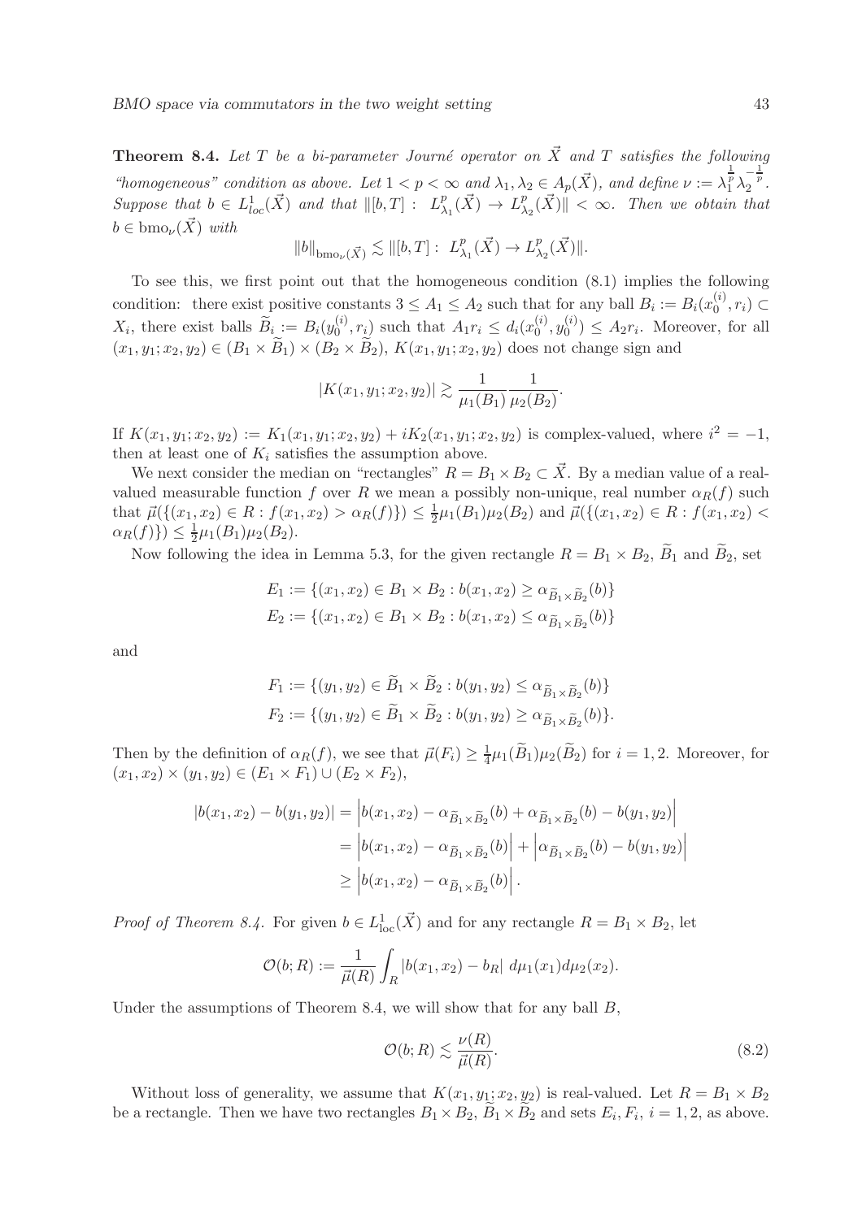**Theorem 8.4.** *Let $T$ be a bi-parameter Journé operator on $\vec{X}$ and $T$ satisfies the following "homogeneous" condition as above. Let $1 < p < \infty$ and $\lambda_1, \lambda_2 \in A_p(\vec{X})$, and define $\nu := \lambda_1^{\frac{1}{p}} \lambda_2^{-\frac{1}{p}}$. Suppose that $b \in L^1_{loc}(\vec{X})$ and that $\|[b,T] : \ L^p_{\lambda_1}(\vec{X}) \to L^p_{\lambda_2}(\vec{X})\| < \infty$. Then we obtain that $b \in \mathrm{bmo}_\nu(\vec{X})$ with*

$$\|b\|_{\mathrm{bmo}_\nu(\vec{X})} \lesssim \|[b,T] : \ L^p_{\lambda_1}(\vec{X}) \to L^p_{\lambda_2}(\vec{X})\|.$$

To see this, we first point out that the homogeneous condition (8.1) implies the following condition: there exist positive constants $3 \le A_1 \le A_2$ such that for any ball $B_i := B_i(x_0^{(i)}, r_i) \subset X_i$, there exist balls $\widetilde{B}_i := B_i(y_0^{(i)}, r_i)$ such that $A_1 r_i \le d_i(x_0^{(i)}, y_0^{(i)}) \le A_2 r_i$. Moreover, for all $(x_1, y_1; x_2, y_2) \in (B_1 \times \widetilde{B}_1) \times (B_2 \times \widetilde{B}_2)$, $K(x_1, y_1; x_2, y_2)$ does not change sign and

$$|K(x_1, y_1; x_2, y_2)| \gtrsim \frac{1}{\mu_1(B_1)} \frac{1}{\mu_2(B_2)}.$$

If $K(x_1, y_1; x_2, y_2) := K_1(x_1, y_1; x_2, y_2) + iK_2(x_1, y_1; x_2, y_2)$ is complex-valued, where $i^2 = -1$, then at least one of $K_i$ satisfies the assumption above.

We next consider the median on "rectangles" $R = B_1 \times B_2 \subset \vec{X}$. By a median value of a real-valued measurable function $f$ over $R$ we mean a possibly non-unique, real number $\alpha_R(f)$ such that $\vec{\mu}(\{(x_1, x_2) \in R : f(x_1, x_2) > \alpha_R(f)\}) \le \frac{1}{2}\mu_1(B_1)\mu_2(B_2)$ and $\vec{\mu}(\{(x_1, x_2) \in R : f(x_1, x_2) < \alpha_R(f)\}) \le \frac{1}{2}\mu_1(B_1)\mu_2(B_2)$.

Now following the idea in Lemma 5.3, for the given rectangle $R = B_1 \times B_2$, $\widetilde{B}_1$ and $\widetilde{B}_2$, set

$$E_1 := \{(x_1, x_2) \in B_1 \times B_2 : b(x_1, x_2) \ge \alpha_{\widetilde{B}_1 \times \widetilde{B}_2}(b)\}$$
$$E_2 := \{(x_1, x_2) \in B_1 \times B_2 : b(x_1, x_2) \le \alpha_{\widetilde{B}_1 \times \widetilde{B}_2}(b)\}$$

and

$$F_1 := \{(y_1, y_2) \in \widetilde{B}_1 \times \widetilde{B}_2 : b(y_1, y_2) \le \alpha_{\widetilde{B}_1 \times \widetilde{B}_2}(b)\}$$
$$F_2 := \{(y_1, y_2) \in \widetilde{B}_1 \times \widetilde{B}_2 : b(y_1, y_2) \ge \alpha_{\widetilde{B}_1 \times \widetilde{B}_2}(b)\}.$$

Then by the definition of $\alpha_R(f)$, we see that $\vec{\mu}(F_i) \ge \frac{1}{4}\mu_1(\widetilde{B}_1)\mu_2(\widetilde{B}_2)$ for $i = 1, 2$. Moreover, for $(x_1, x_2) \times (y_1, y_2) \in (E_1 \times F_1) \cup (E_2 \times F_2)$,

$$\begin{aligned}
|b(x_1, x_2) - b(y_1, y_2)| &= \left| b(x_1, x_2) - \alpha_{\widetilde{B}_1 \times \widetilde{B}_2}(b) + \alpha_{\widetilde{B}_1 \times \widetilde{B}_2}(b) - b(y_1, y_2) \right| \\
&= \left| b(x_1, x_2) - \alpha_{\widetilde{B}_1 \times \widetilde{B}_2}(b) \right| + \left| \alpha_{\widetilde{B}_1 \times \widetilde{B}_2}(b) - b(y_1, y_2) \right| \\
&\ge \left| b(x_1, x_2) - \alpha_{\widetilde{B}_1 \times \widetilde{B}_2}(b) \right|.
\end{aligned}$$

*Proof of Theorem 8.4.* For given $b \in L^1_{\mathrm{loc}}(\vec{X})$ and for any rectangle $R = B_1 \times B_2$, let

$$\mathcal{O}(b; R) := \frac{1}{\vec{\mu}(R)} \int_R |b(x_1, x_2) - b_R| \, d\mu_1(x_1) d\mu_2(x_2).$$

Under the assumptions of Theorem 8.4, we will show that for any ball $B$,

$$\mathcal{O}(b; R) \lesssim \frac{\nu(R)}{\vec{\mu}(R)}. \tag{8.2}$$

Without loss of generality, we assume that $K(x_1, y_1; x_2, y_2)$ is real-valued. Let $R = B_1 \times B_2$ be a rectangle. Then we have two rectangles $B_1 \times B_2$, $\widetilde{B}_1 \times \widetilde{B}_2$ and sets $E_i, F_i$, $i = 1, 2$, as above.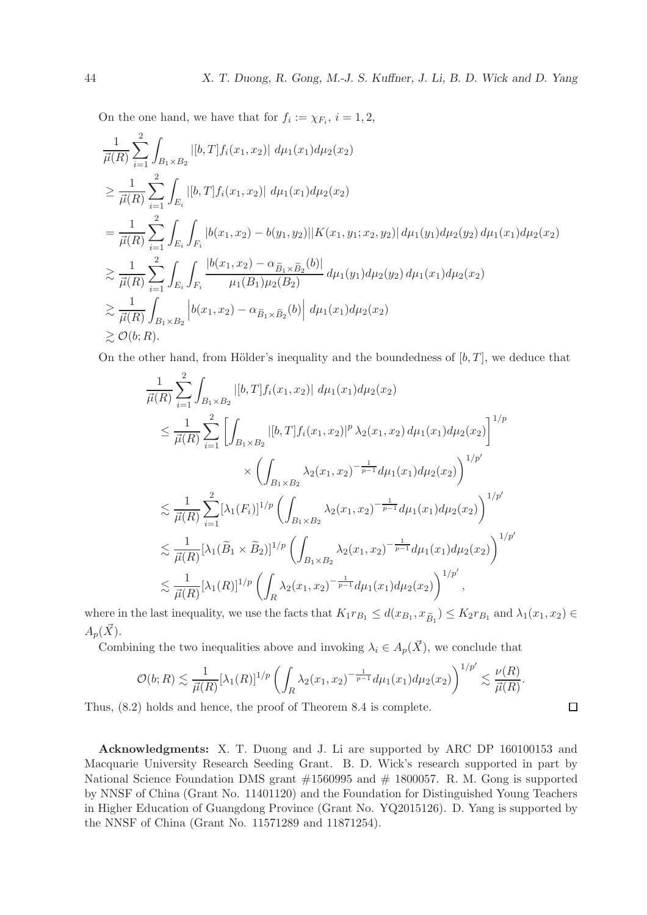On the one hand, we have that for $f_i := \chi_{F_i}$, $i = 1, 2$,

$$
\begin{aligned}
&\frac{1}{\vec{\mu}(R)} \sum_{i=1}^{2} \int_{B_1 \times B_2} |[b, T] f_i(x_1, x_2)| \, d\mu_1(x_1) d\mu_2(x_2) \\
&\geq \frac{1}{\vec{\mu}(R)} \sum_{i=1}^{2} \int_{E_i} |[b, T] f_i(x_1, x_2)| \, d\mu_1(x_1) d\mu_2(x_2) \\
&= \frac{1}{\vec{\mu}(R)} \sum_{i=1}^{2} \int_{E_i} \int_{F_i} |b(x_1, x_2) - b(y_1, y_2)| |K(x_1, y_1; x_2, y_2)| \, d\mu_1(y_1) d\mu_2(y_2) \, d\mu_1(x_1) d\mu_2(x_2) \\
&\gtrsim \frac{1}{\vec{\mu}(R)} \sum_{i=1}^{2} \int_{E_i} \int_{F_i} \frac{|b(x_1, x_2) - \alpha_{\widetilde{B}_1 \times \widetilde{B}_2}(b)|}{\mu_1(B_1) \mu_2(B_2)} \, d\mu_1(y_1) d\mu_2(y_2) \, d\mu_1(x_1) d\mu_2(x_2) \\
&\gtrsim \frac{1}{\vec{\mu}(R)} \int_{B_1 \times B_2} \left| b(x_1, x_2) - \alpha_{\widetilde{B}_1 \times \widetilde{B}_2}(b) \right| \, d\mu_1(x_1) d\mu_2(x_2) \\
&\gtrsim \mathcal{O}(b; R).
\end{aligned}
$$

On the other hand, from Hölder's inequality and the boundedness of $[b, T]$, we deduce that

$$
\begin{aligned}
&\frac{1}{\vec{\mu}(R)} \sum_{i=1}^{2} \int_{B_1 \times B_2} |[b, T] f_i(x_1, x_2)| \, d\mu_1(x_1) d\mu_2(x_2) \\
&\quad \leq \frac{1}{\vec{\mu}(R)} \sum_{i=1}^{2} \left[ \int_{B_1 \times B_2} |[b, T] f_i(x_1, x_2)|^p \, \lambda_2(x_1, x_2) \, d\mu_1(x_1) d\mu_2(x_2) \right]^{1/p} \\
&\qquad\qquad \times \left( \int_{B_1 \times B_2} \lambda_2(x_1, x_2)^{-\frac{1}{p-1}} d\mu_1(x_1) d\mu_2(x_2) \right)^{1/p'} \\
&\quad \lesssim \frac{1}{\vec{\mu}(R)} \sum_{i=1}^{2} [\lambda_1(F_i)]^{1/p} \left( \int_{B_1 \times B_2} \lambda_2(x_1, x_2)^{-\frac{1}{p-1}} d\mu_1(x_1) d\mu_2(x_2) \right)^{1/p'} \\
&\quad \lesssim \frac{1}{\vec{\mu}(R)} [\lambda_1(\widetilde{B}_1 \times \widetilde{B}_2)]^{1/p} \left( \int_{B_1 \times B_2} \lambda_2(x_1, x_2)^{-\frac{1}{p-1}} d\mu_1(x_1) d\mu_2(x_2) \right)^{1/p'} \\
&\quad \lesssim \frac{1}{\vec{\mu}(R)} [\lambda_1(R)]^{1/p} \left( \int_{R} \lambda_2(x_1, x_2)^{-\frac{1}{p-1}} d\mu_1(x_1) d\mu_2(x_2) \right)^{1/p'},
\end{aligned}
$$

where in the last inequality, we use the facts that $K_1 r_{B_1} \leq d(x_{B_1}, x_{\widetilde{B}_1}) \leq K_2 r_{B_1}$ and $\lambda_1(x_1, x_2) \in A_p(\vec{X})$.

Combining the two inequalities above and invoking $\lambda_i \in A_p(\vec{X})$, we conclude that

$$
\mathcal{O}(b; R) \lesssim \frac{1}{\vec{\mu}(R)} [\lambda_1(R)]^{1/p} \left( \int_{R} \lambda_2(x_1, x_2)^{-\frac{1}{p-1}} d\mu_1(x_1) d\mu_2(x_2) \right)^{1/p'} \lesssim \frac{\nu(R)}{\vec{\mu}(R)}.
$$

Thus, (8.2) holds and hence, the proof of Theorem 8.4 is complete. $\square$

**Acknowledgments:** X. T. Duong and J. Li are supported by ARC DP 160100153 and Macquarie University Research Seeding Grant. B. D. Wick's research supported in part by National Science Foundation DMS grant #1560995 and # 1800057. R. M. Gong is supported by NNSF of China (Grant No. 11401120) and the Foundation for Distinguished Young Teachers in Higher Education of Guangdong Province (Grant No. YQ2015126). D. Yang is supported by the NNSF of China (Grant No. 11571289 and 11871254).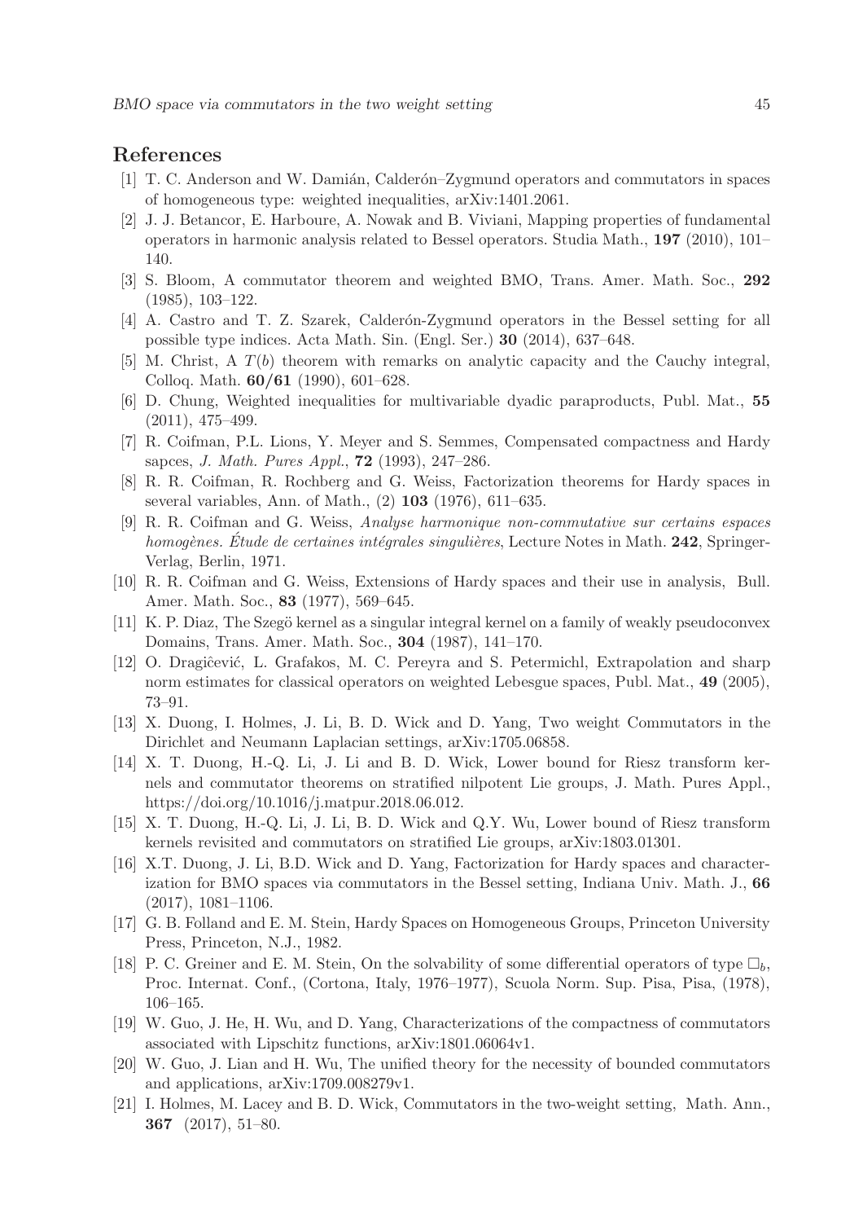## References

[1] T. C. Anderson and W. Damián, Calderón–Zygmund operators and commutators in spaces of homogeneous type: weighted inequalities, arXiv:1401.2061.

[2] J. J. Betancor, E. Harboure, A. Nowak and B. Viviani, Mapping properties of fundamental operators in harmonic analysis related to Bessel operators. Studia Math., **197** (2010), 101–140.

[3] S. Bloom, A commutator theorem and weighted BMO, Trans. Amer. Math. Soc., **292** (1985), 103–122.

[4] A. Castro and T. Z. Szarek, Calderón-Zygmund operators in the Bessel setting for all possible type indices. Acta Math. Sin. (Engl. Ser.) **30** (2014), 637–648.

[5] M. Christ, A $T(b)$ theorem with remarks on analytic capacity and the Cauchy integral, Colloq. Math. **60/61** (1990), 601–628.

[6] D. Chung, Weighted inequalities for multivariable dyadic paraproducts, Publ. Mat., **55** (2011), 475–499.

[7] R. Coifman, P.L. Lions, Y. Meyer and S. Semmes, Compensated compactness and Hardy sapces, *J. Math. Pures Appl.*, **72** (1993), 247–286.

[8] R. R. Coifman, R. Rochberg and G. Weiss, Factorization theorems for Hardy spaces in several variables, Ann. of Math., (2) **103** (1976), 611–635.

[9] R. R. Coifman and G. Weiss, *Analyse harmonique non-commutative sur certains espaces homogènes. Étude de certaines intégrales singulières*, Lecture Notes in Math. **242**, Springer-Verlag, Berlin, 1971.

[10] R. R. Coifman and G. Weiss, Extensions of Hardy spaces and their use in analysis, Bull. Amer. Math. Soc., **83** (1977), 569–645.

[11] K. P. Diaz, The Szegö kernel as a singular integral kernel on a family of weakly pseudoconvex Domains, Trans. Amer. Math. Soc., **304** (1987), 141–170.

[12] O. Dragiĉević, L. Grafakos, M. C. Pereyra and S. Petermichl, Extrapolation and sharp norm estimates for classical operators on weighted Lebesgue spaces, Publ. Mat., **49** (2005), 73–91.

[13] X. Duong, I. Holmes, J. Li, B. D. Wick and D. Yang, Two weight Commutators in the Dirichlet and Neumann Laplacian settings, arXiv:1705.06858.

[14] X. T. Duong, H.-Q. Li, J. Li and B. D. Wick, Lower bound for Riesz transform kernels and commutator theorems on stratified nilpotent Lie groups, J. Math. Pures Appl., https://doi.org/10.1016/j.matpur.2018.06.012.

[15] X. T. Duong, H.-Q. Li, J. Li, B. D. Wick and Q.Y. Wu, Lower bound of Riesz transform kernels revisited and commutators on stratified Lie groups, arXiv:1803.01301.

[16] X.T. Duong, J. Li, B.D. Wick and D. Yang, Factorization for Hardy spaces and characterization for BMO spaces via commutators in the Bessel setting, Indiana Univ. Math. J., **66** (2017), 1081–1106.

[17] G. B. Folland and E. M. Stein, Hardy Spaces on Homogeneous Groups, Princeton University Press, Princeton, N.J., 1982.

[18] P. C. Greiner and E. M. Stein, On the solvability of some differential operators of type $\Box_b$, Proc. Internat. Conf., (Cortona, Italy, 1976–1977), Scuola Norm. Sup. Pisa, Pisa, (1978), 106–165.

[19] W. Guo, J. He, H. Wu, and D. Yang, Characterizations of the compactness of commutators associated with Lipschitz functions, arXiv:1801.06064v1.

[20] W. Guo, J. Lian and H. Wu, The unified theory for the necessity of bounded commutators and applications, arXiv:1709.008279v1.

[21] I. Holmes, M. Lacey and B. D. Wick, Commutators in the two-weight setting, Math. Ann., **367** (2017), 51–80.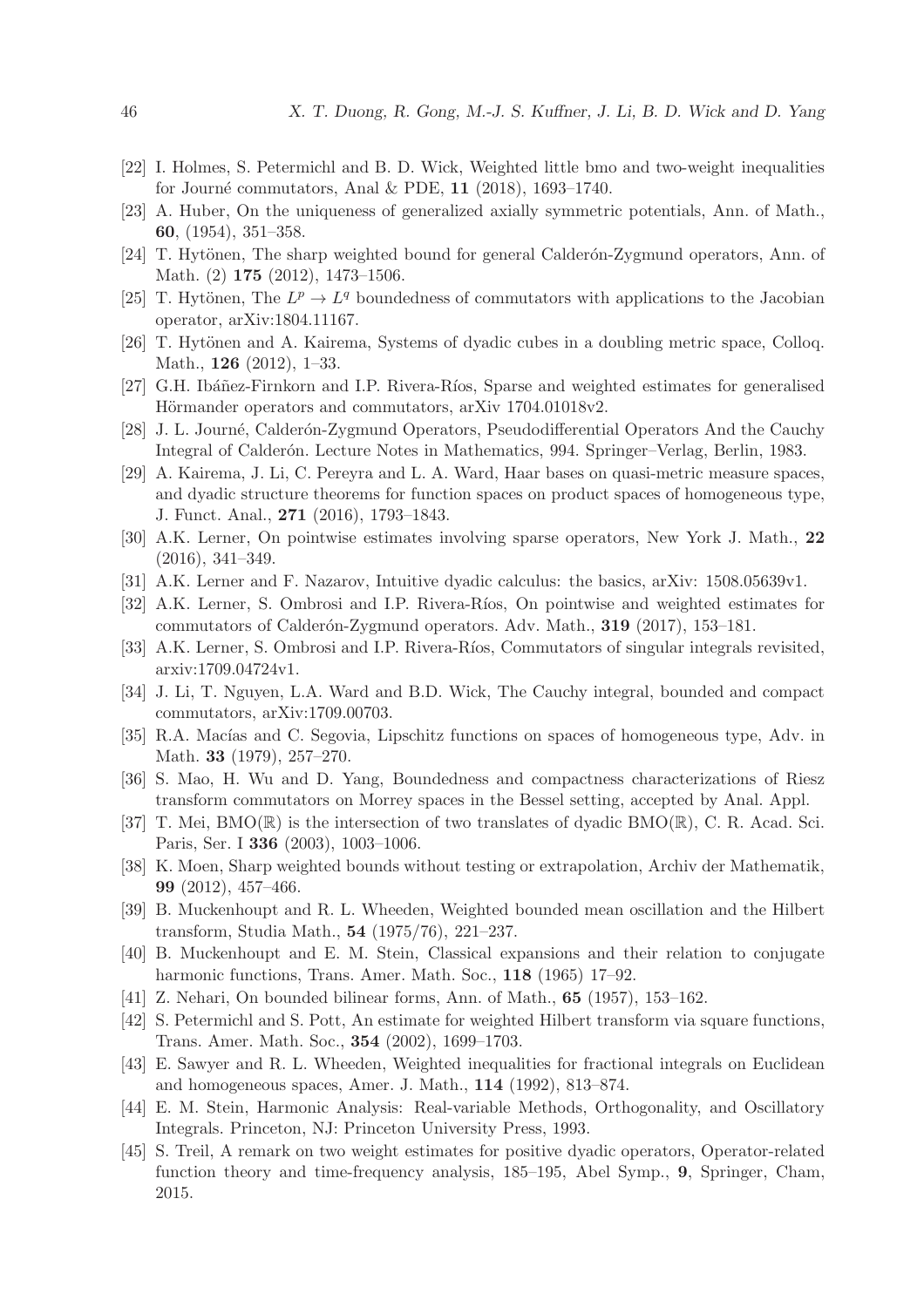[22] I. Holmes, S. Petermichl and B. D. Wick, Weighted little bmo and two-weight inequalities for Journé commutators, Anal & PDE, **11** (2018), 1693–1740.

[23] A. Huber, On the uniqueness of generalized axially symmetric potentials, Ann. of Math., **60**, (1954), 351–358.

[24] T. Hytönen, The sharp weighted bound for general Calderón-Zygmund operators, Ann. of Math. (2) **175** (2012), 1473–1506.

[25] T. Hytönen, The $L^p \to L^q$ boundedness of commutators with applications to the Jacobian operator, arXiv:1804.11167.

[26] T. Hytönen and A. Kairema, Systems of dyadic cubes in a doubling metric space, Colloq. Math., **126** (2012), 1–33.

[27] G.H. Ibáñez-Firnkorn and I.P. Rivera-Ríos, Sparse and weighted estimates for generalised Hörmander operators and commutators, arXiv 1704.01018v2.

[28] J. L. Journé, Calderón-Zygmund Operators, Pseudodifferential Operators And the Cauchy Integral of Calderón. Lecture Notes in Mathematics, 994. Springer–Verlag, Berlin, 1983.

[29] A. Kairema, J. Li, C. Pereyra and L. A. Ward, Haar bases on quasi-metric measure spaces, and dyadic structure theorems for function spaces on product spaces of homogeneous type, J. Funct. Anal., **271** (2016), 1793–1843.

[30] A.K. Lerner, On pointwise estimates involving sparse operators, New York J. Math., **22** (2016), 341–349.

[31] A.K. Lerner and F. Nazarov, Intuitive dyadic calculus: the basics, arXiv: 1508.05639v1.

[32] A.K. Lerner, S. Ombrosi and I.P. Rivera-Ríos, On pointwise and weighted estimates for commutators of Calderón-Zygmund operators. Adv. Math., **319** (2017), 153–181.

[33] A.K. Lerner, S. Ombrosi and I.P. Rivera-Ríos, Commutators of singular integrals revisited, arxiv:1709.04724v1.

[34] J. Li, T. Nguyen, L.A. Ward and B.D. Wick, The Cauchy integral, bounded and compact commutators, arXiv:1709.00703.

[35] R.A. Macías and C. Segovia, Lipschitz functions on spaces of homogeneous type, Adv. in Math. **33** (1979), 257–270.

[36] S. Mao, H. Wu and D. Yang, Boundedness and compactness characterizations of Riesz transform commutators on Morrey spaces in the Bessel setting, accepted by Anal. Appl.

[37] T. Mei, BMO($\mathbb{R}$) is the intersection of two translates of dyadic BMO($\mathbb{R}$), C. R. Acad. Sci. Paris, Ser. I **336** (2003), 1003–1006.

[38] K. Moen, Sharp weighted bounds without testing or extrapolation, Archiv der Mathematik, **99** (2012), 457–466.

[39] B. Muckenhoupt and R. L. Wheeden, Weighted bounded mean oscillation and the Hilbert transform, Studia Math., **54** (1975/76), 221–237.

[40] B. Muckenhoupt and E. M. Stein, Classical expansions and their relation to conjugate harmonic functions, Trans. Amer. Math. Soc., **118** (1965) 17–92.

[41] Z. Nehari, On bounded bilinear forms, Ann. of Math., **65** (1957), 153–162.

[42] S. Petermichl and S. Pott, An estimate for weighted Hilbert transform via square functions, Trans. Amer. Math. Soc., **354** (2002), 1699–1703.

[43] E. Sawyer and R. L. Wheeden, Weighted inequalities for fractional integrals on Euclidean and homogeneous spaces, Amer. J. Math., **114** (1992), 813–874.

[44] E. M. Stein, Harmonic Analysis: Real-variable Methods, Orthogonality, and Oscillatory Integrals. Princeton, NJ: Princeton University Press, 1993.

[45] S. Treil, A remark on two weight estimates for positive dyadic operators, Operator-related function theory and time-frequency analysis, 185–195, Abel Symp., **9**, Springer, Cham, 2015.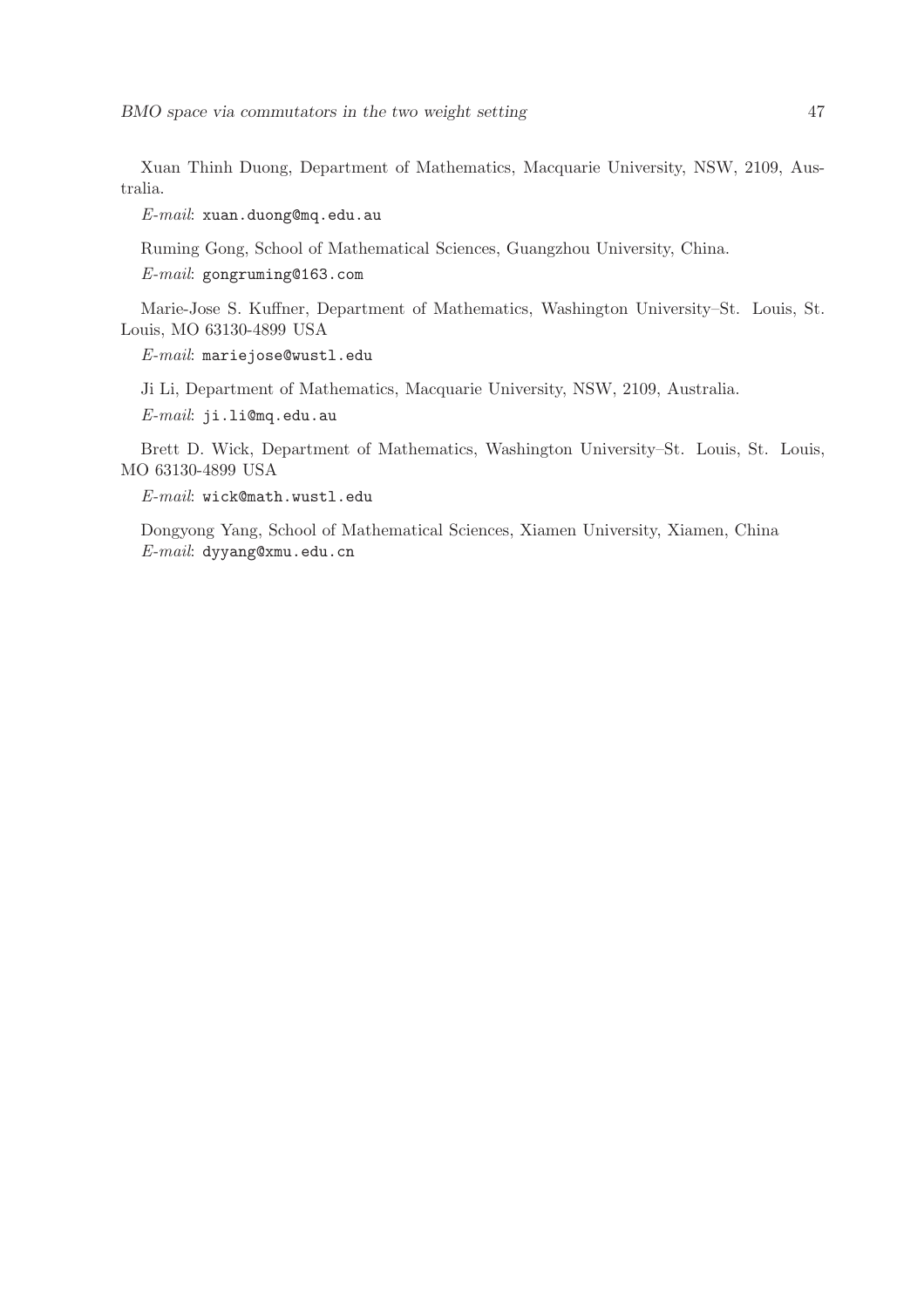Xuan Thinh Duong, Department of Mathematics, Macquarie University, NSW, 2109, Australia.

*E-mail*: `xuan.duong@mq.edu.au`

Ruming Gong, School of Mathematical Sciences, Guangzhou University, China.

*E-mail*: `gongruming@163.com`

Marie-Jose S. Kuffner, Department of Mathematics, Washington University–St. Louis, St. Louis, MO 63130-4899 USA

*E-mail*: `mariejose@wustl.edu`

Ji Li, Department of Mathematics, Macquarie University, NSW, 2109, Australia.

*E-mail*: `ji.li@mq.edu.au`

Brett D. Wick, Department of Mathematics, Washington University–St. Louis, St. Louis, MO 63130-4899 USA

*E-mail*: `wick@math.wustl.edu`

Dongyong Yang, School of Mathematical Sciences, Xiamen University, Xiamen, China
*E-mail*: `dyyang@xmu.edu.cn`